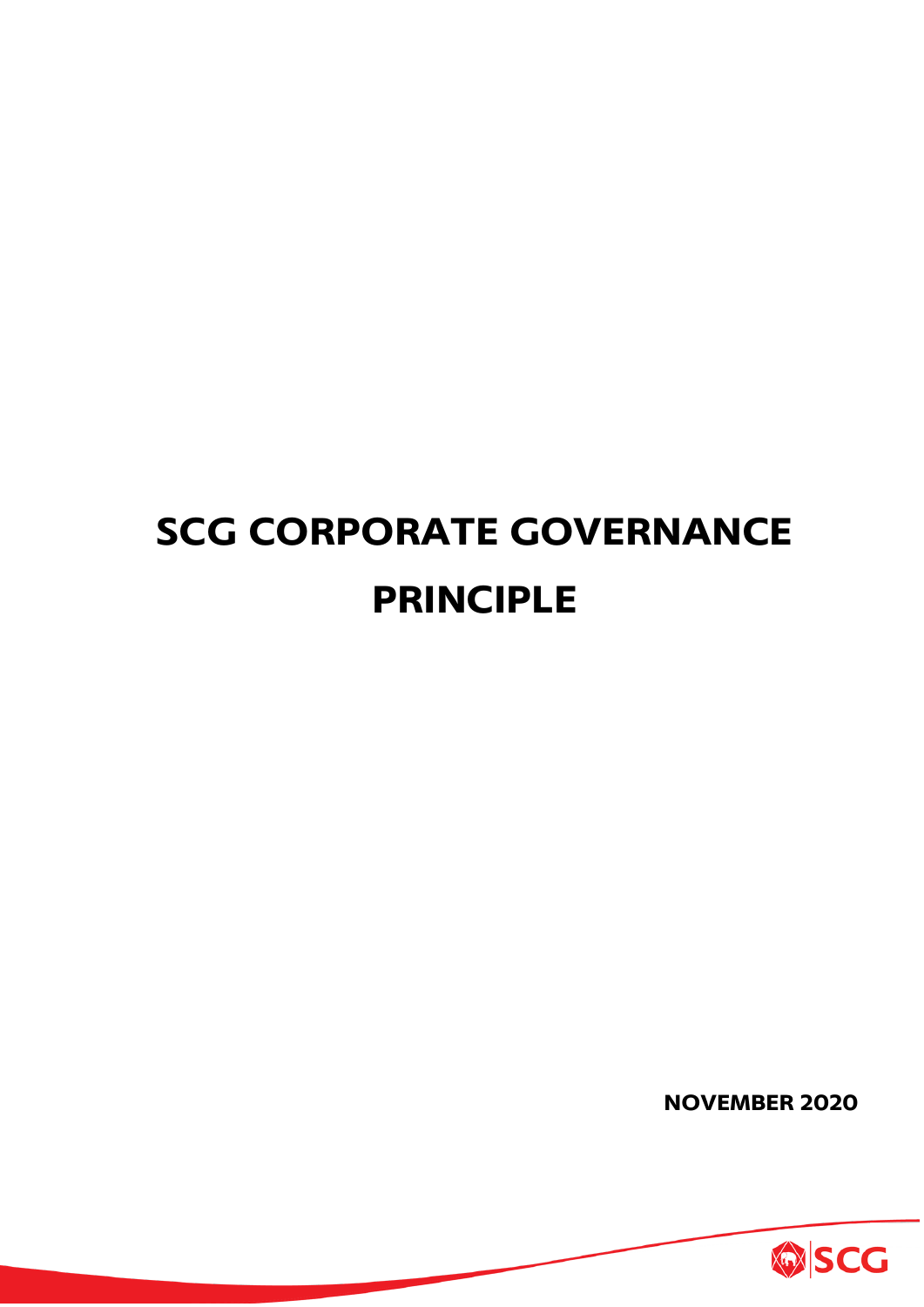# SCG CORPORATE GOVERNANCE PRINCIPLE

**NOVEMBER 2020**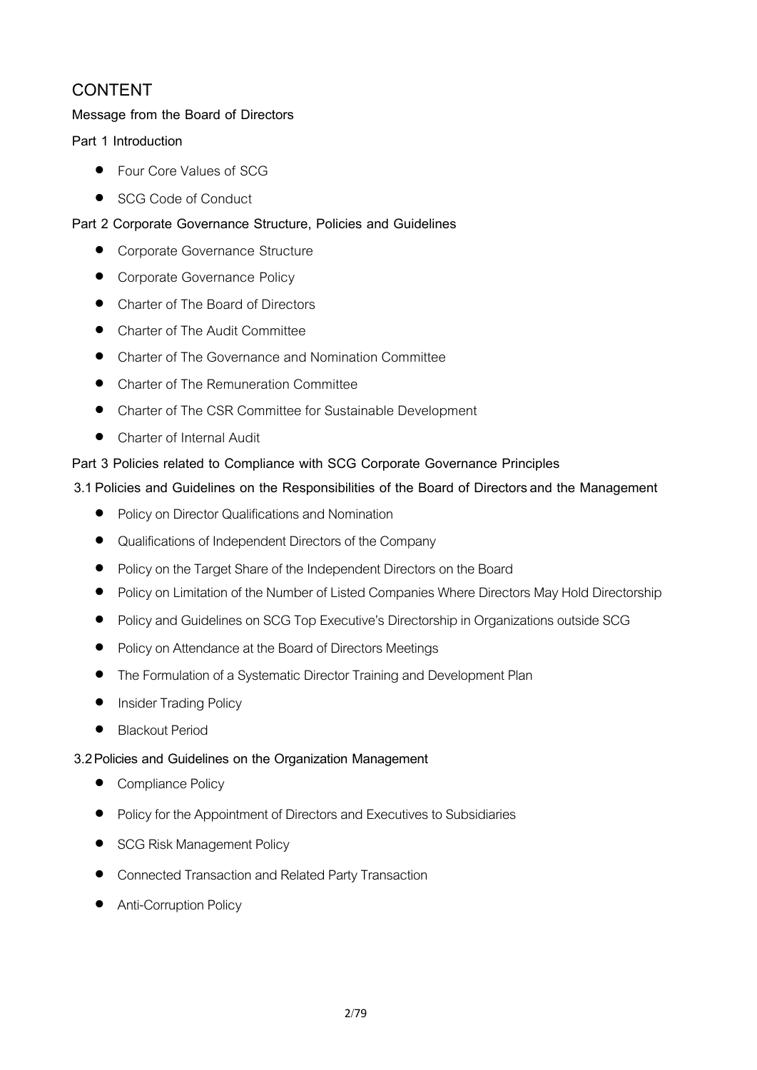# CONTENT

**Message from the Board of Directors**

**Part 1 Introduction**

- Four Core Values of SCG
- SCG Code of Conduct

**Part 2 Corporate Governance Structure, Policies and Guidelines**

- Corporate Governance Structure
- Corporate Governance Policy
- Charter of The Board of Directors
- Charter of The Audit Committee
- Charter of The Governance and Nomination Committee
- Charter of The Remuneration Committee
- Charter of The CSR Committee for Sustainable Development
- Charter of Internal Audit

**Part 3 Policies related to Compliance with SCG Corporate Governance Principles**

**3.1 Policies and Guidelines on the Responsibilities of the Board of Directors and the Management**

- Policy on Director Qualifications and Nomination
- Qualifications of Independent Directors of the Company
- Policy on the Target Share of the Independent Directors on the Board
- Policy on Limitation of the Number of Listed Companies Where Directors May Hold Directorship
- Policy and Guidelines on SCG Top Executive's Directorship in Organizations outside SCG
- Policy on Attendance at the Board of Directors Meetings
- The Formulation of a Systematic Director Training and Development Plan
- Insider Trading Policy
- Blackout Period

**3.2 Policies and Guidelines on the Organization Management**

- Compliance Policy
- Policy for the Appointment of Directors and Executives to Subsidiaries
- SCG Risk Management Policy
- Connected Transaction and Related Party Transaction
- Anti-Corruption Policy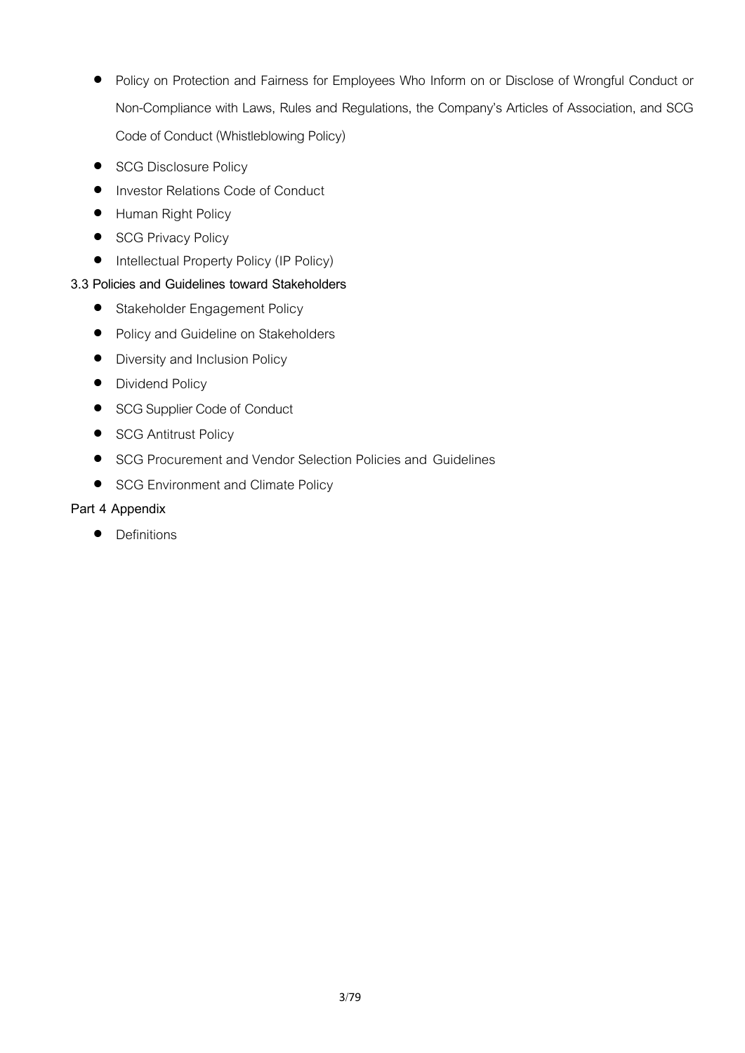- Policy on Protection and Fairness for Employees Who Inform on or Disclose of Wrongful Conduct or Non-Compliance with Laws, Rules and Regulations, the Company's Articles of Association, and SCG Code of Conduct (Whistleblowing Policy)
- SCG Disclosure Policy
- Investor Relations Code of Conduct
- Human Right Policy
- SCG Privacy Policy
- Intellectual Property Policy (IP Policy)

**3.3 Policies and Guidelines toward Stakeholders**

- Stakeholder Engagement Policy
- Policy and Guideline on Stakeholders
- Diversity and Inclusion Policy
- Dividend Policy
- SCG Supplier Code of Conduct
- SCG Antitrust Policy
- SCG Procurement and Vendor Selection Policies and Guidelines
- SCG Environment and Climate Policy

**Part 4 Appendix**

- Definitions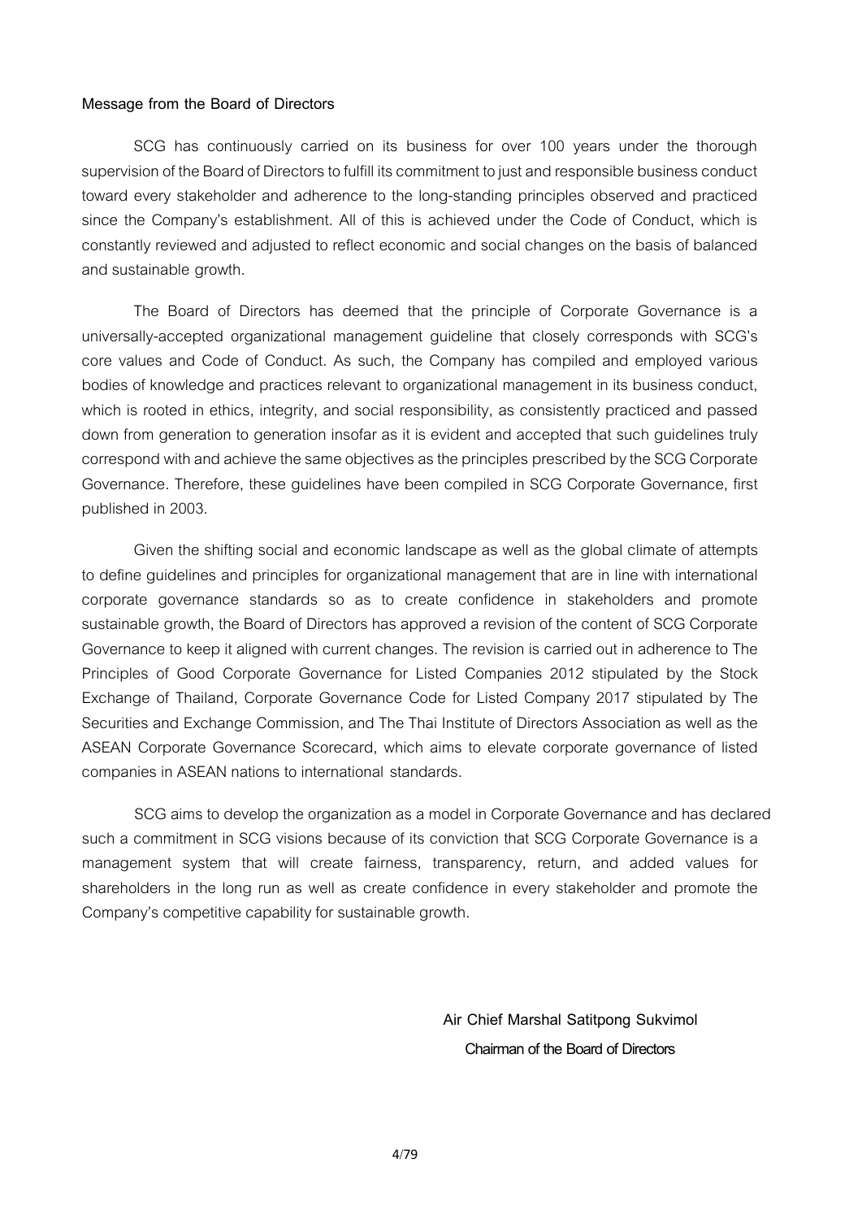## Message from the Board of Directors

SCG has continuously carried on its business for over 100 years under the thorough supervision of the Board of Directors to fulfill its commitment to just and responsible business conduct toward every stakeholder and adherence to the long-standing principles observed and practiced since the Company's establishment. All of this is achieved under the Code of Conduct, which is constantly reviewed and adjusted to reflect economic and social changes on the basis of balanced and sustainable growth.

The Board of Directors has deemed that the principle of Corporate Governance is a universally-accepted organizational management guideline that closely corresponds with SCG's core values and Code of Conduct. As such, the Company has compiled and employed various bodies of knowledge and practices relevant to organizational management in its business conduct, which is rooted in ethics, integrity, and social responsibility, as consistently practiced and passed down from generation to generation insofar as it is evident and accepted that such guidelines truly correspond with and achieve the same objectives as the principles prescribed by the SCG Corporate Governance. Therefore, these guidelines have been compiled in SCG Corporate Governance, first published in 2003.

Given the shifting social and economic landscape as well as the global climate of attempts to define guidelines and principles for organizational management that are in line with international corporate governance standards so as to create confidence in stakeholders and promote sustainable growth, the Board of Directors has approved a revision of the content of SCG Corporate Governance to keep it aligned with current changes. The revision is carried out in adherence to The Principles of Good Corporate Governance for Listed Companies 2012 stipulated by the Stock Exchange of Thailand, Corporate Governance Code for Listed Company 2017 stipulated by The Securities and Exchange Commission, and The Thai Institute of Directors Association as well as the ASEAN Corporate Governance Scorecard, which aims to elevate corporate governance of listed companies in ASEAN nations to international standards.

SCG aims to develop the organization as a model in Corporate Governance and has declared such a commitment in SCG visions because of its conviction that SCG Corporate Governance is a management system that will create fairness, transparency, return, and added values for shareholders in the long run as well as create confidence in every stakeholder and promote the Company's competitive capability for sustainable growth.

**Air Chief Marshal Satitpong Sukvimol**
Chairman of the Board of Directors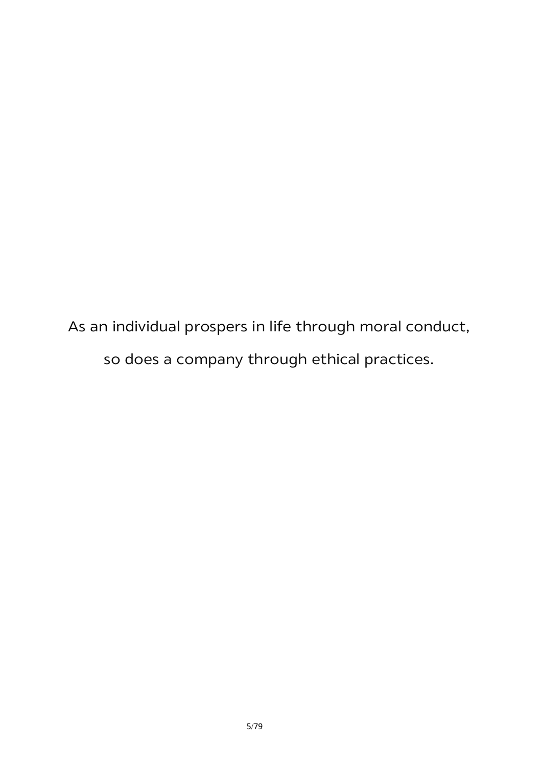As an individual prospers in life through moral conduct,

so does a company through ethical practices.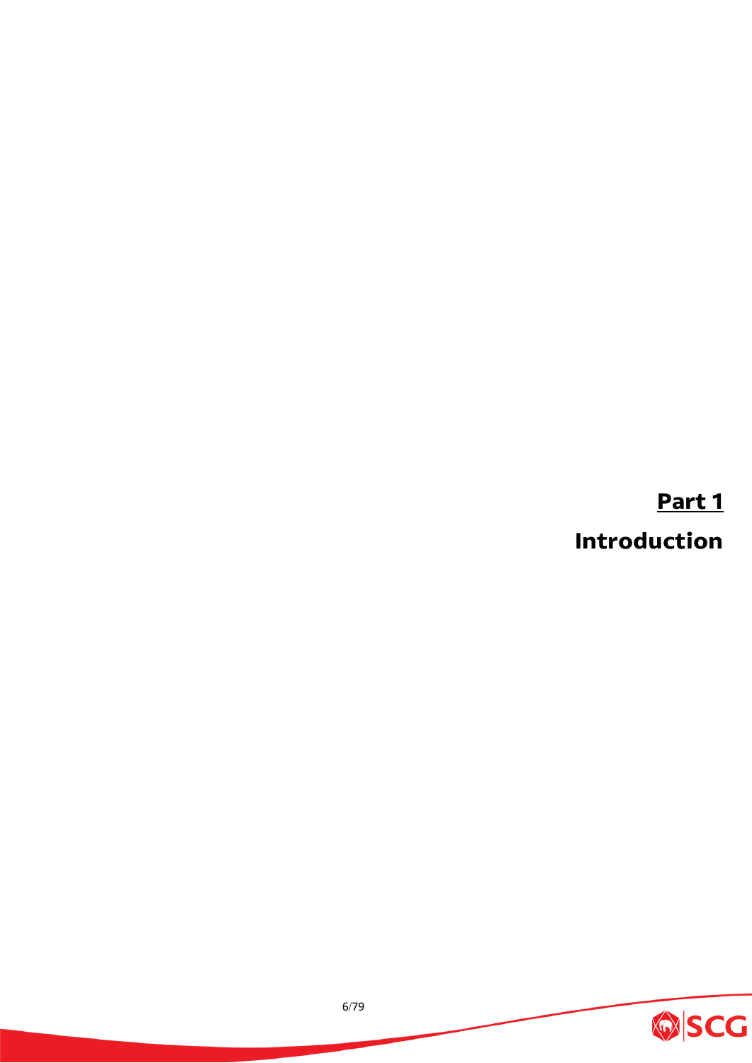# Part 1

# Introduction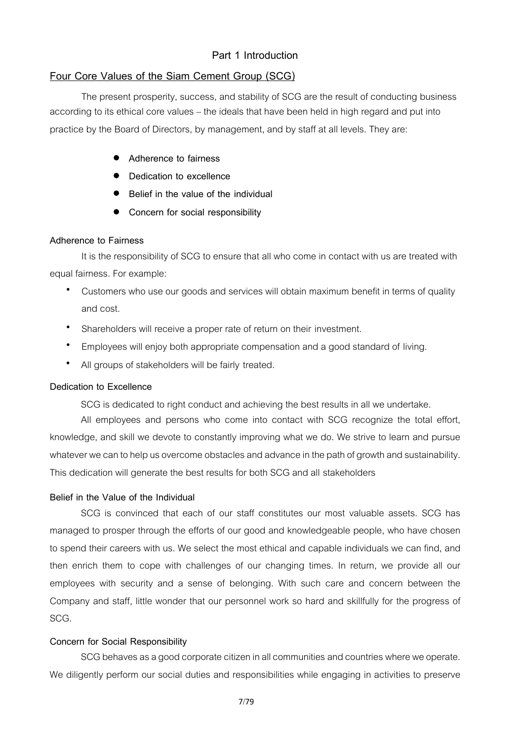# Part 1 Introduction

## Four Core Values of the Siam Cement Group (SCG)

The present prosperity, success, and stability of SCG are the result of conducting business according to its ethical core values – the ideals that have been held in high regard and put into practice by the Board of Directors, by management, and by staff at all levels. They are:

- **Adherence to fairness**
- **Dedication to excellence**
- **Belief in the value of the individual**
- **Concern for social responsibility**

### Adherence to Fairness

It is the responsibility of SCG to ensure that all who come in contact with us are treated with equal fairness. For example:

- Customers who use our goods and services will obtain maximum benefit in terms of quality and cost.
- Shareholders will receive a proper rate of return on their investment.
- Employees will enjoy both appropriate compensation and a good standard of living.
- All groups of stakeholders will be fairly treated.

### Dedication to Excellence

SCG is dedicated to right conduct and achieving the best results in all we undertake.

All employees and persons who come into contact with SCG recognize the total effort, knowledge, and skill we devote to constantly improving what we do. We strive to learn and pursue whatever we can to help us overcome obstacles and advance in the path of growth and sustainability. This dedication will generate the best results for both SCG and all stakeholders

### Belief in the Value of the Individual

SCG is convinced that each of our staff constitutes our most valuable assets. SCG has managed to prosper through the efforts of our good and knowledgeable people, who have chosen to spend their careers with us. We select the most ethical and capable individuals we can find, and then enrich them to cope with challenges of our changing times. In return, we provide all our employees with security and a sense of belonging. With such care and concern between the Company and staff, little wonder that our personnel work so hard and skillfully for the progress of SCG.

### Concern for Social Responsibility

SCG behaves as a good corporate citizen in all communities and countries where we operate. We diligently perform our social duties and responsibilities while engaging in activities to preserve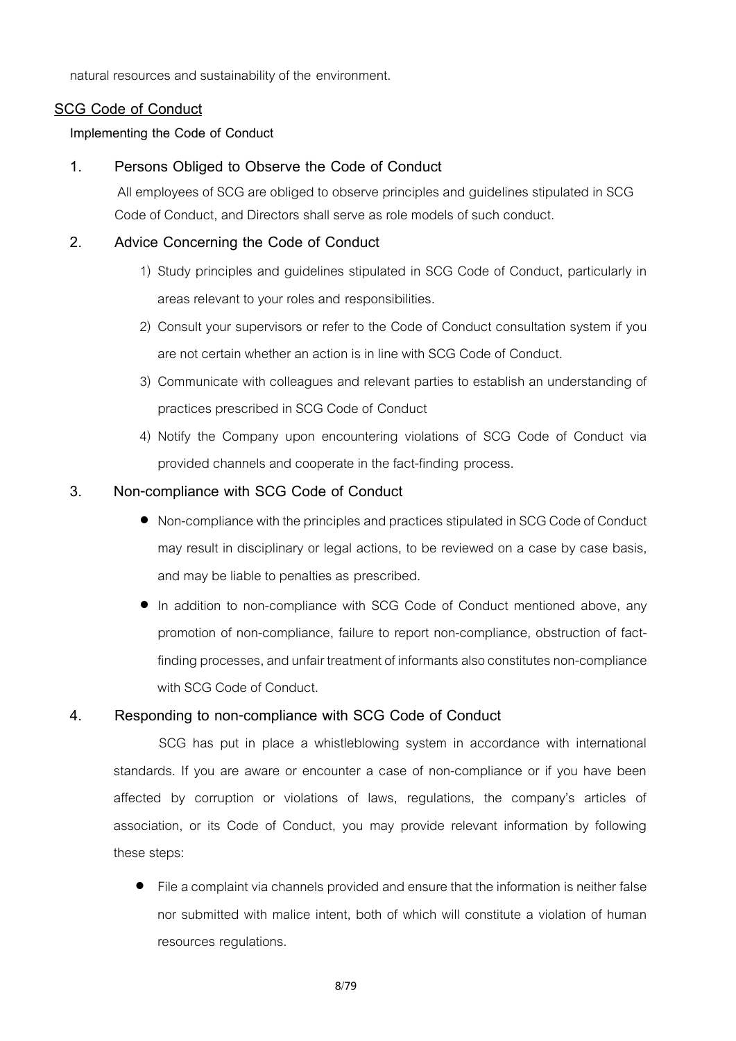natural resources and sustainability of the environment.

## SCG Code of Conduct

**Implementing the Code of Conduct**

### 1. Persons Obliged to Observe the Code of Conduct

All employees of SCG are obliged to observe principles and guidelines stipulated in SCG Code of Conduct, and Directors shall serve as role models of such conduct.

### 2. Advice Concerning the Code of Conduct

1) Study principles and guidelines stipulated in SCG Code of Conduct, particularly in areas relevant to your roles and responsibilities.
2) Consult your supervisors or refer to the Code of Conduct consultation system if you are not certain whether an action is in line with SCG Code of Conduct.
3) Communicate with colleagues and relevant parties to establish an understanding of practices prescribed in SCG Code of Conduct
4) Notify the Company upon encountering violations of SCG Code of Conduct via provided channels and cooperate in the fact-finding process.

### 3. Non-compliance with SCG Code of Conduct

- Non-compliance with the principles and practices stipulated in SCG Code of Conduct may result in disciplinary or legal actions, to be reviewed on a case by case basis, and may be liable to penalties as prescribed.
- In addition to non-compliance with SCG Code of Conduct mentioned above, any promotion of non-compliance, failure to report non-compliance, obstruction of fact-finding processes, and unfair treatment of informants also constitutes non-compliance with SCG Code of Conduct.

### 4. Responding to non-compliance with SCG Code of Conduct

SCG has put in place a whistleblowing system in accordance with international standards. If you are aware or encounter a case of non-compliance or if you have been affected by corruption or violations of laws, regulations, the company's articles of association, or its Code of Conduct, you may provide relevant information by following these steps:

- File a complaint via channels provided and ensure that the information is neither false nor submitted with malice intent, both of which will constitute a violation of human resources regulations.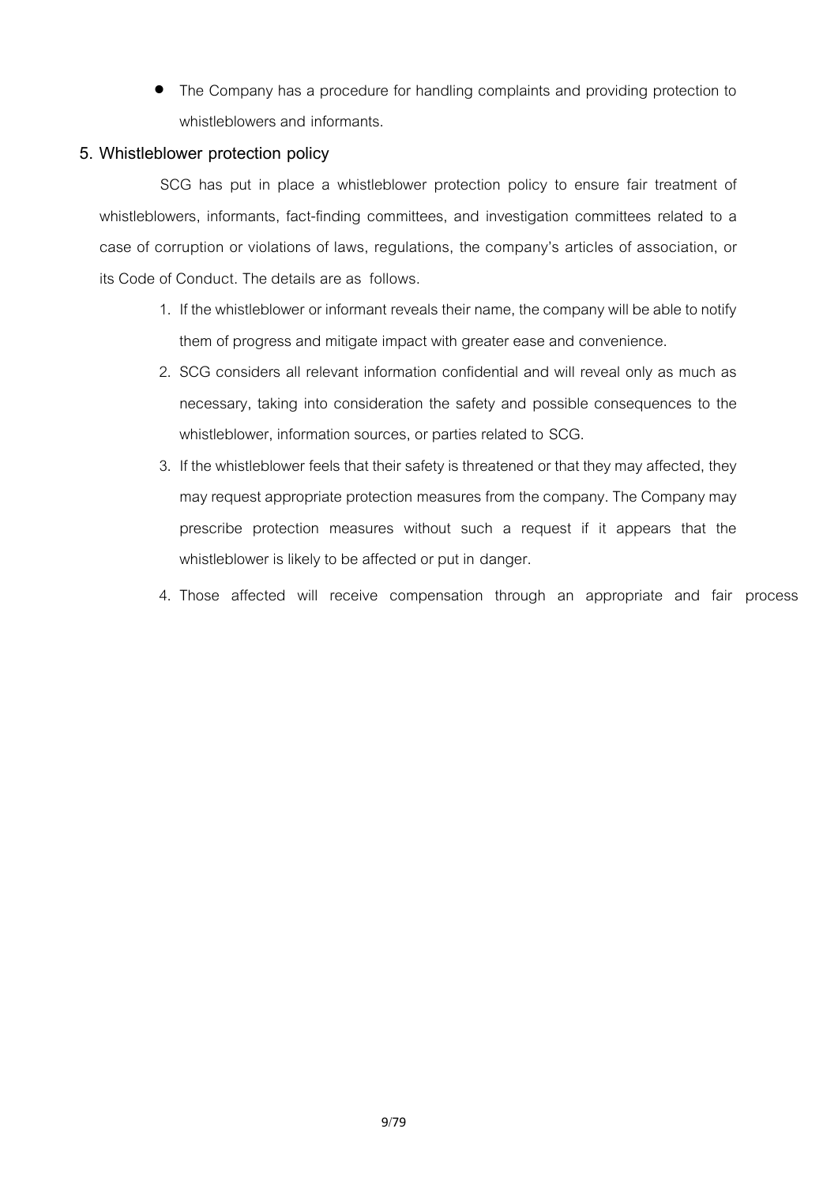- The Company has a procedure for handling complaints and providing protection to whistleblowers and informants.

## 5. Whistleblower protection policy

SCG has put in place a whistleblower protection policy to ensure fair treatment of whistleblowers, informants, fact-finding committees, and investigation committees related to a case of corruption or violations of laws, regulations, the company's articles of association, or its Code of Conduct. The details are as follows.

1. If the whistleblower or informant reveals their name, the company will be able to notify them of progress and mitigate impact with greater ease and convenience.
2. SCG considers all relevant information confidential and will reveal only as much as necessary, taking into consideration the safety and possible consequences to the whistleblower, information sources, or parties related to SCG.
3. If the whistleblower feels that their safety is threatened or that they may affected, they may request appropriate protection measures from the company. The Company may prescribe protection measures without such a request if it appears that the whistleblower is likely to be affected or put in danger.
4. Those affected will receive compensation through an appropriate and fair process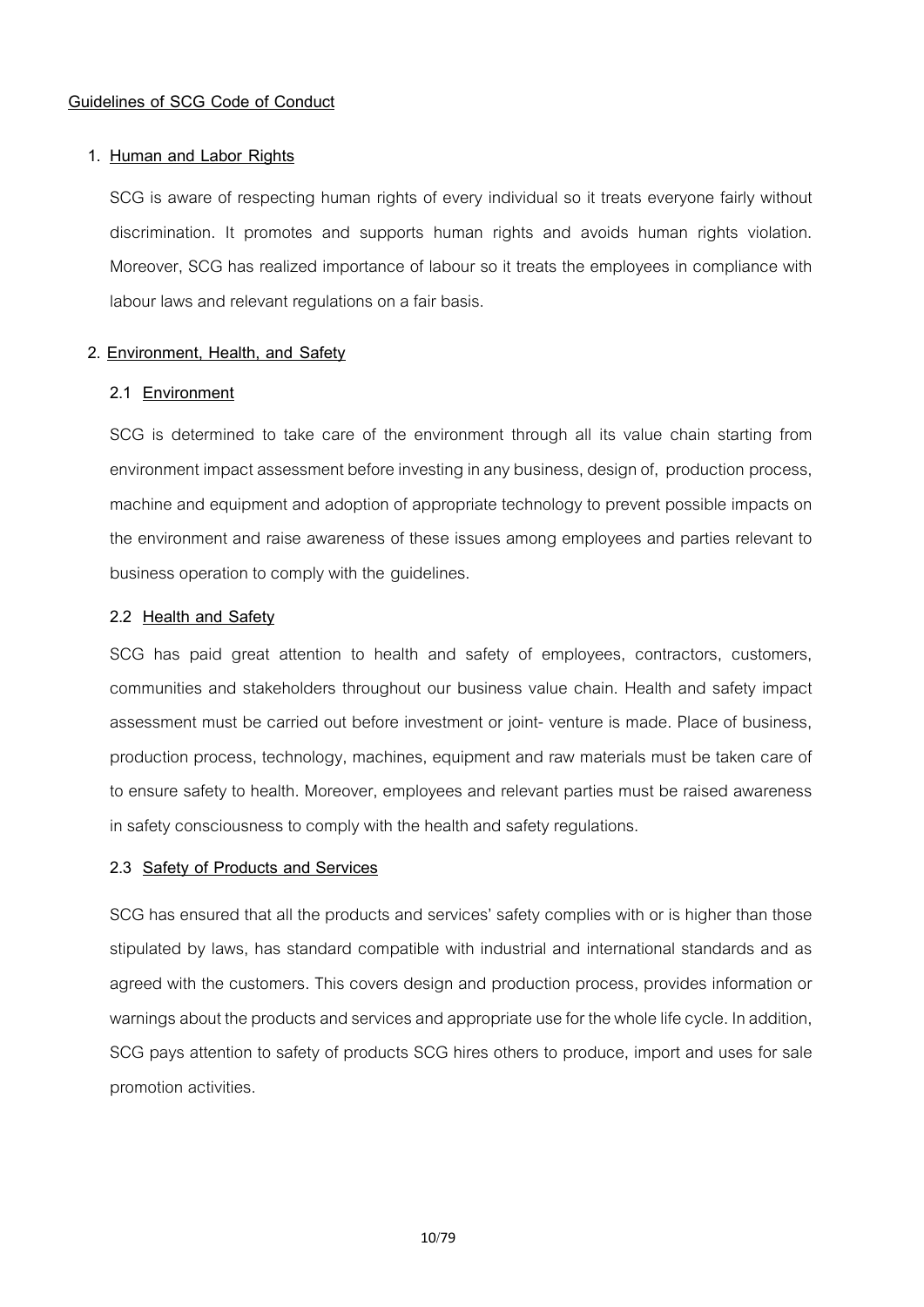## Guidelines of SCG Code of Conduct

### 1. Human and Labor Rights

SCG is aware of respecting human rights of every individual so it treats everyone fairly without discrimination. It promotes and supports human rights and avoids human rights violation. Moreover, SCG has realized importance of labour so it treats the employees in compliance with labour laws and relevant regulations on a fair basis.

### 2. Environment, Health, and Safety

#### 2.1 Environment

SCG is determined to take care of the environment through all its value chain starting from environment impact assessment before investing in any business, design of, production process, machine and equipment and adoption of appropriate technology to prevent possible impacts on the environment and raise awareness of these issues among employees and parties relevant to business operation to comply with the guidelines.

#### 2.2 Health and Safety

SCG has paid great attention to health and safety of employees, contractors, customers, communities and stakeholders throughout our business value chain. Health and safety impact assessment must be carried out before investment or joint- venture is made. Place of business, production process, technology, machines, equipment and raw materials must be taken care of to ensure safety to health. Moreover, employees and relevant parties must be raised awareness in safety consciousness to comply with the health and safety regulations.

#### 2.3 Safety of Products and Services

SCG has ensured that all the products and services' safety complies with or is higher than those stipulated by laws, has standard compatible with industrial and international standards and as agreed with the customers. This covers design and production process, provides information or warnings about the products and services and appropriate use for the whole life cycle. In addition, SCG pays attention to safety of products SCG hires others to produce, import and uses for sale promotion activities.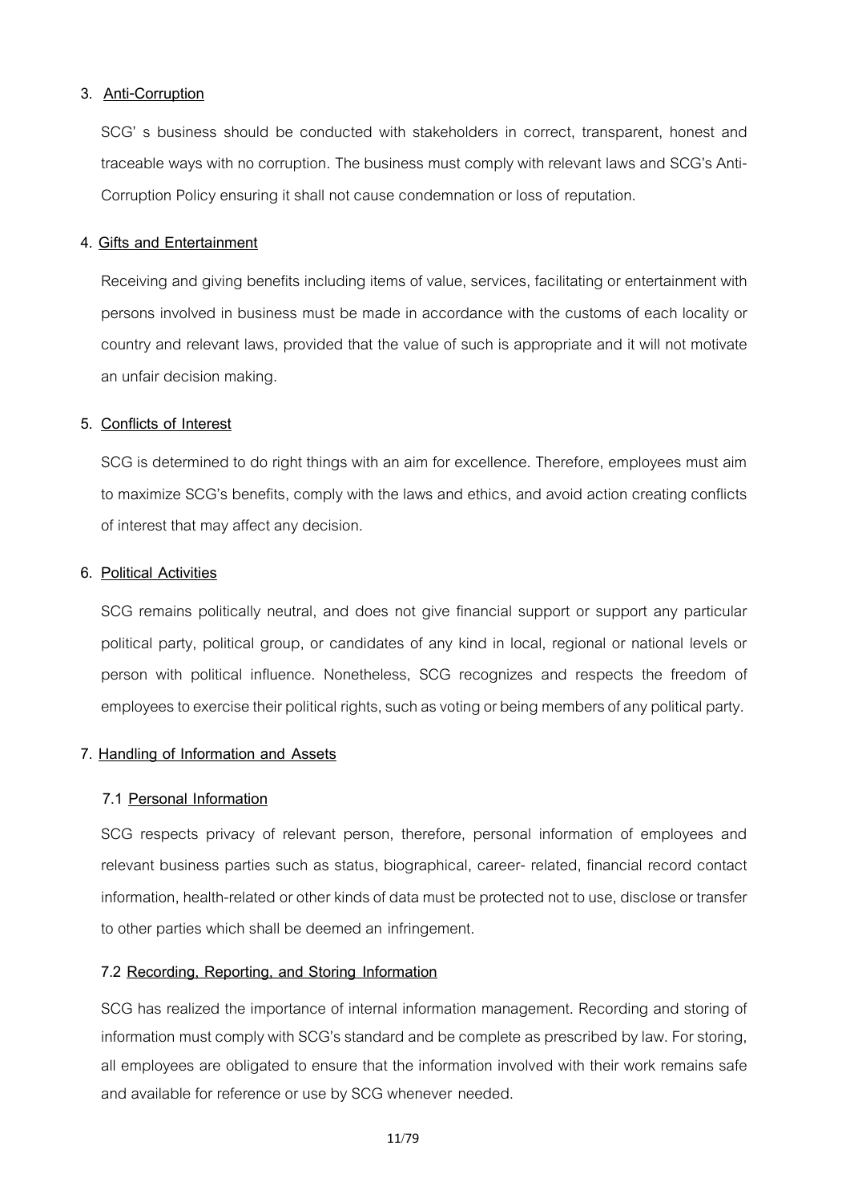### 3. Anti-Corruption

SCG' s business should be conducted with stakeholders in correct, transparent, honest and traceable ways with no corruption. The business must comply with relevant laws and SCG's Anti-Corruption Policy ensuring it shall not cause condemnation or loss of reputation.

### 4. Gifts and Entertainment

Receiving and giving benefits including items of value, services, facilitating or entertainment with persons involved in business must be made in accordance with the customs of each locality or country and relevant laws, provided that the value of such is appropriate and it will not motivate an unfair decision making.

### 5. Conflicts of Interest

SCG is determined to do right things with an aim for excellence. Therefore, employees must aim to maximize SCG's benefits, comply with the laws and ethics, and avoid action creating conflicts of interest that may affect any decision.

### 6. Political Activities

SCG remains politically neutral, and does not give financial support or support any particular political party, political group, or candidates of any kind in local, regional or national levels or person with political influence. Nonetheless, SCG recognizes and respects the freedom of employees to exercise their political rights, such as voting or being members of any political party.

### 7. Handling of Information and Assets

#### 7.1 Personal Information

SCG respects privacy of relevant person, therefore, personal information of employees and relevant business parties such as status, biographical, career- related, financial record contact information, health-related or other kinds of data must be protected not to use, disclose or transfer to other parties which shall be deemed an infringement.

#### 7.2 Recording, Reporting, and Storing Information

SCG has realized the importance of internal information management. Recording and storing of information must comply with SCG's standard and be complete as prescribed by law. For storing, all employees are obligated to ensure that the information involved with their work remains safe and available for reference or use by SCG whenever needed.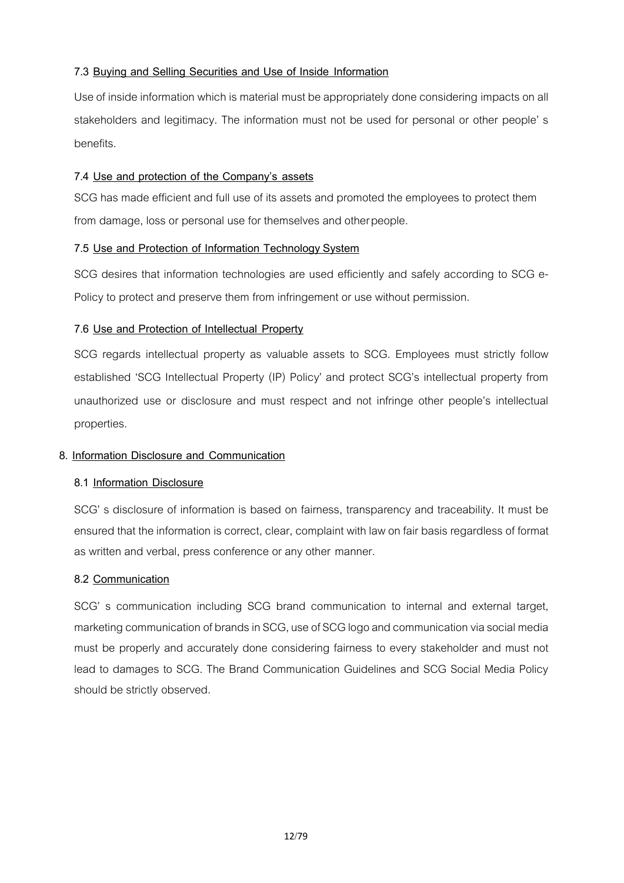### 7.3 Buying and Selling Securities and Use of Inside Information

Use of inside information which is material must be appropriately done considering impacts on all stakeholders and legitimacy. The information must not be used for personal or other people' s benefits.

### 7.4 Use and protection of the Company's assets

SCG has made efficient and full use of its assets and promoted the employees to protect them from damage, loss or personal use for themselves and other people.

### 7.5 Use and Protection of Information Technology System

SCG desires that information technologies are used efficiently and safely according to SCG e-Policy to protect and preserve them from infringement or use without permission.

### 7.6 Use and Protection of Intellectual Property

SCG regards intellectual property as valuable assets to SCG. Employees must strictly follow established 'SCG Intellectual Property (IP) Policy' and protect SCG's intellectual property from unauthorized use or disclosure and must respect and not infringe other people's intellectual properties.

## 8. Information Disclosure and Communication

### 8.1 Information Disclosure

SCG' s disclosure of information is based on fairness, transparency and traceability. It must be ensured that the information is correct, clear, complaint with law on fair basis regardless of format as written and verbal, press conference or any other manner.

### 8.2 Communication

SCG' s communication including SCG brand communication to internal and external target, marketing communication of brands in SCG, use of SCG logo and communication via social media must be properly and accurately done considering fairness to every stakeholder and must not lead to damages to SCG. The Brand Communication Guidelines and SCG Social Media Policy should be strictly observed.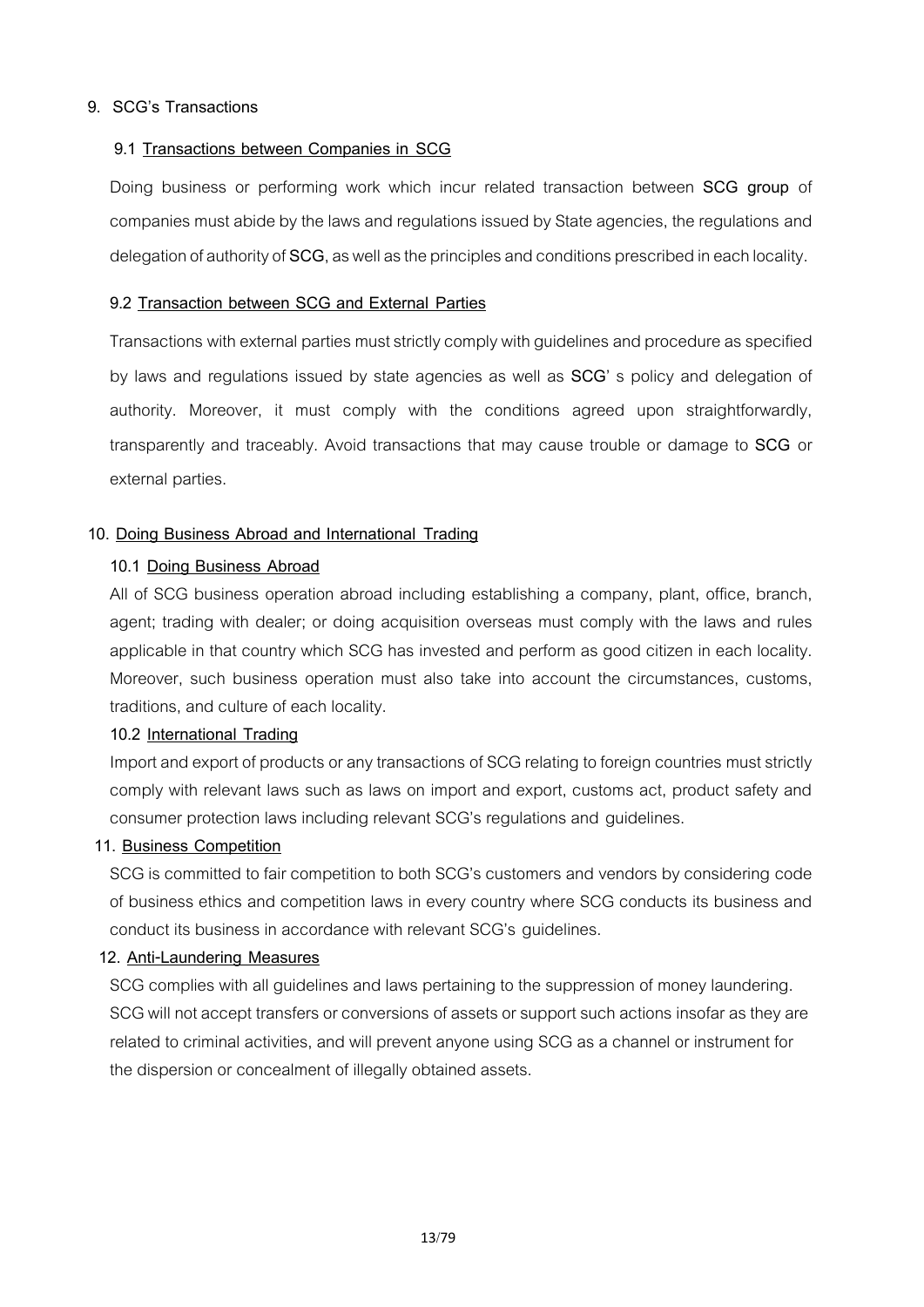## 9. SCG's Transactions

### 9.1 Transactions between Companies in SCG

Doing business or performing work which incur related transaction between **SCG group** of companies must abide by the laws and regulations issued by State agencies, the regulations and delegation of authority of **SCG**, as well as the principles and conditions prescribed in each locality.

### 9.2 Transaction between SCG and External Parties

Transactions with external parties must strictly comply with guidelines and procedure as specified by laws and regulations issued by state agencies as well as **SCG**' s policy and delegation of authority. Moreover, it must comply with the conditions agreed upon straightforwardly, transparently and traceably. Avoid transactions that may cause trouble or damage to **SCG** or external parties.

## 10. Doing Business Abroad and International Trading

### 10.1 Doing Business Abroad

All of SCG business operation abroad including establishing a company, plant, office, branch, agent; trading with dealer; or doing acquisition overseas must comply with the laws and rules applicable in that country which SCG has invested and perform as good citizen in each locality. Moreover, such business operation must also take into account the circumstances, customs, traditions, and culture of each locality.

### 10.2 International Trading

Import and export of products or any transactions of SCG relating to foreign countries must strictly comply with relevant laws such as laws on import and export, customs act, product safety and consumer protection laws including relevant SCG's regulations and guidelines.

## 11. Business Competition

SCG is committed to fair competition to both SCG's customers and vendors by considering code of business ethics and competition laws in every country where SCG conducts its business and conduct its business in accordance with relevant SCG's guidelines.

## 12. Anti-Laundering Measures

SCG complies with all guidelines and laws pertaining to the suppression of money laundering. SCG will not accept transfers or conversions of assets or support such actions insofar as they are related to criminal activities, and will prevent anyone using SCG as a channel or instrument for the dispersion or concealment of illegally obtained assets.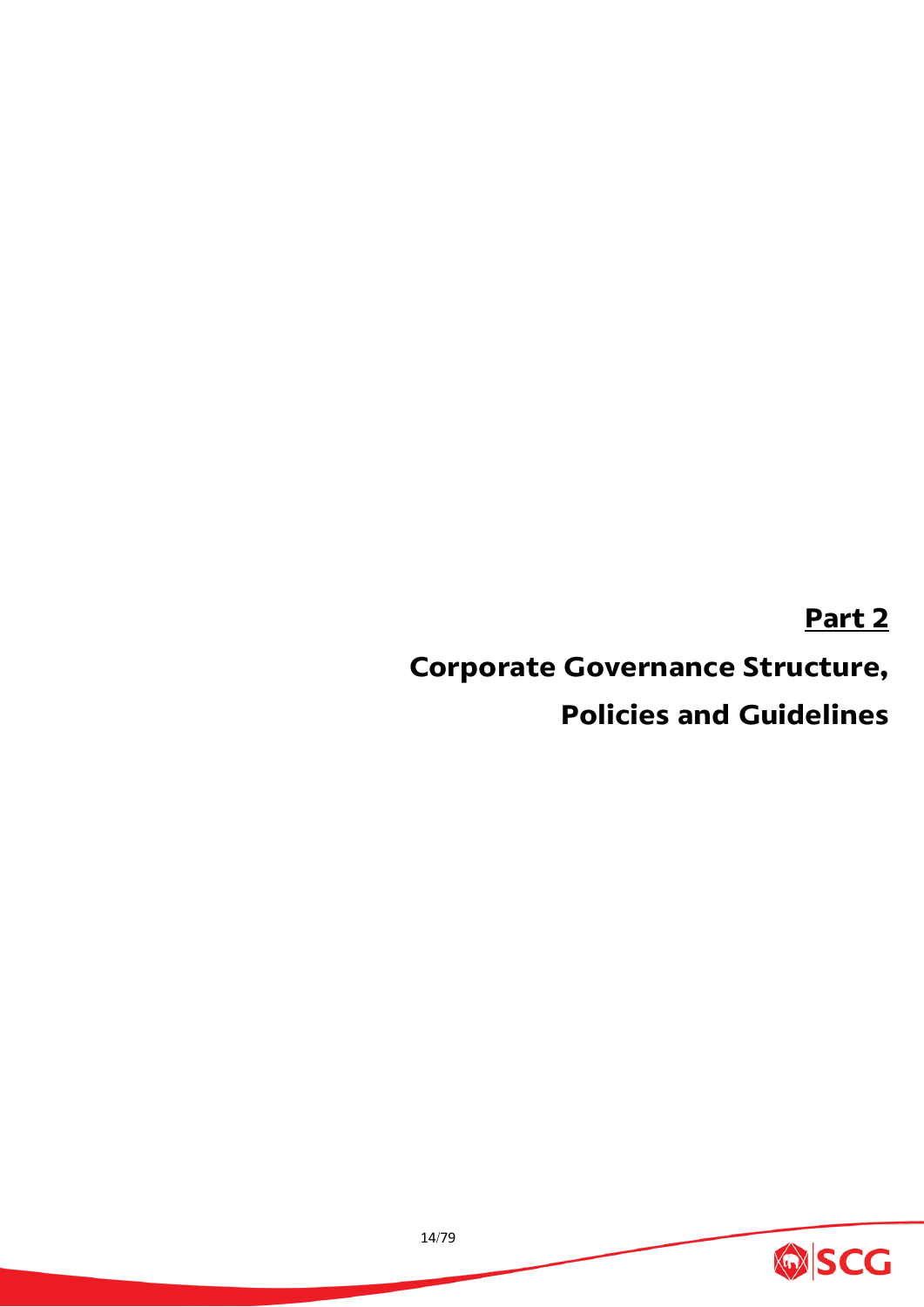# Part 2

# Corporate Governance Structure, Policies and Guidelines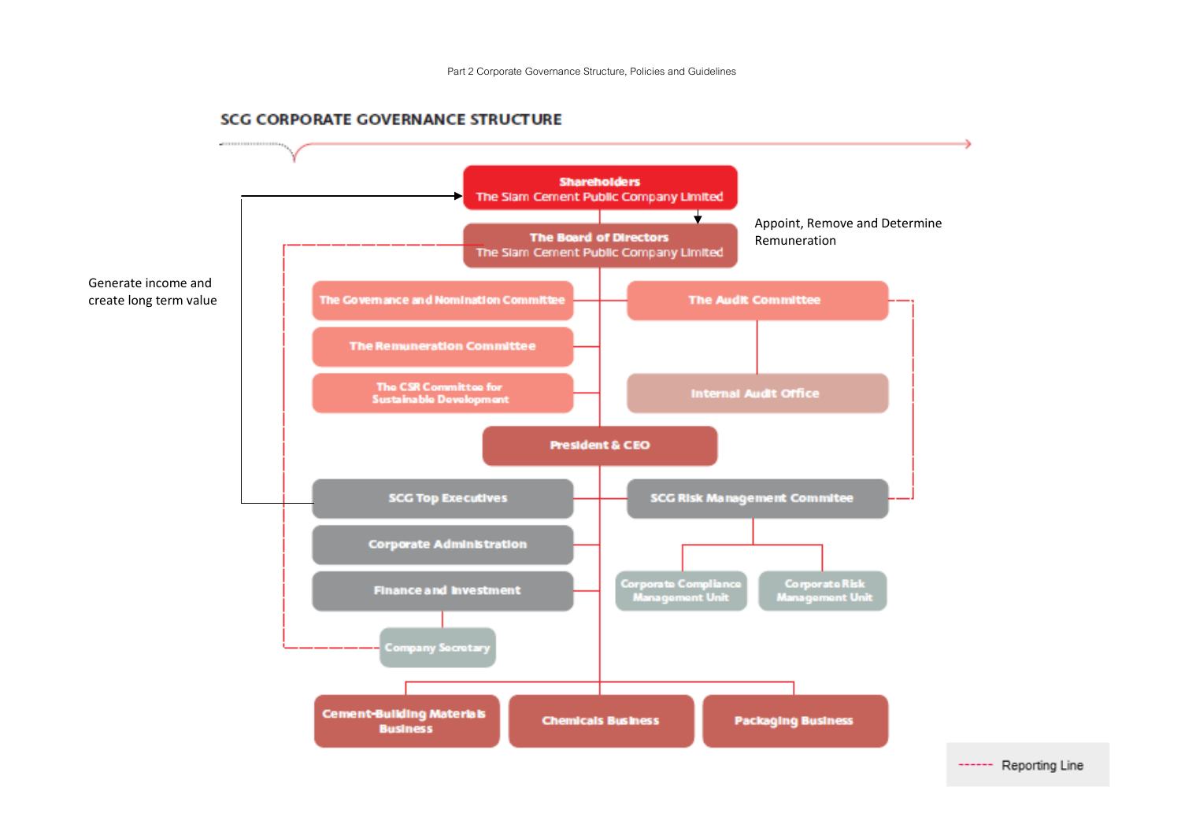Part 2 Corporate Governance Structure, Policies and Guidelines

## SCG CORPORATE GOVERNANCE STRUCTURE

**Shareholders**
The Siam Cement Public Company Limited

Appoint, Remove and Determine Remuneration

**The Board of Directors**
The Siam Cement Public Company Limited

Generate income and create long term value

- The Governance and Nomination Committee
- The Remuneration Committee
- The CSR Committee for Sustainable Development
- The Audit Committee
  - Internal Audit Office

**President & CEO**

- SCG Top Executives
- Corporate Administration
- Finance and Investment
  - Company Secretary
- SCG Risk Management Commitee
  - Corporate Compliance Management Unit
  - Corporate Risk Management Unit

- Cement-Building Materials Business
- Chemicals Business
- Packaging Business

------ Reporting Line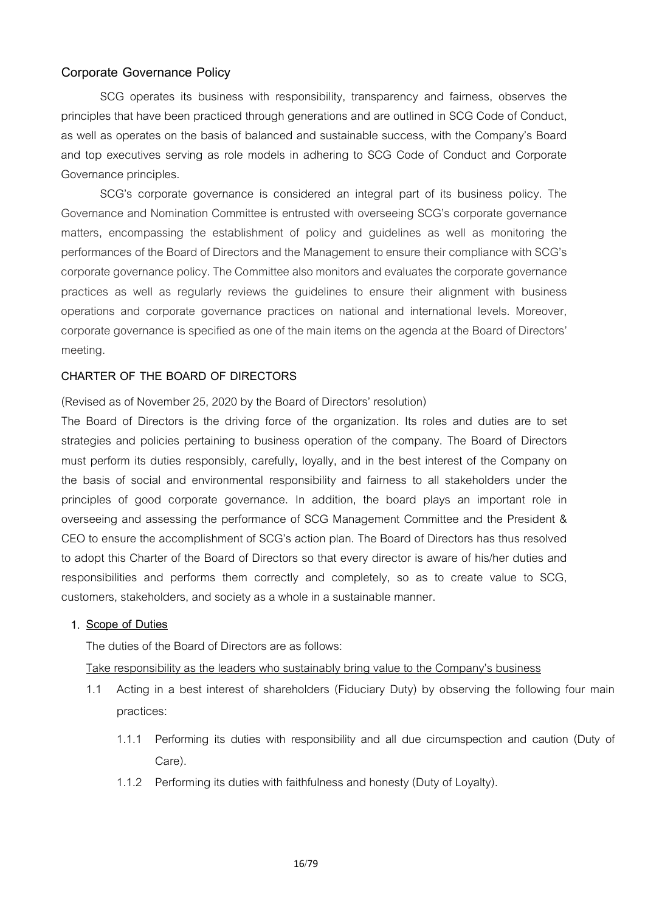## Corporate Governance Policy

SCG operates its business with responsibility, transparency and fairness, observes the principles that have been practiced through generations and are outlined in SCG Code of Conduct, as well as operates on the basis of balanced and sustainable success, with the Company's Board and top executives serving as role models in adhering to SCG Code of Conduct and Corporate Governance principles.

SCG's corporate governance is considered an integral part of its business policy. The Governance and Nomination Committee is entrusted with overseeing SCG's corporate governance matters, encompassing the establishment of policy and guidelines as well as monitoring the performances of the Board of Directors and the Management to ensure their compliance with SCG's corporate governance policy. The Committee also monitors and evaluates the corporate governance practices as well as regularly reviews the guidelines to ensure their alignment with business operations and corporate governance practices on national and international levels. Moreover, corporate governance is specified as one of the main items on the agenda at the Board of Directors' meeting.

### CHARTER OF THE BOARD OF DIRECTORS

(Revised as of November 25, 2020 by the Board of Directors' resolution)

The Board of Directors is the driving force of the organization. Its roles and duties are to set strategies and policies pertaining to business operation of the company. The Board of Directors must perform its duties responsibly, carefully, loyally, and in the best interest of the Company on the basis of social and environmental responsibility and fairness to all stakeholders under the principles of good corporate governance. In addition, the board plays an important role in overseeing and assessing the performance of SCG Management Committee and the President & CEO to ensure the accomplishment of SCG's action plan. The Board of Directors has thus resolved to adopt this Charter of the Board of Directors so that every director is aware of his/her duties and responsibilities and performs them correctly and completely, so as to create value to SCG, customers, stakeholders, and society as a whole in a sustainable manner.

1. **Scope of Duties**

   The duties of the Board of Directors are as follows:

   Take responsibility as the leaders who sustainably bring value to the Company's business

   1.1 Acting in a best interest of shareholders (Fiduciary Duty) by observing the following four main practices:

      1.1.1 Performing its duties with responsibility and all due circumspection and caution (Duty of Care).

      1.1.2 Performing its duties with faithfulness and honesty (Duty of Loyalty).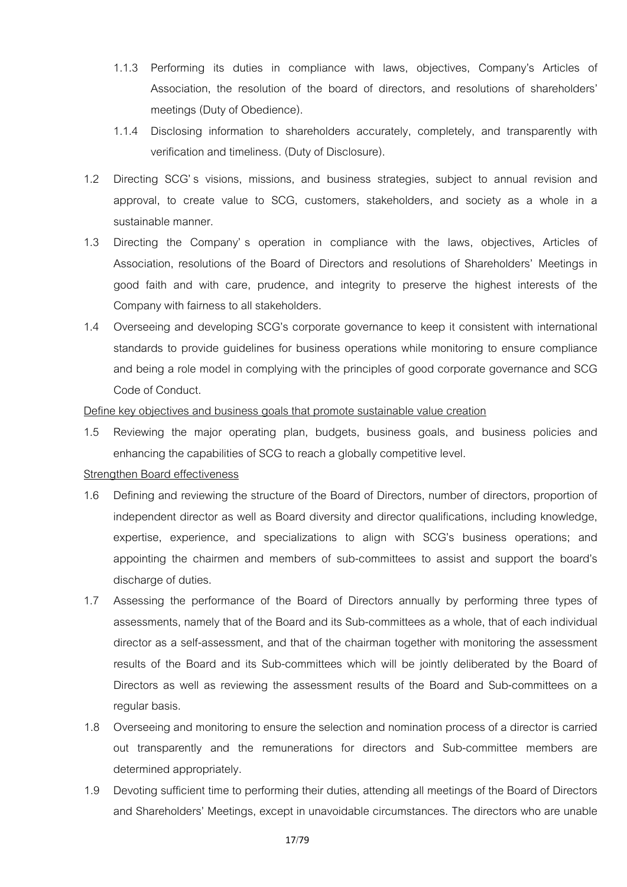1.1.3 Performing its duties in compliance with laws, objectives, Company's Articles of Association, the resolution of the board of directors, and resolutions of shareholders' meetings (Duty of Obedience).

1.1.4 Disclosing information to shareholders accurately, completely, and transparently with verification and timeliness. (Duty of Disclosure).

1.2 Directing SCG's visions, missions, and business strategies, subject to annual revision and approval, to create value to SCG, customers, stakeholders, and society as a whole in a sustainable manner.

1.3 Directing the Company's operation in compliance with the laws, objectives, Articles of Association, resolutions of the Board of Directors and resolutions of Shareholders' Meetings in good faith and with care, prudence, and integrity to preserve the highest interests of the Company with fairness to all stakeholders.

1.4 Overseeing and developing SCG's corporate governance to keep it consistent with international standards to provide guidelines for business operations while monitoring to ensure compliance and being a role model in complying with the principles of good corporate governance and SCG Code of Conduct.

<u>Define key objectives and business goals that promote sustainable value creation</u>

1.5 Reviewing the major operating plan, budgets, business goals, and business policies and enhancing the capabilities of SCG to reach a globally competitive level.

<u>Strengthen Board effectiveness</u>

1.6 Defining and reviewing the structure of the Board of Directors, number of directors, proportion of independent director as well as Board diversity and director qualifications, including knowledge, expertise, experience, and specializations to align with SCG's business operations; and appointing the chairmen and members of sub-committees to assist and support the board's discharge of duties.

1.7 Assessing the performance of the Board of Directors annually by performing three types of assessments, namely that of the Board and its Sub-committees as a whole, that of each individual director as a self-assessment, and that of the chairman together with monitoring the assessment results of the Board and its Sub-committees which will be jointly deliberated by the Board of Directors as well as reviewing the assessment results of the Board and Sub-committees on a regular basis.

1.8 Overseeing and monitoring to ensure the selection and nomination process of a director is carried out transparently and the remunerations for directors and Sub-committee members are determined appropriately.

1.9 Devoting sufficient time to performing their duties, attending all meetings of the Board of Directors and Shareholders' Meetings, except in unavoidable circumstances. The directors who are unable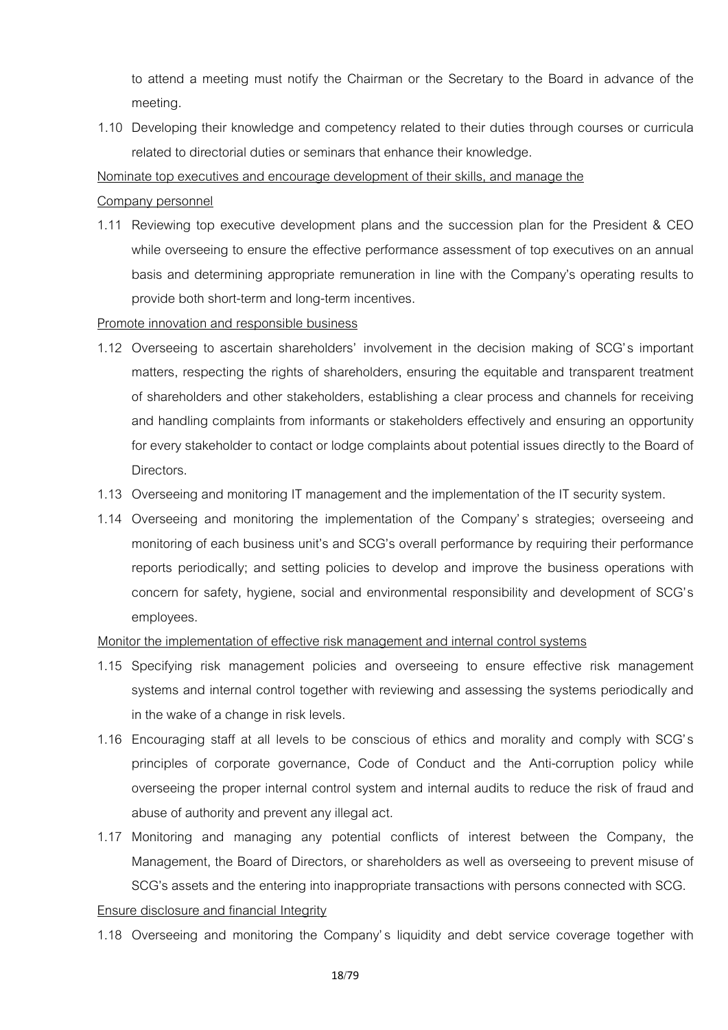to attend a meeting must notify the Chairman or the Secretary to the Board in advance of the meeting.

1.10 Developing their knowledge and competency related to their duties through courses or curricula related to directorial duties or seminars that enhance their knowledge.

Nominate top executives and encourage development of their skills, and manage the Company personnel

1.11 Reviewing top executive development plans and the succession plan for the President & CEO while overseeing to ensure the effective performance assessment of top executives on an annual basis and determining appropriate remuneration in line with the Company's operating results to provide both short-term and long-term incentives.

Promote innovation and responsible business

1.12 Overseeing to ascertain shareholders' involvement in the decision making of SCG's important matters, respecting the rights of shareholders, ensuring the equitable and transparent treatment of shareholders and other stakeholders, establishing a clear process and channels for receiving and handling complaints from informants or stakeholders effectively and ensuring an opportunity for every stakeholder to contact or lodge complaints about potential issues directly to the Board of Directors.

1.13 Overseeing and monitoring IT management and the implementation of the IT security system.

1.14 Overseeing and monitoring the implementation of the Company's strategies; overseeing and monitoring of each business unit's and SCG's overall performance by requiring their performance reports periodically; and setting policies to develop and improve the business operations with concern for safety, hygiene, social and environmental responsibility and development of SCG's employees.

Monitor the implementation of effective risk management and internal control systems

1.15 Specifying risk management policies and overseeing to ensure effective risk management systems and internal control together with reviewing and assessing the systems periodically and in the wake of a change in risk levels.

1.16 Encouraging staff at all levels to be conscious of ethics and morality and comply with SCG's principles of corporate governance, Code of Conduct and the Anti-corruption policy while overseeing the proper internal control system and internal audits to reduce the risk of fraud and abuse of authority and prevent any illegal act.

1.17 Monitoring and managing any potential conflicts of interest between the Company, the Management, the Board of Directors, or shareholders as well as overseeing to prevent misuse of SCG's assets and the entering into inappropriate transactions with persons connected with SCG.

Ensure disclosure and financial Integrity

1.18 Overseeing and monitoring the Company's liquidity and debt service coverage together with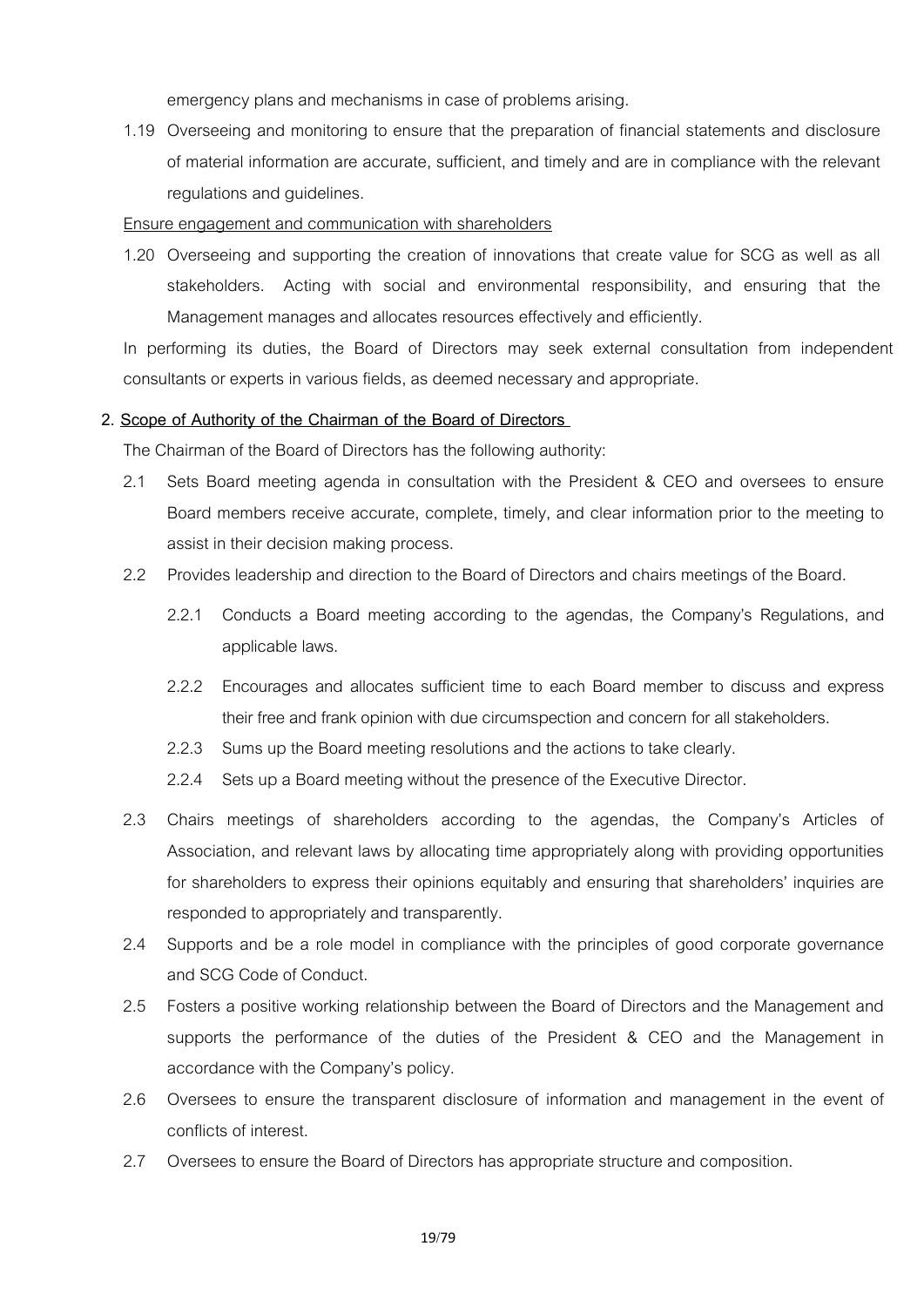emergency plans and mechanisms in case of problems arising.

1.19 Overseeing and monitoring to ensure that the preparation of financial statements and disclosure of material information are accurate, sufficient, and timely and are in compliance with the relevant regulations and guidelines.

<u>Ensure engagement and communication with shareholders</u>

1.20 Overseeing and supporting the creation of innovations that create value for SCG as well as all stakeholders. Acting with social and environmental responsibility, and ensuring that the Management manages and allocates resources effectively and efficiently.

In performing its duties, the Board of Directors may seek external consultation from independent consultants or experts in various fields, as deemed necessary and appropriate.

**2. <u>Scope of Authority of the Chairman of the Board of Directors</u>**

The Chairman of the Board of Directors has the following authority:

2.1 Sets Board meeting agenda in consultation with the President & CEO and oversees to ensure Board members receive accurate, complete, timely, and clear information prior to the meeting to assist in their decision making process.

2.2 Provides leadership and direction to the Board of Directors and chairs meetings of the Board.

  2.2.1 Conducts a Board meeting according to the agendas, the Company's Regulations, and applicable laws.

  2.2.2 Encourages and allocates sufficient time to each Board member to discuss and express their free and frank opinion with due circumspection and concern for all stakeholders.

  2.2.3 Sums up the Board meeting resolutions and the actions to take clearly.

  2.2.4 Sets up a Board meeting without the presence of the Executive Director.

2.3 Chairs meetings of shareholders according to the agendas, the Company's Articles of Association, and relevant laws by allocating time appropriately along with providing opportunities for shareholders to express their opinions equitably and ensuring that shareholders' inquiries are responded to appropriately and transparently.

2.4 Supports and be a role model in compliance with the principles of good corporate governance and SCG Code of Conduct.

2.5 Fosters a positive working relationship between the Board of Directors and the Management and supports the performance of the duties of the President & CEO and the Management in accordance with the Company's policy.

2.6 Oversees to ensure the transparent disclosure of information and management in the event of conflicts of interest.

2.7 Oversees to ensure the Board of Directors has appropriate structure and composition.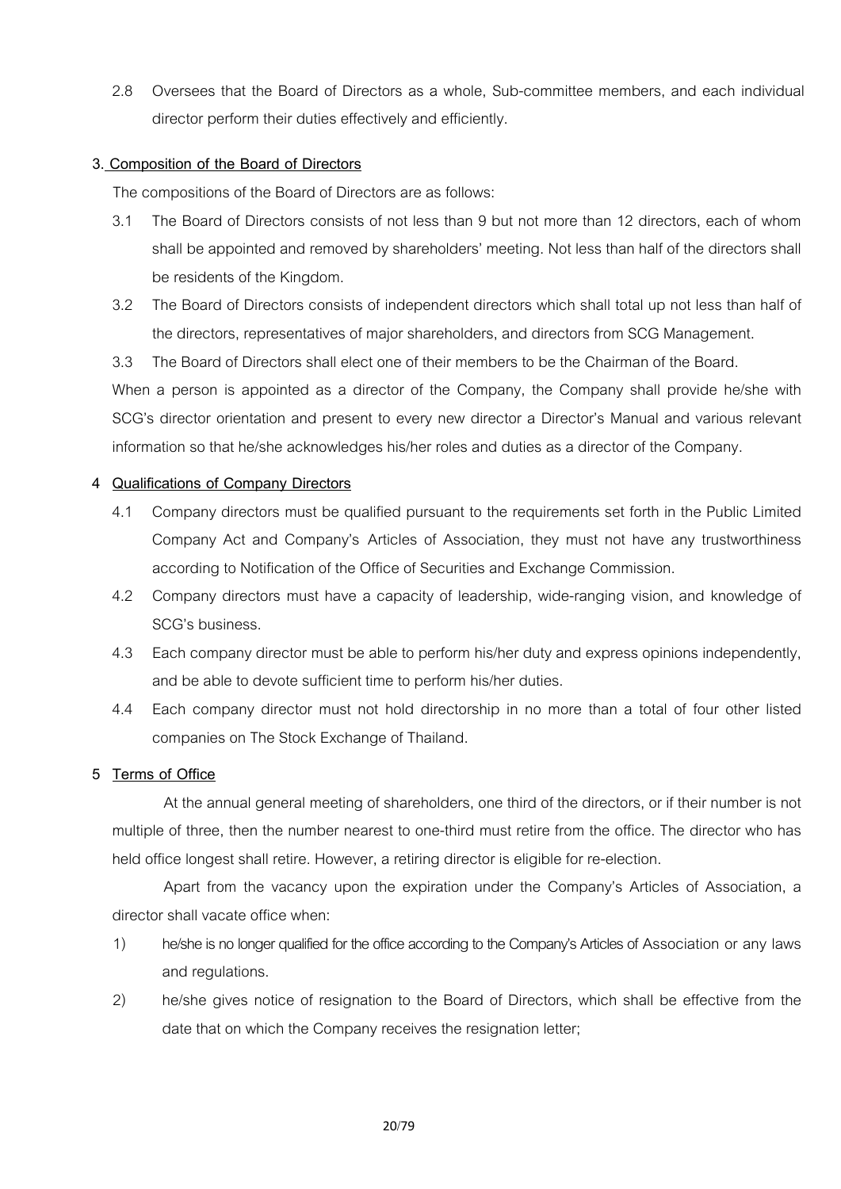2.8 Oversees that the Board of Directors as a whole, Sub-committee members, and each individual director perform their duties effectively and efficiently.

**3. Composition of the Board of Directors**

The compositions of the Board of Directors are as follows:

3.1 The Board of Directors consists of not less than 9 but not more than 12 directors, each of whom shall be appointed and removed by shareholders' meeting. Not less than half of the directors shall be residents of the Kingdom.

3.2 The Board of Directors consists of independent directors which shall total up not less than half of the directors, representatives of major shareholders, and directors from SCG Management.

3.3 The Board of Directors shall elect one of their members to be the Chairman of the Board.

When a person is appointed as a director of the Company, the Company shall provide he/she with SCG's director orientation and present to every new director a Director's Manual and various relevant information so that he/she acknowledges his/her roles and duties as a director of the Company.

**4 Qualifications of Company Directors**

4.1 Company directors must be qualified pursuant to the requirements set forth in the Public Limited Company Act and Company's Articles of Association, they must not have any trustworthiness according to Notification of the Office of Securities and Exchange Commission.

4.2 Company directors must have a capacity of leadership, wide-ranging vision, and knowledge of SCG's business.

4.3 Each company director must be able to perform his/her duty and express opinions independently, and be able to devote sufficient time to perform his/her duties.

4.4 Each company director must not hold directorship in no more than a total of four other listed companies on The Stock Exchange of Thailand.

**5 Terms of Office**

At the annual general meeting of shareholders, one third of the directors, or if their number is not multiple of three, then the number nearest to one-third must retire from the office. The director who has held office longest shall retire. However, a retiring director is eligible for re-election.

Apart from the vacancy upon the expiration under the Company's Articles of Association, a director shall vacate office when:

1) he/she is no longer qualified for the office according to the Company's Articles of Association or any laws and regulations.

2) he/she gives notice of resignation to the Board of Directors, which shall be effective from the date that on which the Company receives the resignation letter;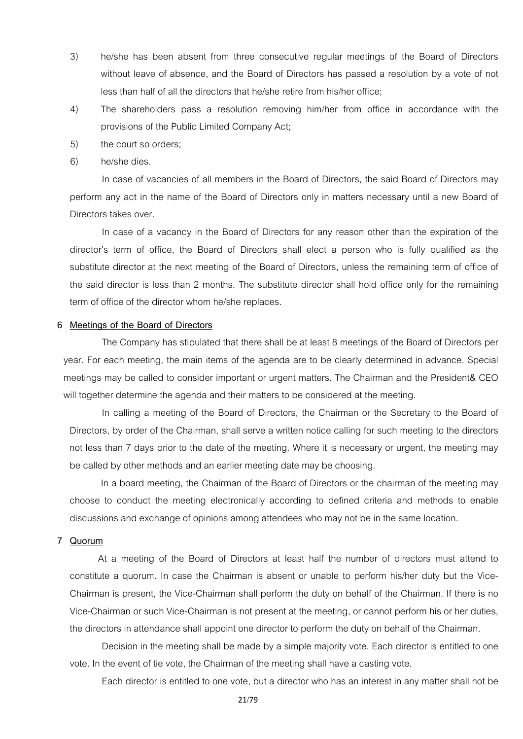3) he/she has been absent from three consecutive regular meetings of the Board of Directors without leave of absence, and the Board of Directors has passed a resolution by a vote of not less than half of all the directors that he/she retire from his/her office;

4) The shareholders pass a resolution removing him/her from office in accordance with the provisions of the Public Limited Company Act;

5) the court so orders;

6) he/she dies.

In case of vacancies of all members in the Board of Directors, the said Board of Directors may perform any act in the name of the Board of Directors only in matters necessary until a new Board of Directors takes over.

In case of a vacancy in the Board of Directors for any reason other than the expiration of the director's term of office, the Board of Directors shall elect a person who is fully qualified as the substitute director at the next meeting of the Board of Directors, unless the remaining term of office of the said director is less than 2 months. The substitute director shall hold office only for the remaining term of office of the director whom he/she replaces.

**6 <u>Meetings of the Board of Directors</u>**

The Company has stipulated that there shall be at least 8 meetings of the Board of Directors per year. For each meeting, the main items of the agenda are to be clearly determined in advance. Special meetings may be called to consider important or urgent matters. The Chairman and the President& CEO will together determine the agenda and their matters to be considered at the meeting.

In calling a meeting of the Board of Directors, the Chairman or the Secretary to the Board of Directors, by order of the Chairman, shall serve a written notice calling for such meeting to the directors not less than 7 days prior to the date of the meeting. Where it is necessary or urgent, the meeting may be called by other methods and an earlier meeting date may be choosing.

In a board meeting, the Chairman of the Board of Directors or the chairman of the meeting may choose to conduct the meeting electronically according to defined criteria and methods to enable discussions and exchange of opinions among attendees who may not be in the same location.

**7 <u>Quorum</u>**

At a meeting of the Board of Directors at least half the number of directors must attend to constitute a quorum. In case the Chairman is absent or unable to perform his/her duty but the Vice-Chairman is present, the Vice-Chairman shall perform the duty on behalf of the Chairman. If there is no Vice-Chairman or such Vice-Chairman is not present at the meeting, or cannot perform his or her duties, the directors in attendance shall appoint one director to perform the duty on behalf of the Chairman.

Decision in the meeting shall be made by a simple majority vote. Each director is entitled to one vote. In the event of tie vote, the Chairman of the meeting shall have a casting vote.

Each director is entitled to one vote, but a director who has an interest in any matter shall not be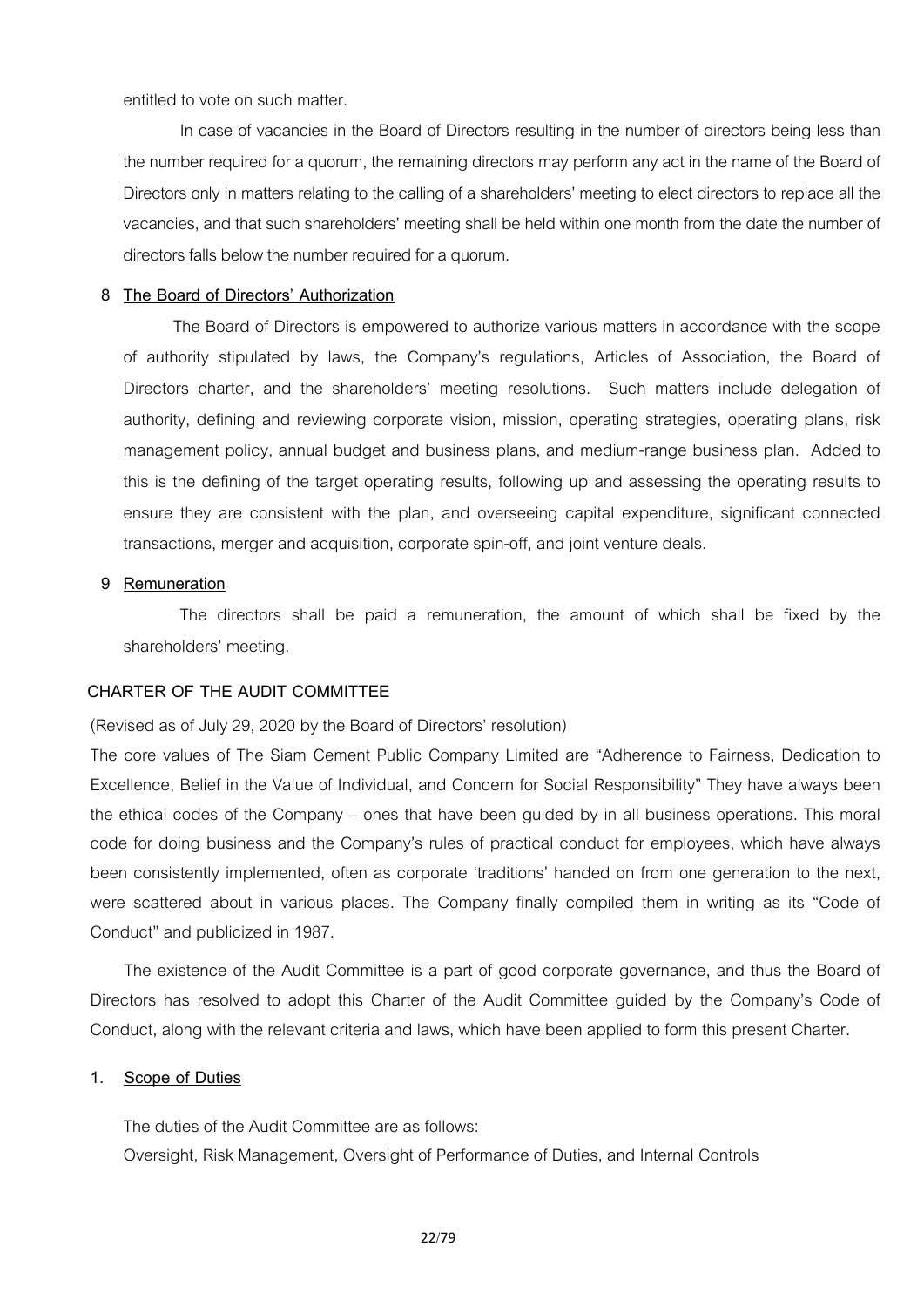entitled to vote on such matter.

In case of vacancies in the Board of Directors resulting in the number of directors being less than the number required for a quorum, the remaining directors may perform any act in the name of the Board of Directors only in matters relating to the calling of a shareholders' meeting to elect directors to replace all the vacancies, and that such shareholders' meeting shall be held within one month from the date the number of directors falls below the number required for a quorum.

**8 The Board of Directors' Authorization**

The Board of Directors is empowered to authorize various matters in accordance with the scope of authority stipulated by laws, the Company's regulations, Articles of Association, the Board of Directors charter, and the shareholders' meeting resolutions. Such matters include delegation of authority, defining and reviewing corporate vision, mission, operating strategies, operating plans, risk management policy, annual budget and business plans, and medium-range business plan. Added to this is the defining of the target operating results, following up and assessing the operating results to ensure they are consistent with the plan, and overseeing capital expenditure, significant connected transactions, merger and acquisition, corporate spin-off, and joint venture deals.

**9 Remuneration**

The directors shall be paid a remuneration, the amount of which shall be fixed by the shareholders' meeting.

## CHARTER OF THE AUDIT COMMITTEE

(Revised as of July 29, 2020 by the Board of Directors' resolution)

The core values of The Siam Cement Public Company Limited are "Adherence to Fairness, Dedication to Excellence, Belief in the Value of Individual, and Concern for Social Responsibility" They have always been the ethical codes of the Company – ones that have been guided by in all business operations. This moral code for doing business and the Company's rules of practical conduct for employees, which have always been consistently implemented, often as corporate 'traditions' handed on from one generation to the next, were scattered about in various places. The Company finally compiled them in writing as its "Code of Conduct" and publicized in 1987.

The existence of the Audit Committee is a part of good corporate governance, and thus the Board of Directors has resolved to adopt this Charter of the Audit Committee guided by the Company's Code of Conduct, along with the relevant criteria and laws, which have been applied to form this present Charter.

**1. Scope of Duties**

The duties of the Audit Committee are as follows:

Oversight, Risk Management, Oversight of Performance of Duties, and Internal Controls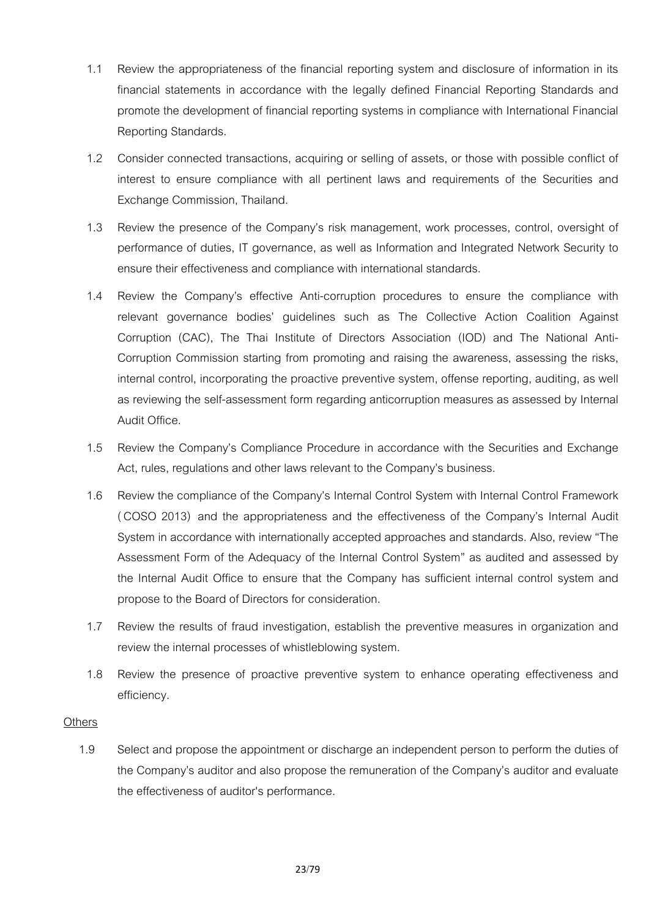1.1 Review the appropriateness of the financial reporting system and disclosure of information in its financial statements in accordance with the legally defined Financial Reporting Standards and promote the development of financial reporting systems in compliance with International Financial Reporting Standards.

1.2 Consider connected transactions, acquiring or selling of assets, or those with possible conflict of interest to ensure compliance with all pertinent laws and requirements of the Securities and Exchange Commission, Thailand.

1.3 Review the presence of the Company's risk management, work processes, control, oversight of performance of duties, IT governance, as well as Information and Integrated Network Security to ensure their effectiveness and compliance with international standards.

1.4 Review the Company's effective Anti-corruption procedures to ensure the compliance with relevant governance bodies' guidelines such as The Collective Action Coalition Against Corruption (CAC), The Thai Institute of Directors Association (IOD) and The National Anti-Corruption Commission starting from promoting and raising the awareness, assessing the risks, internal control, incorporating the proactive preventive system, offense reporting, auditing, as well as reviewing the self-assessment form regarding anticorruption measures as assessed by Internal Audit Office.

1.5 Review the Company's Compliance Procedure in accordance with the Securities and Exchange Act, rules, regulations and other laws relevant to the Company's business.

1.6 Review the compliance of the Company's Internal Control System with Internal Control Framework (COSO 2013) and the appropriateness and the effectiveness of the Company's Internal Audit System in accordance with internationally accepted approaches and standards. Also, review "The Assessment Form of the Adequacy of the Internal Control System" as audited and assessed by the Internal Audit Office to ensure that the Company has sufficient internal control system and propose to the Board of Directors for consideration.

1.7 Review the results of fraud investigation, establish the preventive measures in organization and review the internal processes of whistleblowing system.

1.8 Review the presence of proactive preventive system to enhance operating effectiveness and efficiency.

<u>Others</u>

1.9 Select and propose the appointment or discharge an independent person to perform the duties of the Company's auditor and also propose the remuneration of the Company's auditor and evaluate the effectiveness of auditor's performance.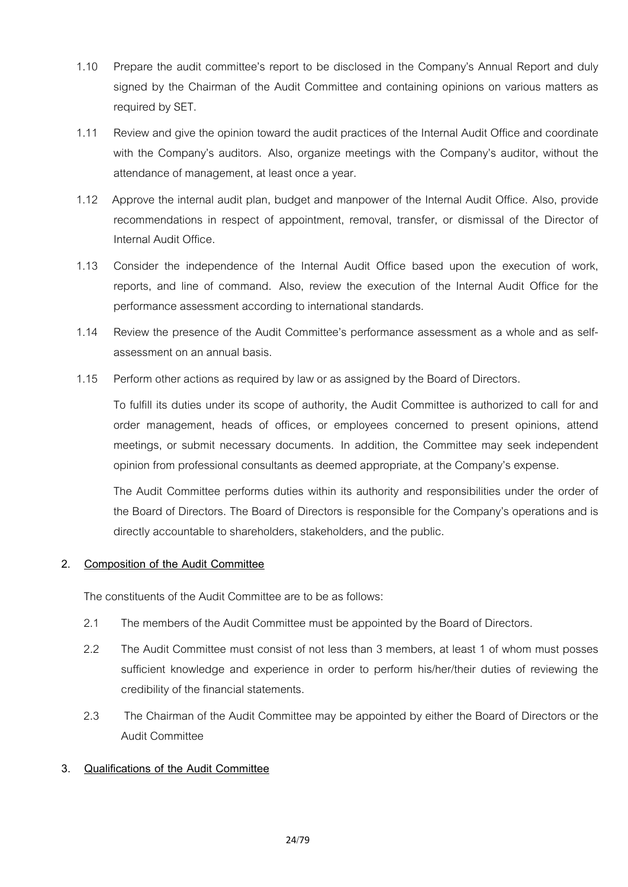1.10 Prepare the audit committee's report to be disclosed in the Company's Annual Report and duly signed by the Chairman of the Audit Committee and containing opinions on various matters as required by SET.

1.11 Review and give the opinion toward the audit practices of the Internal Audit Office and coordinate with the Company's auditors. Also, organize meetings with the Company's auditor, without the attendance of management, at least once a year.

1.12 Approve the internal audit plan, budget and manpower of the Internal Audit Office. Also, provide recommendations in respect of appointment, removal, transfer, or dismissal of the Director of Internal Audit Office.

1.13 Consider the independence of the Internal Audit Office based upon the execution of work, reports, and line of command. Also, review the execution of the Internal Audit Office for the performance assessment according to international standards.

1.14 Review the presence of the Audit Committee's performance assessment as a whole and as self-assessment on an annual basis.

1.15 Perform other actions as required by law or as assigned by the Board of Directors.

To fulfill its duties under its scope of authority, the Audit Committee is authorized to call for and order management, heads of offices, or employees concerned to present opinions, attend meetings, or submit necessary documents. In addition, the Committee may seek independent opinion from professional consultants as deemed appropriate, at the Company's expense.

The Audit Committee performs duties within its authority and responsibilities under the order of the Board of Directors. The Board of Directors is responsible for the Company's operations and is directly accountable to shareholders, stakeholders, and the public.

**2. <u>Composition of the Audit Committee</u>**

The constituents of the Audit Committee are to be as follows:

2.1 The members of the Audit Committee must be appointed by the Board of Directors.

2.2 The Audit Committee must consist of not less than 3 members, at least 1 of whom must posses sufficient knowledge and experience in order to perform his/her/their duties of reviewing the credibility of the financial statements.

2.3 The Chairman of the Audit Committee may be appointed by either the Board of Directors or the Audit Committee

**3. <u>Qualifications of the Audit Committee</u>**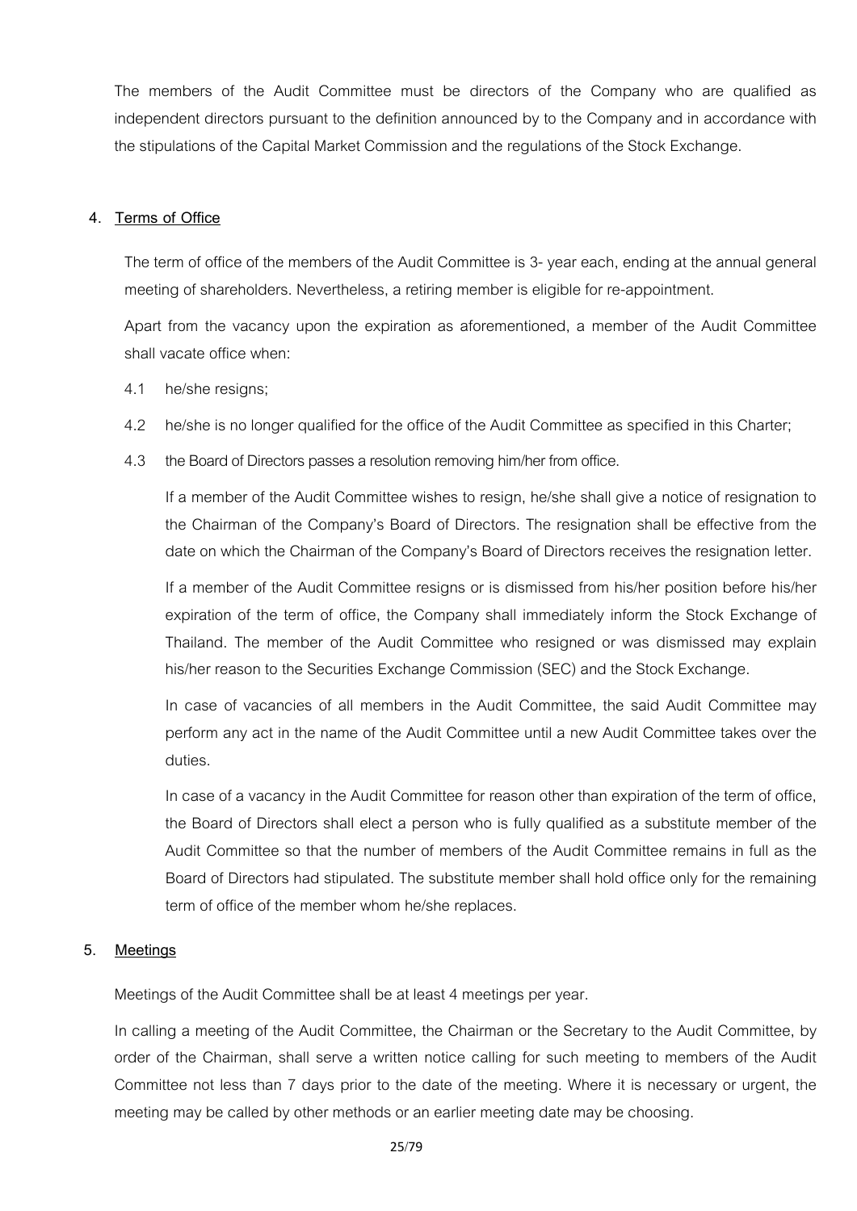The members of the Audit Committee must be directors of the Company who are qualified as independent directors pursuant to the definition announced by to the Company and in accordance with the stipulations of the Capital Market Commission and the regulations of the Stock Exchange.

## 4. Terms of Office

The term of office of the members of the Audit Committee is 3- year each, ending at the annual general meeting of shareholders. Nevertheless, a retiring member is eligible for re-appointment.

Apart from the vacancy upon the expiration as aforementioned, a member of the Audit Committee shall vacate office when:

4.1 he/she resigns;

4.2 he/she is no longer qualified for the office of the Audit Committee as specified in this Charter;

4.3 the Board of Directors passes a resolution removing him/her from office.

If a member of the Audit Committee wishes to resign, he/she shall give a notice of resignation to the Chairman of the Company's Board of Directors. The resignation shall be effective from the date on which the Chairman of the Company's Board of Directors receives the resignation letter.

If a member of the Audit Committee resigns or is dismissed from his/her position before his/her expiration of the term of office, the Company shall immediately inform the Stock Exchange of Thailand. The member of the Audit Committee who resigned or was dismissed may explain his/her reason to the Securities Exchange Commission (SEC) and the Stock Exchange.

In case of vacancies of all members in the Audit Committee, the said Audit Committee may perform any act in the name of the Audit Committee until a new Audit Committee takes over the duties.

In case of a vacancy in the Audit Committee for reason other than expiration of the term of office, the Board of Directors shall elect a person who is fully qualified as a substitute member of the Audit Committee so that the number of members of the Audit Committee remains in full as the Board of Directors had stipulated. The substitute member shall hold office only for the remaining term of office of the member whom he/she replaces.

## 5. Meetings

Meetings of the Audit Committee shall be at least 4 meetings per year.

In calling a meeting of the Audit Committee, the Chairman or the Secretary to the Audit Committee, by order of the Chairman, shall serve a written notice calling for such meeting to members of the Audit Committee not less than 7 days prior to the date of the meeting. Where it is necessary or urgent, the meeting may be called by other methods or an earlier meeting date may be choosing.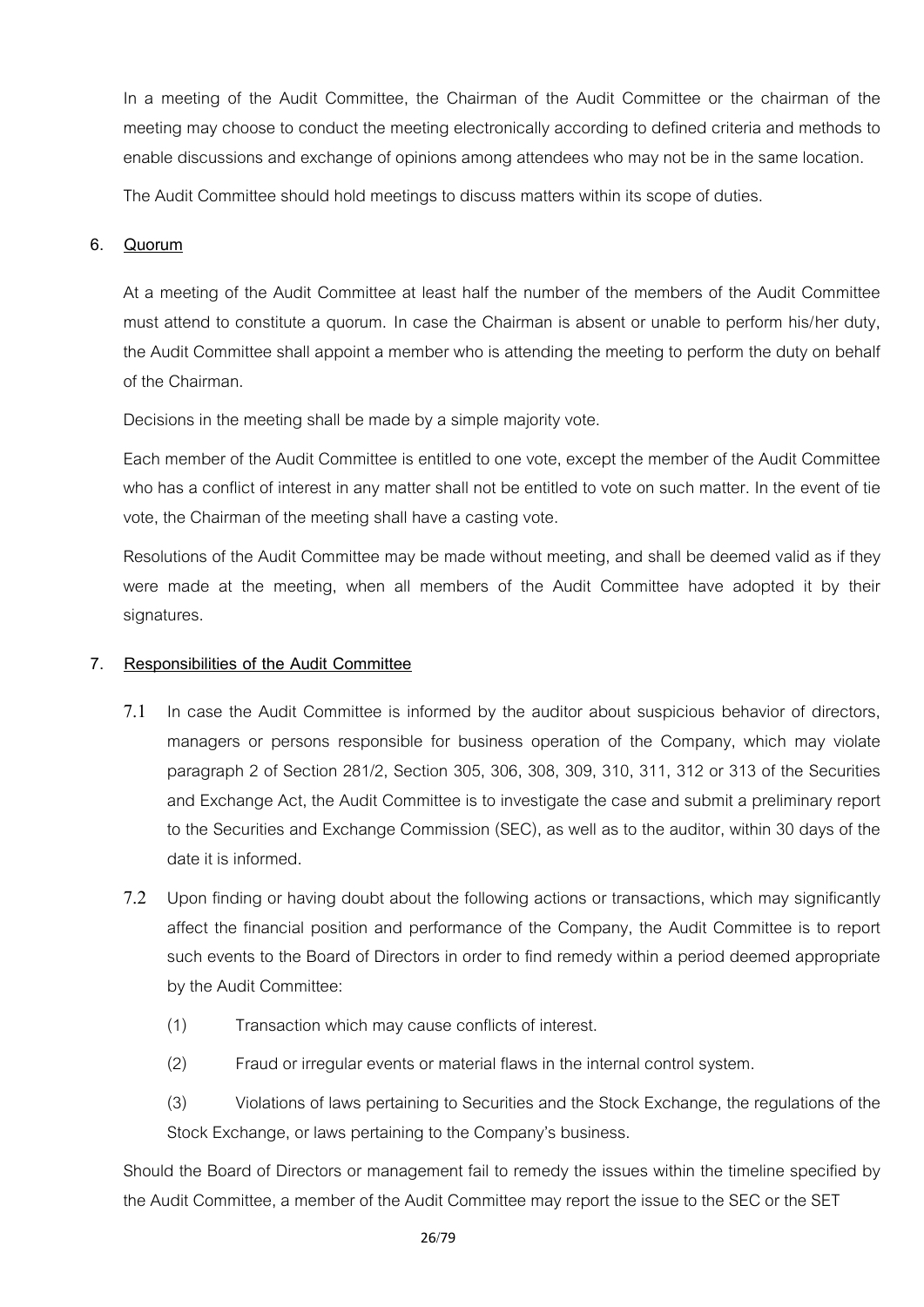In a meeting of the Audit Committee, the Chairman of the Audit Committee or the chairman of the meeting may choose to conduct the meeting electronically according to defined criteria and methods to enable discussions and exchange of opinions among attendees who may not be in the same location.

The Audit Committee should hold meetings to discuss matters within its scope of duties.

## 6. Quorum

At a meeting of the Audit Committee at least half the number of the members of the Audit Committee must attend to constitute a quorum. In case the Chairman is absent or unable to perform his/her duty, the Audit Committee shall appoint a member who is attending the meeting to perform the duty on behalf of the Chairman.

Decisions in the meeting shall be made by a simple majority vote.

Each member of the Audit Committee is entitled to one vote, except the member of the Audit Committee who has a conflict of interest in any matter shall not be entitled to vote on such matter. In the event of tie vote, the Chairman of the meeting shall have a casting vote.

Resolutions of the Audit Committee may be made without meeting, and shall be deemed valid as if they were made at the meeting, when all members of the Audit Committee have adopted it by their signatures.

## 7. Responsibilities of the Audit Committee

7.1 In case the Audit Committee is informed by the auditor about suspicious behavior of directors, managers or persons responsible for business operation of the Company, which may violate paragraph 2 of Section 281/2, Section 305, 306, 308, 309, 310, 311, 312 or 313 of the Securities and Exchange Act, the Audit Committee is to investigate the case and submit a preliminary report to the Securities and Exchange Commission (SEC), as well as to the auditor, within 30 days of the date it is informed.

7.2 Upon finding or having doubt about the following actions or transactions, which may significantly affect the financial position and performance of the Company, the Audit Committee is to report such events to the Board of Directors in order to find remedy within a period deemed appropriate by the Audit Committee:

(1) Transaction which may cause conflicts of interest.

(2) Fraud or irregular events or material flaws in the internal control system.

(3) Violations of laws pertaining to Securities and the Stock Exchange, the regulations of the Stock Exchange, or laws pertaining to the Company's business.

Should the Board of Directors or management fail to remedy the issues within the timeline specified by the Audit Committee, a member of the Audit Committee may report the issue to the SEC or the SET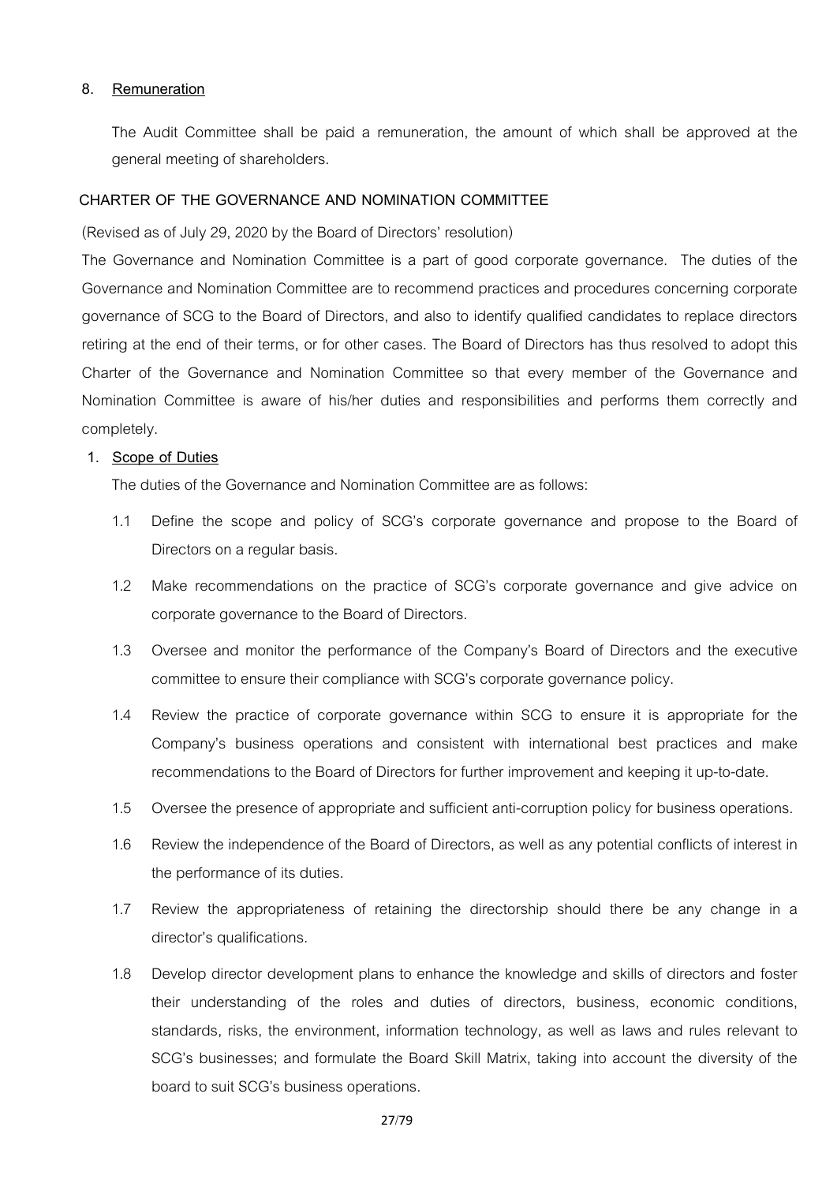**8. Remuneration**

The Audit Committee shall be paid a remuneration, the amount of which shall be approved at the general meeting of shareholders.

## CHARTER OF THE GOVERNANCE AND NOMINATION COMMITTEE

(Revised as of July 29, 2020 by the Board of Directors' resolution)

The Governance and Nomination Committee is a part of good corporate governance. The duties of the Governance and Nomination Committee are to recommend practices and procedures concerning corporate governance of SCG to the Board of Directors, and also to identify qualified candidates to replace directors retiring at the end of their terms, or for other cases. The Board of Directors has thus resolved to adopt this Charter of the Governance and Nomination Committee so that every member of the Governance and Nomination Committee is aware of his/her duties and responsibilities and performs them correctly and completely.

**1. Scope of Duties**

The duties of the Governance and Nomination Committee are as follows:

1.1 Define the scope and policy of SCG's corporate governance and propose to the Board of Directors on a regular basis.

1.2 Make recommendations on the practice of SCG's corporate governance and give advice on corporate governance to the Board of Directors.

1.3 Oversee and monitor the performance of the Company's Board of Directors and the executive committee to ensure their compliance with SCG's corporate governance policy.

1.4 Review the practice of corporate governance within SCG to ensure it is appropriate for the Company's business operations and consistent with international best practices and make recommendations to the Board of Directors for further improvement and keeping it up-to-date.

1.5 Oversee the presence of appropriate and sufficient anti-corruption policy for business operations.

1.6 Review the independence of the Board of Directors, as well as any potential conflicts of interest in the performance of its duties.

1.7 Review the appropriateness of retaining the directorship should there be any change in a director's qualifications.

1.8 Develop director development plans to enhance the knowledge and skills of directors and foster their understanding of the roles and duties of directors, business, economic conditions, standards, risks, the environment, information technology, as well as laws and rules relevant to SCG's businesses; and formulate the Board Skill Matrix, taking into account the diversity of the board to suit SCG's business operations.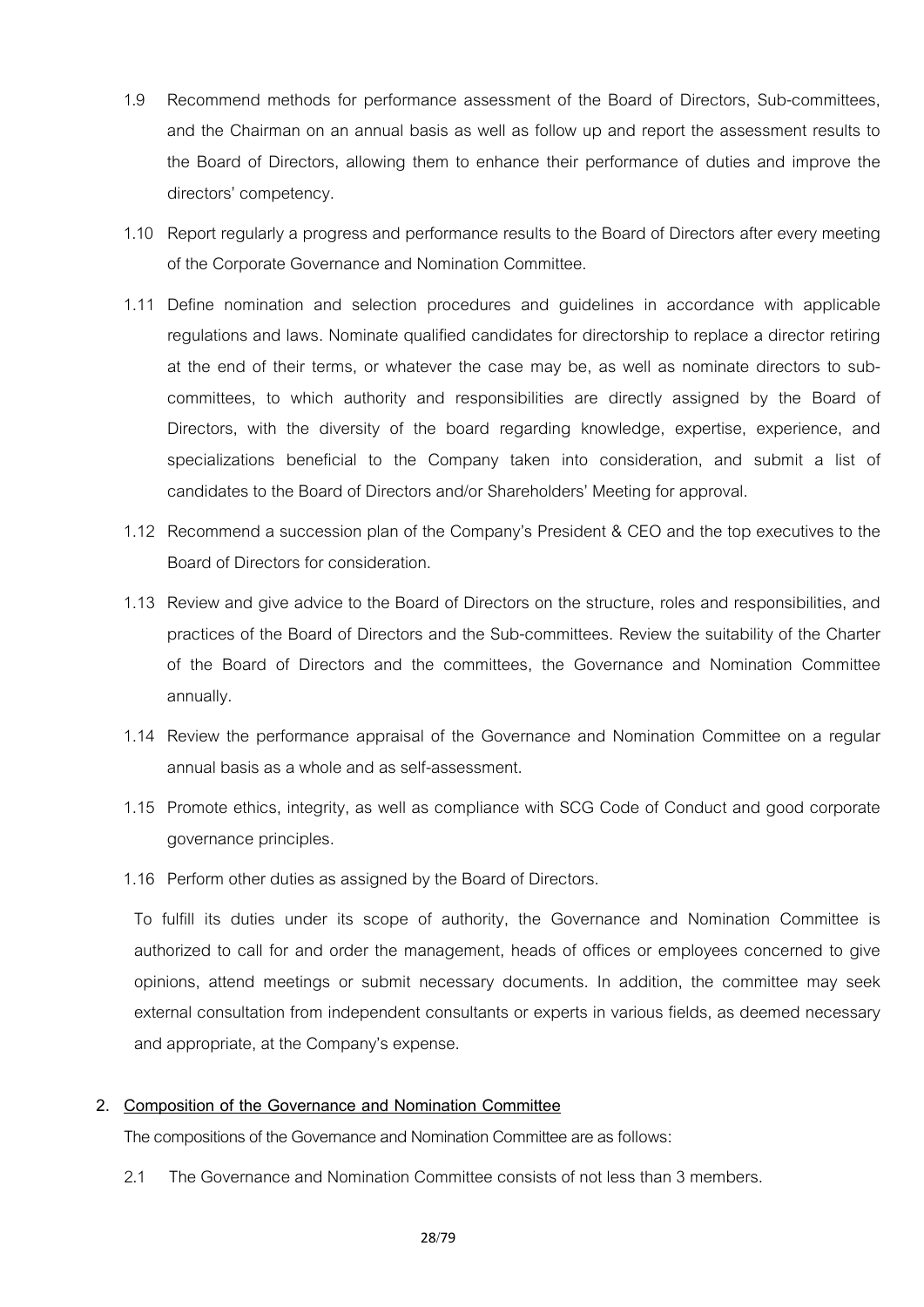1.9 Recommend methods for performance assessment of the Board of Directors, Sub-committees, and the Chairman on an annual basis as well as follow up and report the assessment results to the Board of Directors, allowing them to enhance their performance of duties and improve the directors' competency.

1.10 Report regularly a progress and performance results to the Board of Directors after every meeting of the Corporate Governance and Nomination Committee.

1.11 Define nomination and selection procedures and guidelines in accordance with applicable regulations and laws. Nominate qualified candidates for directorship to replace a director retiring at the end of their terms, or whatever the case may be, as well as nominate directors to sub-committees, to which authority and responsibilities are directly assigned by the Board of Directors, with the diversity of the board regarding knowledge, expertise, experience, and specializations beneficial to the Company taken into consideration, and submit a list of candidates to the Board of Directors and/or Shareholders' Meeting for approval.

1.12 Recommend a succession plan of the Company's President & CEO and the top executives to the Board of Directors for consideration.

1.13 Review and give advice to the Board of Directors on the structure, roles and responsibilities, and practices of the Board of Directors and the Sub-committees. Review the suitability of the Charter of the Board of Directors and the committees, the Governance and Nomination Committee annually.

1.14 Review the performance appraisal of the Governance and Nomination Committee on a regular annual basis as a whole and as self-assessment.

1.15 Promote ethics, integrity, as well as compliance with SCG Code of Conduct and good corporate governance principles.

1.16 Perform other duties as assigned by the Board of Directors.

To fulfill its duties under its scope of authority, the Governance and Nomination Committee is authorized to call for and order the management, heads of offices or employees concerned to give opinions, attend meetings or submit necessary documents. In addition, the committee may seek external consultation from independent consultants or experts in various fields, as deemed necessary and appropriate, at the Company's expense.

**2. Composition of the Governance and Nomination Committee**

The compositions of the Governance and Nomination Committee are as follows:

2.1 The Governance and Nomination Committee consists of not less than 3 members.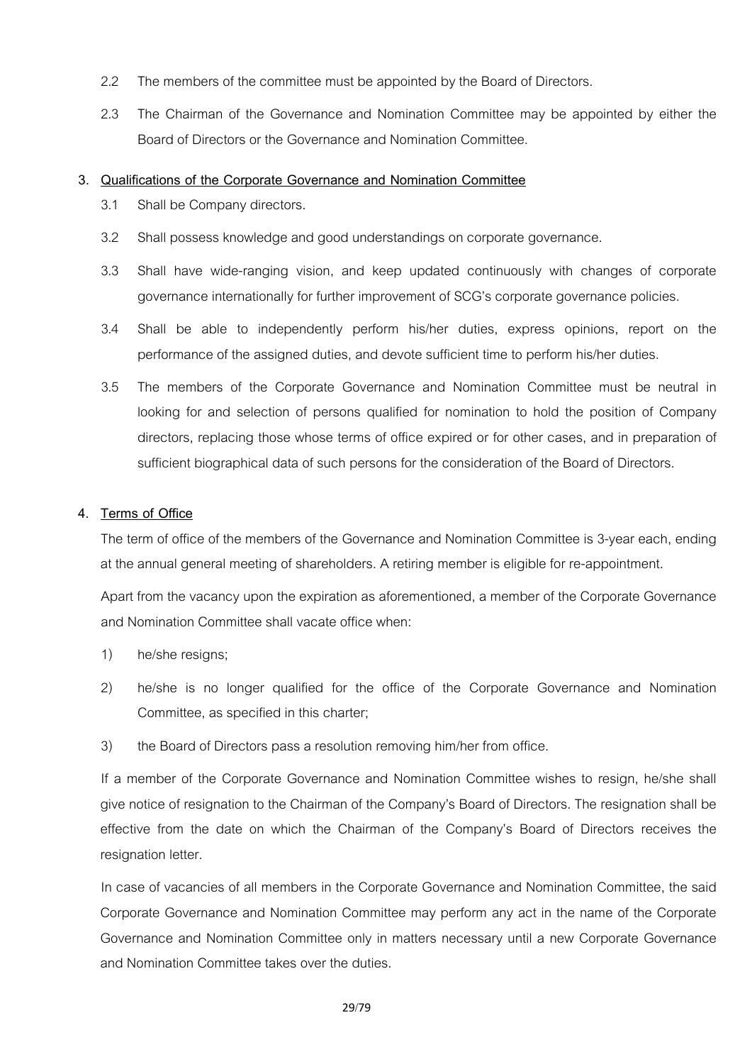2.2 The members of the committee must be appointed by the Board of Directors.

2.3 The Chairman of the Governance and Nomination Committee may be appointed by either the Board of Directors or the Governance and Nomination Committee.

**3. Qualifications of the Corporate Governance and Nomination Committee**

3.1 Shall be Company directors.

3.2 Shall possess knowledge and good understandings on corporate governance.

3.3 Shall have wide-ranging vision, and keep updated continuously with changes of corporate governance internationally for further improvement of SCG's corporate governance policies.

3.4 Shall be able to independently perform his/her duties, express opinions, report on the performance of the assigned duties, and devote sufficient time to perform his/her duties.

3.5 The members of the Corporate Governance and Nomination Committee must be neutral in looking for and selection of persons qualified for nomination to hold the position of Company directors, replacing those whose terms of office expired or for other cases, and in preparation of sufficient biographical data of such persons for the consideration of the Board of Directors.

**4. Terms of Office**

The term of office of the members of the Governance and Nomination Committee is 3-year each, ending at the annual general meeting of shareholders. A retiring member is eligible for re-appointment.

Apart from the vacancy upon the expiration as aforementioned, a member of the Corporate Governance and Nomination Committee shall vacate office when:

1) he/she resigns;

2) he/she is no longer qualified for the office of the Corporate Governance and Nomination Committee, as specified in this charter;

3) the Board of Directors pass a resolution removing him/her from office.

If a member of the Corporate Governance and Nomination Committee wishes to resign, he/she shall give notice of resignation to the Chairman of the Company's Board of Directors. The resignation shall be effective from the date on which the Chairman of the Company's Board of Directors receives the resignation letter.

In case of vacancies of all members in the Corporate Governance and Nomination Committee, the said Corporate Governance and Nomination Committee may perform any act in the name of the Corporate Governance and Nomination Committee only in matters necessary until a new Corporate Governance and Nomination Committee takes over the duties.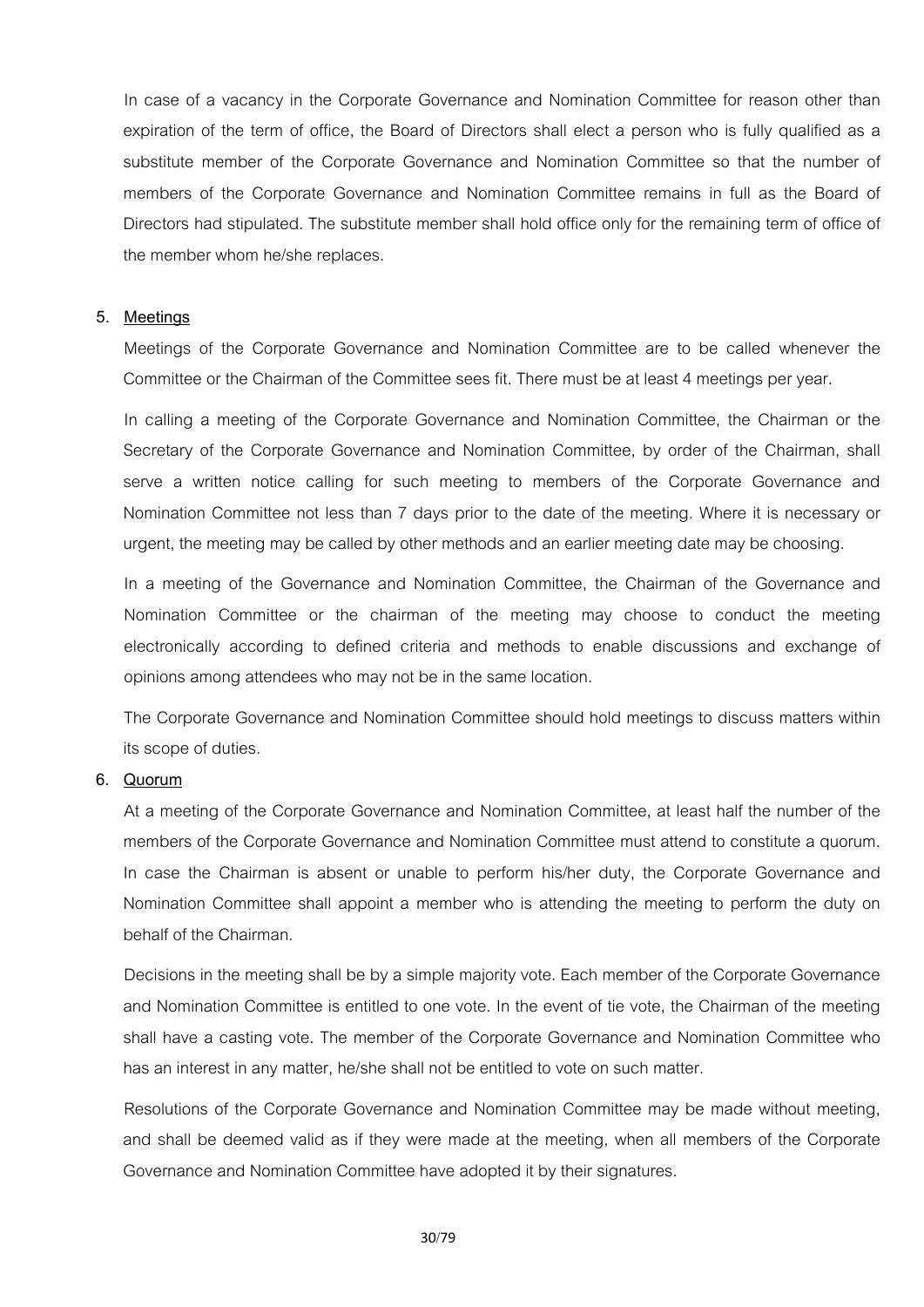In case of a vacancy in the Corporate Governance and Nomination Committee for reason other than expiration of the term of office, the Board of Directors shall elect a person who is fully qualified as a substitute member of the Corporate Governance and Nomination Committee so that the number of members of the Corporate Governance and Nomination Committee remains in full as the Board of Directors had stipulated. The substitute member shall hold office only for the remaining term of office of the member whom he/she replaces.

5. **Meetings**

Meetings of the Corporate Governance and Nomination Committee are to be called whenever the Committee or the Chairman of the Committee sees fit. There must be at least 4 meetings per year.

In calling a meeting of the Corporate Governance and Nomination Committee, the Chairman or the Secretary of the Corporate Governance and Nomination Committee, by order of the Chairman, shall serve a written notice calling for such meeting to members of the Corporate Governance and Nomination Committee not less than 7 days prior to the date of the meeting. Where it is necessary or urgent, the meeting may be called by other methods and an earlier meeting date may be choosing.

In a meeting of the Governance and Nomination Committee, the Chairman of the Governance and Nomination Committee or the chairman of the meeting may choose to conduct the meeting electronically according to defined criteria and methods to enable discussions and exchange of opinions among attendees who may not be in the same location.

The Corporate Governance and Nomination Committee should hold meetings to discuss matters within its scope of duties.

6. **Quorum**

At a meeting of the Corporate Governance and Nomination Committee, at least half the number of the members of the Corporate Governance and Nomination Committee must attend to constitute a quorum. In case the Chairman is absent or unable to perform his/her duty, the Corporate Governance and Nomination Committee shall appoint a member who is attending the meeting to perform the duty on behalf of the Chairman.

Decisions in the meeting shall be by a simple majority vote. Each member of the Corporate Governance and Nomination Committee is entitled to one vote. In the event of tie vote, the Chairman of the meeting shall have a casting vote. The member of the Corporate Governance and Nomination Committee who has an interest in any matter, he/she shall not be entitled to vote on such matter.

Resolutions of the Corporate Governance and Nomination Committee may be made without meeting, and shall be deemed valid as if they were made at the meeting, when all members of the Corporate Governance and Nomination Committee have adopted it by their signatures.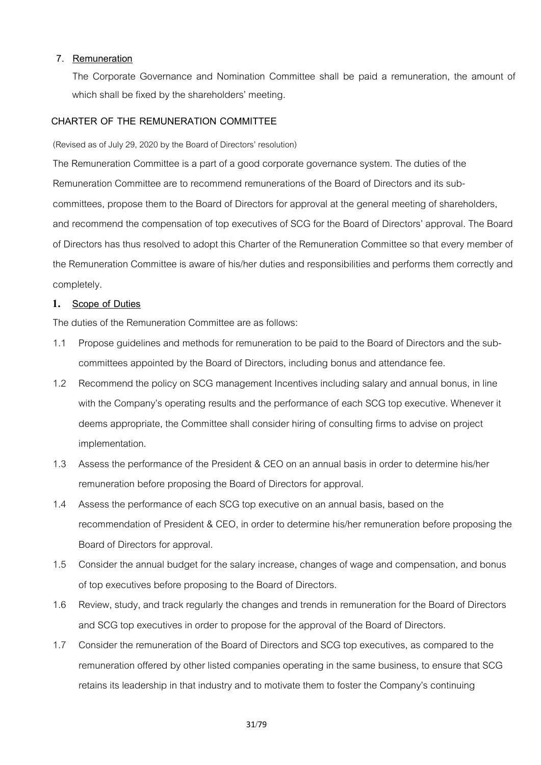7. **Remuneration**

The Corporate Governance and Nomination Committee shall be paid a remuneration, the amount of which shall be fixed by the shareholders' meeting.

## CHARTER OF THE REMUNERATION COMMITTEE

(Revised as of July 29, 2020 by the Board of Directors' resolution)

The Remuneration Committee is a part of a good corporate governance system. The duties of the Remuneration Committee are to recommend remunerations of the Board of Directors and its sub-committees, propose them to the Board of Directors for approval at the general meeting of shareholders, and recommend the compensation of top executives of SCG for the Board of Directors' approval. The Board of Directors has thus resolved to adopt this Charter of the Remuneration Committee so that every member of the Remuneration Committee is aware of his/her duties and responsibilities and performs them correctly and completely.

### 1. Scope of Duties

The duties of the Remuneration Committee are as follows:

1.1 Propose guidelines and methods for remuneration to be paid to the Board of Directors and the sub-committees appointed by the Board of Directors, including bonus and attendance fee.

1.2 Recommend the policy on SCG management Incentives including salary and annual bonus, in line with the Company's operating results and the performance of each SCG top executive. Whenever it deems appropriate, the Committee shall consider hiring of consulting firms to advise on project implementation.

1.3 Assess the performance of the President & CEO on an annual basis in order to determine his/her remuneration before proposing the Board of Directors for approval.

1.4 Assess the performance of each SCG top executive on an annual basis, based on the recommendation of President & CEO, in order to determine his/her remuneration before proposing the Board of Directors for approval.

1.5 Consider the annual budget for the salary increase, changes of wage and compensation, and bonus of top executives before proposing to the Board of Directors.

1.6 Review, study, and track regularly the changes and trends in remuneration for the Board of Directors and SCG top executives in order to propose for the approval of the Board of Directors.

1.7 Consider the remuneration of the Board of Directors and SCG top executives, as compared to the remuneration offered by other listed companies operating in the same business, to ensure that SCG retains its leadership in that industry and to motivate them to foster the Company's continuing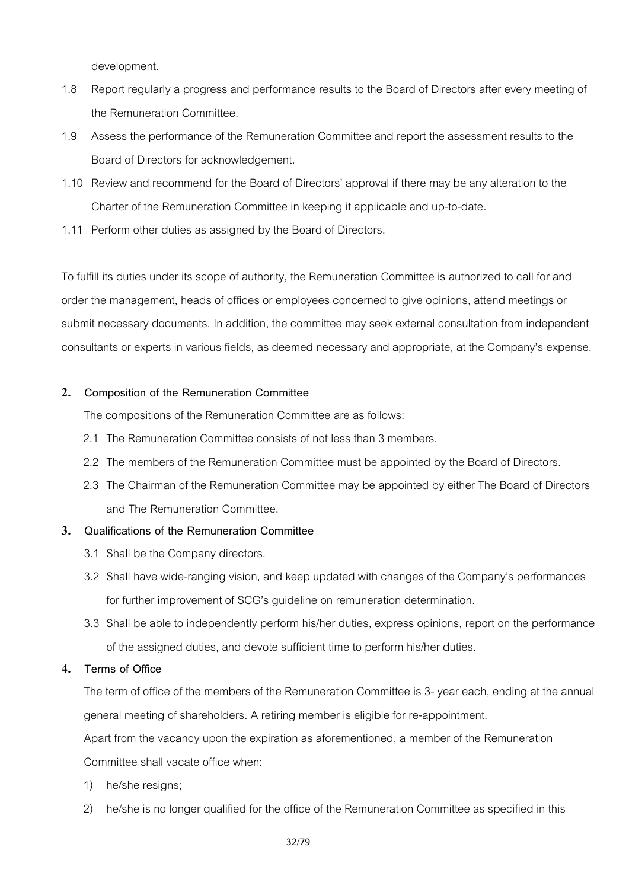development.

1.8 Report regularly a progress and performance results to the Board of Directors after every meeting of the Remuneration Committee.

1.9 Assess the performance of the Remuneration Committee and report the assessment results to the Board of Directors for acknowledgement.

1.10 Review and recommend for the Board of Directors' approval if there may be any alteration to the Charter of the Remuneration Committee in keeping it applicable and up-to-date.

1.11 Perform other duties as assigned by the Board of Directors.

To fulfill its duties under its scope of authority, the Remuneration Committee is authorized to call for and order the management, heads of offices or employees concerned to give opinions, attend meetings or submit necessary documents. In addition, the committee may seek external consultation from independent consultants or experts in various fields, as deemed necessary and appropriate, at the Company's expense.

**2. Composition of the Remuneration Committee**

The compositions of the Remuneration Committee are as follows:

2.1 The Remuneration Committee consists of not less than 3 members.

2.2 The members of the Remuneration Committee must be appointed by the Board of Directors.

2.3 The Chairman of the Remuneration Committee may be appointed by either The Board of Directors and The Remuneration Committee.

**3. Qualifications of the Remuneration Committee**

3.1 Shall be the Company directors.

3.2 Shall have wide-ranging vision, and keep updated with changes of the Company's performances for further improvement of SCG's guideline on remuneration determination.

3.3 Shall be able to independently perform his/her duties, express opinions, report on the performance of the assigned duties, and devote sufficient time to perform his/her duties.

**4. Terms of Office**

The term of office of the members of the Remuneration Committee is 3- year each, ending at the annual general meeting of shareholders. A retiring member is eligible for re-appointment.

Apart from the vacancy upon the expiration as aforementioned, a member of the Remuneration Committee shall vacate office when:

1) he/she resigns;

2) he/she is no longer qualified for the office of the Remuneration Committee as specified in this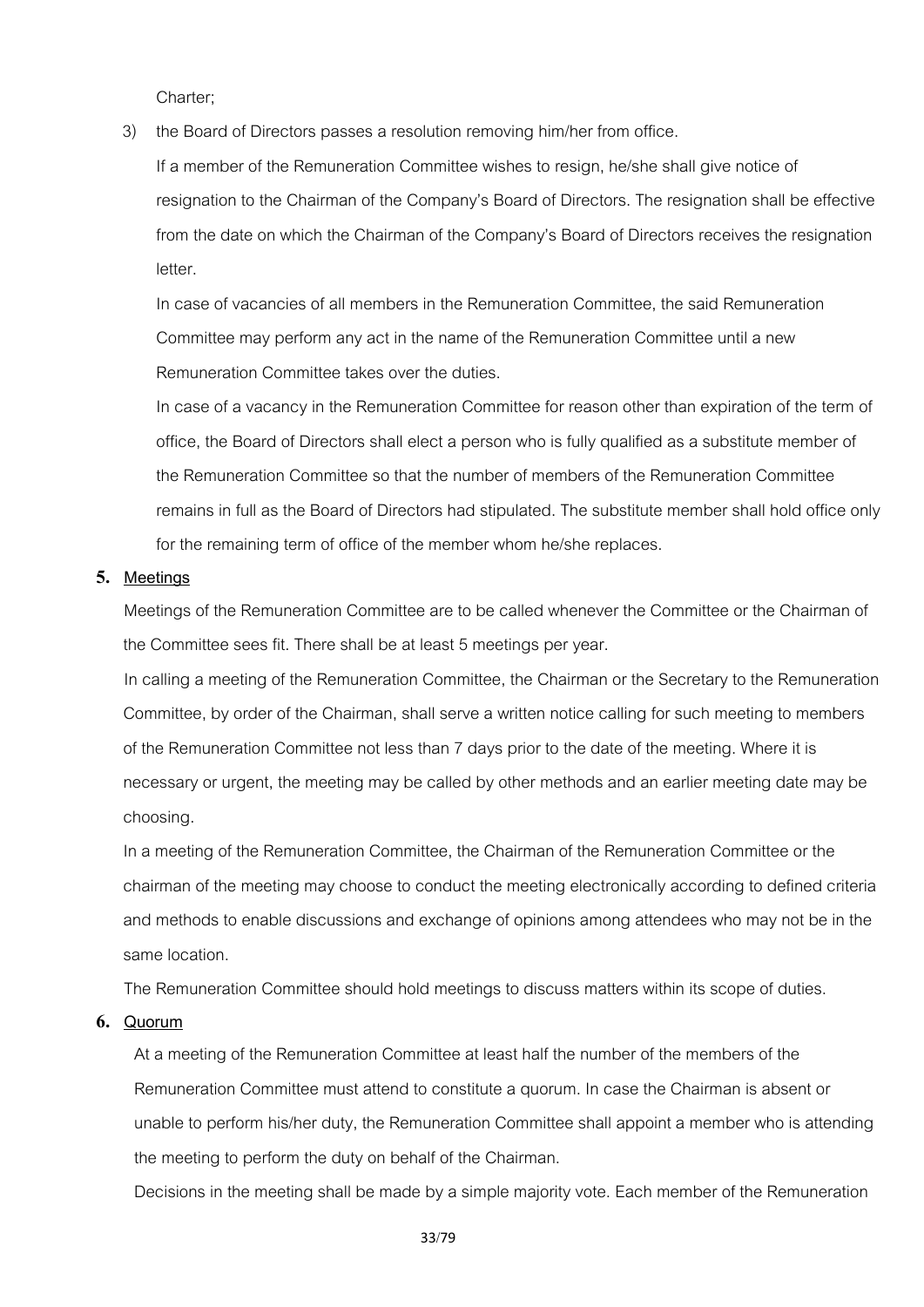Charter;

3) the Board of Directors passes a resolution removing him/her from office.

   If a member of the Remuneration Committee wishes to resign, he/she shall give notice of resignation to the Chairman of the Company's Board of Directors. The resignation shall be effective from the date on which the Chairman of the Company's Board of Directors receives the resignation letter.

   In case of vacancies of all members in the Remuneration Committee, the said Remuneration Committee may perform any act in the name of the Remuneration Committee until a new Remuneration Committee takes over the duties.

   In case of a vacancy in the Remuneration Committee for reason other than expiration of the term of office, the Board of Directors shall elect a person who is fully qualified as a substitute member of the Remuneration Committee so that the number of members of the Remuneration Committee remains in full as the Board of Directors had stipulated. The substitute member shall hold office only for the remaining term of office of the member whom he/she replaces.

**5.** Meetings

Meetings of the Remuneration Committee are to be called whenever the Committee or the Chairman of the Committee sees fit. There shall be at least 5 meetings per year.

In calling a meeting of the Remuneration Committee, the Chairman or the Secretary to the Remuneration Committee, by order of the Chairman, shall serve a written notice calling for such meeting to members of the Remuneration Committee not less than 7 days prior to the date of the meeting. Where it is necessary or urgent, the meeting may be called by other methods and an earlier meeting date may be choosing.

In a meeting of the Remuneration Committee, the Chairman of the Remuneration Committee or the chairman of the meeting may choose to conduct the meeting electronically according to defined criteria and methods to enable discussions and exchange of opinions among attendees who may not be in the same location.

The Remuneration Committee should hold meetings to discuss matters within its scope of duties.

**6.** Quorum

At a meeting of the Remuneration Committee at least half the number of the members of the Remuneration Committee must attend to constitute a quorum. In case the Chairman is absent or unable to perform his/her duty, the Remuneration Committee shall appoint a member who is attending the meeting to perform the duty on behalf of the Chairman.

Decisions in the meeting shall be made by a simple majority vote. Each member of the Remuneration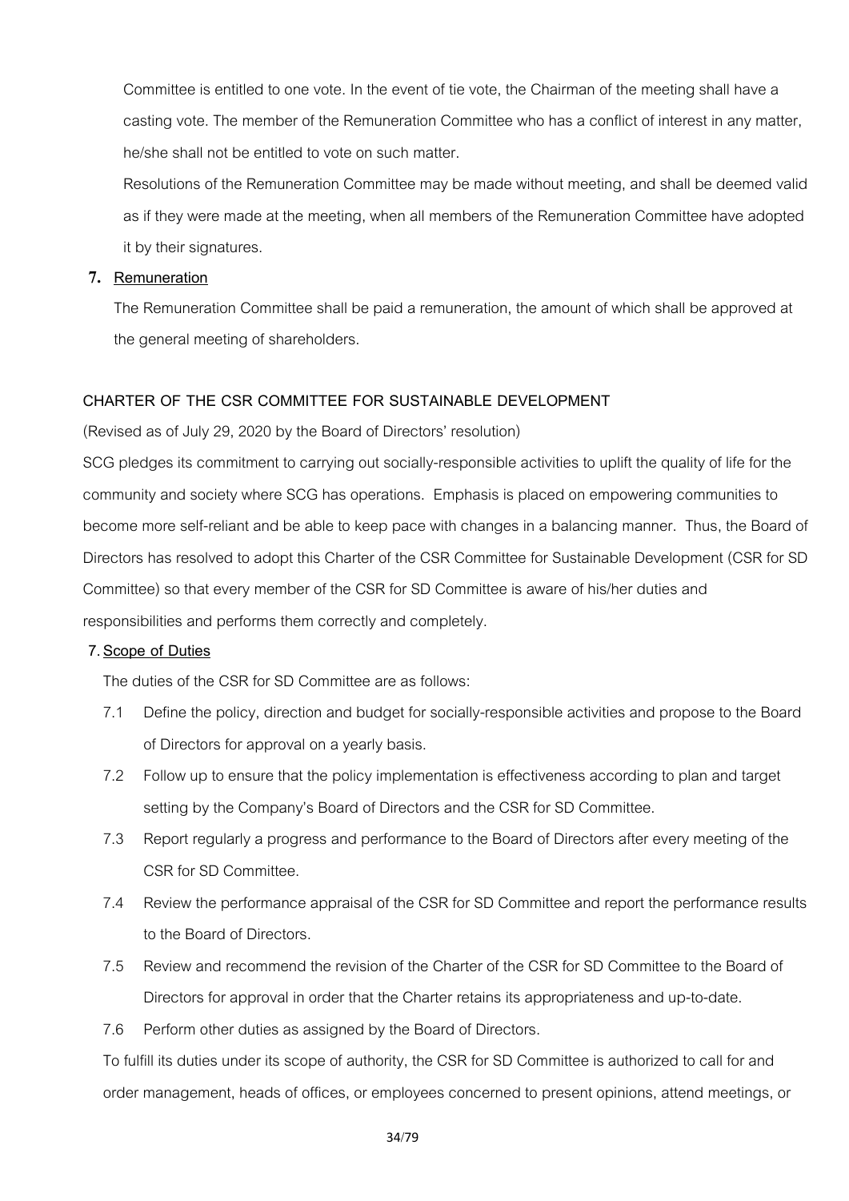Committee is entitled to one vote. In the event of tie vote, the Chairman of the meeting shall have a casting vote. The member of the Remuneration Committee who has a conflict of interest in any matter, he/she shall not be entitled to vote on such matter.

Resolutions of the Remuneration Committee may be made without meeting, and shall be deemed valid as if they were made at the meeting, when all members of the Remuneration Committee have adopted it by their signatures.

**7. Remuneration**

The Remuneration Committee shall be paid a remuneration, the amount of which shall be approved at the general meeting of shareholders.

**CHARTER OF THE CSR COMMITTEE FOR SUSTAINABLE DEVELOPMENT**

(Revised as of July 29, 2020 by the Board of Directors' resolution)

SCG pledges its commitment to carrying out socially-responsible activities to uplift the quality of life for the community and society where SCG has operations. Emphasis is placed on empowering communities to become more self-reliant and be able to keep pace with changes in a balancing manner. Thus, the Board of Directors has resolved to adopt this Charter of the CSR Committee for Sustainable Development (CSR for SD Committee) so that every member of the CSR for SD Committee is aware of his/her duties and responsibilities and performs them correctly and completely.

**7. Scope of Duties**

The duties of the CSR for SD Committee are as follows:

7.1 Define the policy, direction and budget for socially-responsible activities and propose to the Board of Directors for approval on a yearly basis.

7.2 Follow up to ensure that the policy implementation is effectiveness according to plan and target setting by the Company's Board of Directors and the CSR for SD Committee.

7.3 Report regularly a progress and performance to the Board of Directors after every meeting of the CSR for SD Committee.

7.4 Review the performance appraisal of the CSR for SD Committee and report the performance results to the Board of Directors.

7.5 Review and recommend the revision of the Charter of the CSR for SD Committee to the Board of Directors for approval in order that the Charter retains its appropriateness and up-to-date.

7.6 Perform other duties as assigned by the Board of Directors.

To fulfill its duties under its scope of authority, the CSR for SD Committee is authorized to call for and order management, heads of offices, or employees concerned to present opinions, attend meetings, or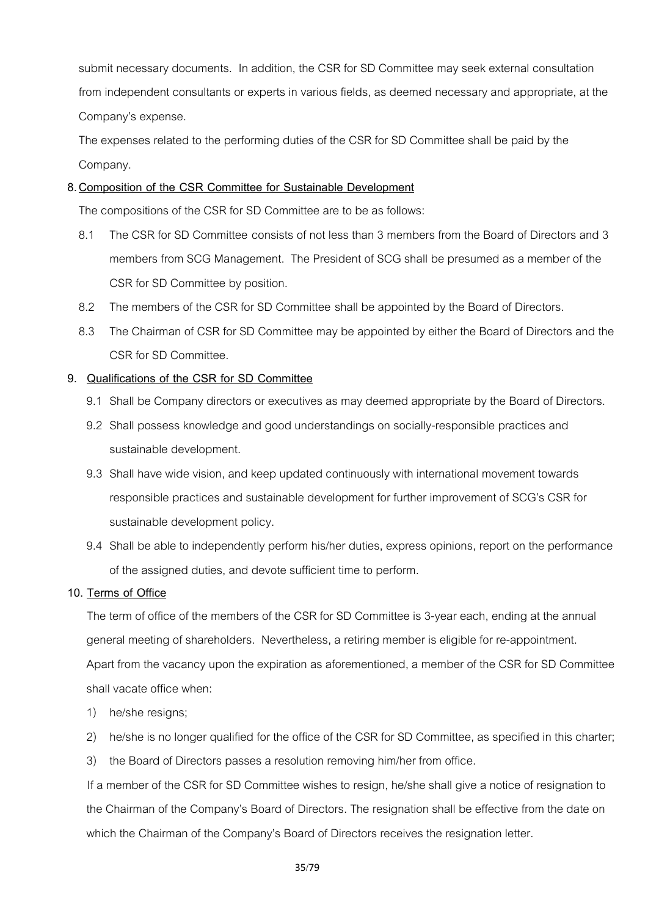submit necessary documents. In addition, the CSR for SD Committee may seek external consultation from independent consultants or experts in various fields, as deemed necessary and appropriate, at the Company's expense.

The expenses related to the performing duties of the CSR for SD Committee shall be paid by the Company.

8. **Composition of the CSR Committee for Sustainable Development**

The compositions of the CSR for SD Committee are to be as follows:

8.1 The CSR for SD Committee consists of not less than 3 members from the Board of Directors and 3 members from SCG Management. The President of SCG shall be presumed as a member of the CSR for SD Committee by position.

8.2 The members of the CSR for SD Committee shall be appointed by the Board of Directors.

8.3 The Chairman of CSR for SD Committee may be appointed by either the Board of Directors and the CSR for SD Committee.

9. **Qualifications of the CSR for SD Committee**

9.1 Shall be Company directors or executives as may deemed appropriate by the Board of Directors.

9.2 Shall possess knowledge and good understandings on socially-responsible practices and sustainable development.

9.3 Shall have wide vision, and keep updated continuously with international movement towards responsible practices and sustainable development for further improvement of SCG's CSR for sustainable development policy.

9.4 Shall be able to independently perform his/her duties, express opinions, report on the performance of the assigned duties, and devote sufficient time to perform.

10. **Terms of Office**

The term of office of the members of the CSR for SD Committee is 3-year each, ending at the annual general meeting of shareholders. Nevertheless, a retiring member is eligible for re-appointment.

Apart from the vacancy upon the expiration as aforementioned, a member of the CSR for SD Committee shall vacate office when:

1) he/she resigns;
2) he/she is no longer qualified for the office of the CSR for SD Committee, as specified in this charter;
3) the Board of Directors passes a resolution removing him/her from office.

If a member of the CSR for SD Committee wishes to resign, he/she shall give a notice of resignation to the Chairman of the Company's Board of Directors. The resignation shall be effective from the date on which the Chairman of the Company's Board of Directors receives the resignation letter.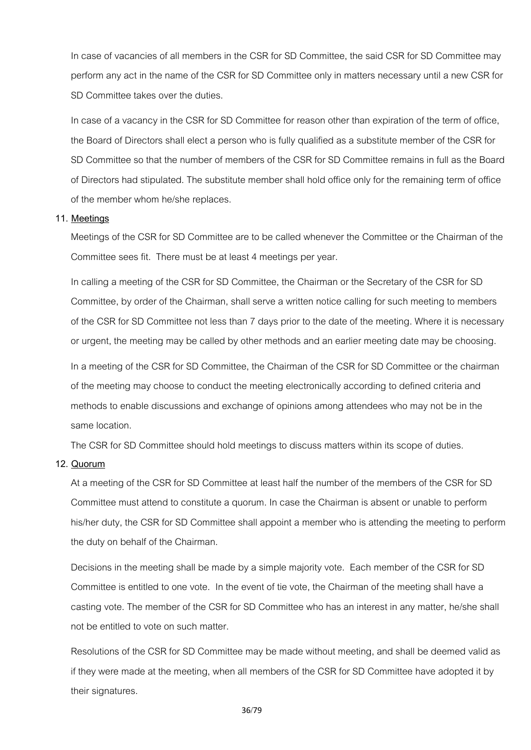In case of vacancies of all members in the CSR for SD Committee, the said CSR for SD Committee may perform any act in the name of the CSR for SD Committee only in matters necessary until a new CSR for SD Committee takes over the duties.

In case of a vacancy in the CSR for SD Committee for reason other than expiration of the term of office, the Board of Directors shall elect a person who is fully qualified as a substitute member of the CSR for SD Committee so that the number of members of the CSR for SD Committee remains in full as the Board of Directors had stipulated. The substitute member shall hold office only for the remaining term of office of the member whom he/she replaces.

11. **Meetings**

Meetings of the CSR for SD Committee are to be called whenever the Committee or the Chairman of the Committee sees fit. There must be at least 4 meetings per year.

In calling a meeting of the CSR for SD Committee, the Chairman or the Secretary of the CSR for SD Committee, by order of the Chairman, shall serve a written notice calling for such meeting to members of the CSR for SD Committee not less than 7 days prior to the date of the meeting. Where it is necessary or urgent, the meeting may be called by other methods and an earlier meeting date may be choosing.

In a meeting of the CSR for SD Committee, the Chairman of the CSR for SD Committee or the chairman of the meeting may choose to conduct the meeting electronically according to defined criteria and methods to enable discussions and exchange of opinions among attendees who may not be in the same location.

The CSR for SD Committee should hold meetings to discuss matters within its scope of duties.

12. **Quorum**

At a meeting of the CSR for SD Committee at least half the number of the members of the CSR for SD Committee must attend to constitute a quorum. In case the Chairman is absent or unable to perform his/her duty, the CSR for SD Committee shall appoint a member who is attending the meeting to perform the duty on behalf of the Chairman.

Decisions in the meeting shall be made by a simple majority vote. Each member of the CSR for SD Committee is entitled to one vote. In the event of tie vote, the Chairman of the meeting shall have a casting vote. The member of the CSR for SD Committee who has an interest in any matter, he/she shall not be entitled to vote on such matter.

Resolutions of the CSR for SD Committee may be made without meeting, and shall be deemed valid as if they were made at the meeting, when all members of the CSR for SD Committee have adopted it by their signatures.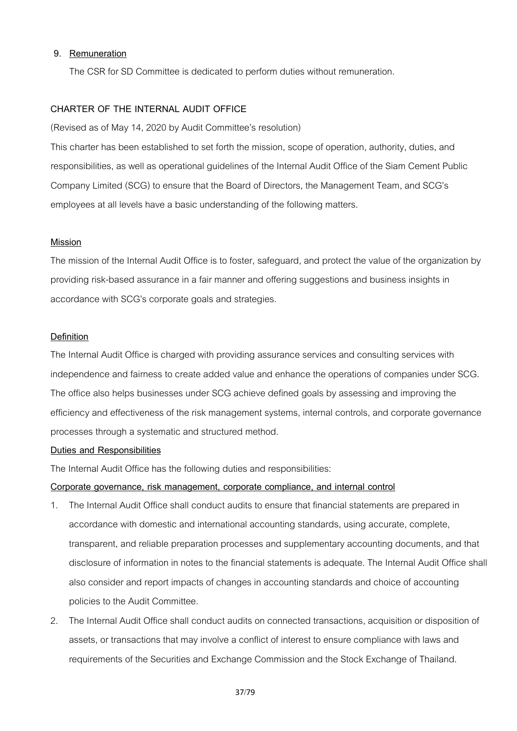## 9. Remuneration

The CSR for SD Committee is dedicated to perform duties without remuneration.

## CHARTER OF THE INTERNAL AUDIT OFFICE

(Revised as of May 14, 2020 by Audit Committee's resolution)

This charter has been established to set forth the mission, scope of operation, authority, duties, and responsibilities, as well as operational guidelines of the Internal Audit Office of the Siam Cement Public Company Limited (SCG) to ensure that the Board of Directors, the Management Team, and SCG's employees at all levels have a basic understanding of the following matters.

### Mission

The mission of the Internal Audit Office is to foster, safeguard, and protect the value of the organization by providing risk-based assurance in a fair manner and offering suggestions and business insights in accordance with SCG's corporate goals and strategies.

### Definition

The Internal Audit Office is charged with providing assurance services and consulting services with independence and fairness to create added value and enhance the operations of companies under SCG. The office also helps businesses under SCG achieve defined goals by assessing and improving the efficiency and effectiveness of the risk management systems, internal controls, and corporate governance processes through a systematic and structured method.

### Duties and Responsibilities

The Internal Audit Office has the following duties and responsibilities:

#### Corporate governance, risk management, corporate compliance, and internal control

1. The Internal Audit Office shall conduct audits to ensure that financial statements are prepared in accordance with domestic and international accounting standards, using accurate, complete, transparent, and reliable preparation processes and supplementary accounting documents, and that disclosure of information in notes to the financial statements is adequate. The Internal Audit Office shall also consider and report impacts of changes in accounting standards and choice of accounting policies to the Audit Committee.
2. The Internal Audit Office shall conduct audits on connected transactions, acquisition or disposition of assets, or transactions that may involve a conflict of interest to ensure compliance with laws and requirements of the Securities and Exchange Commission and the Stock Exchange of Thailand.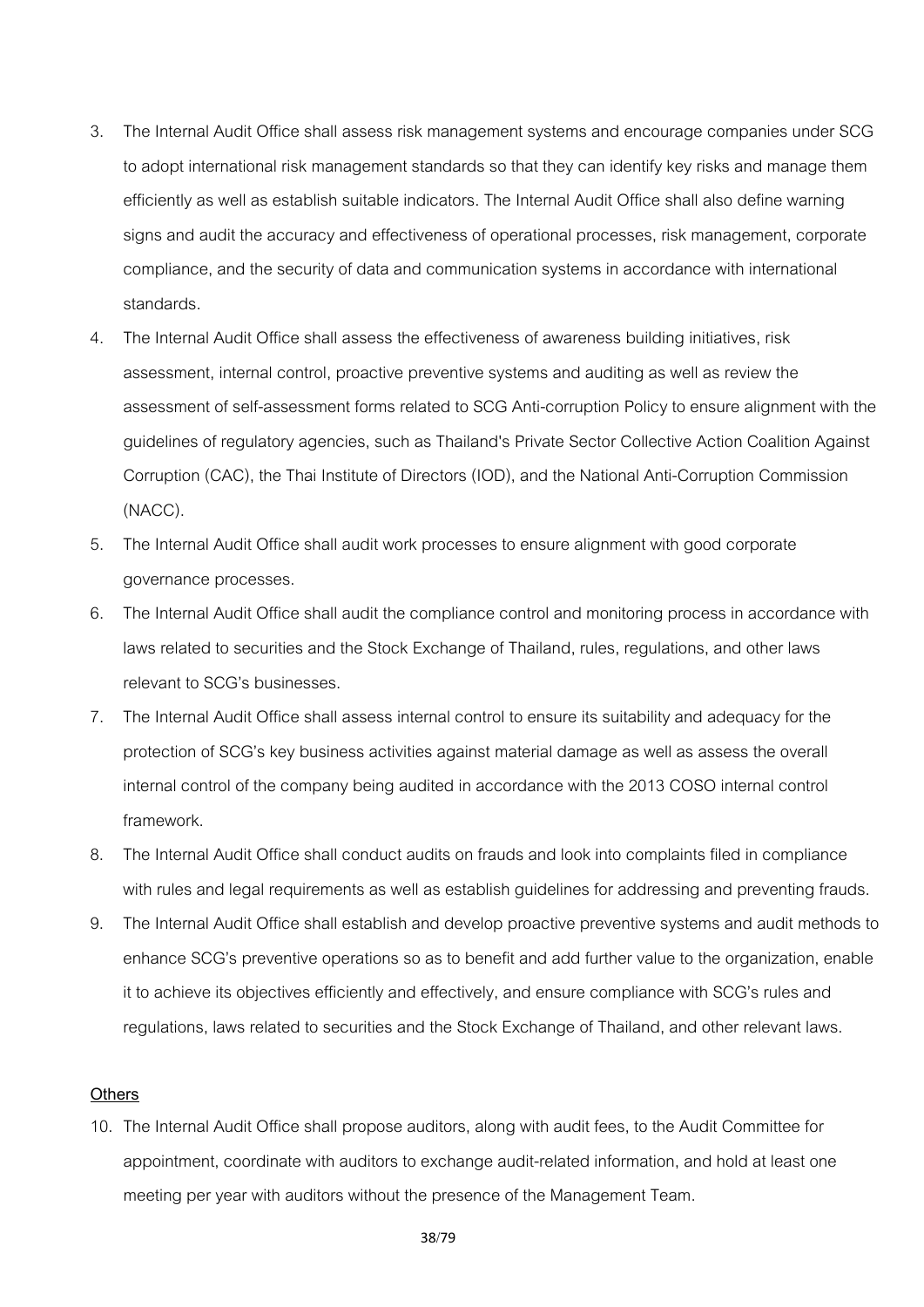3. The Internal Audit Office shall assess risk management systems and encourage companies under SCG to adopt international risk management standards so that they can identify key risks and manage them efficiently as well as establish suitable indicators. The Internal Audit Office shall also define warning signs and audit the accuracy and effectiveness of operational processes, risk management, corporate compliance, and the security of data and communication systems in accordance with international standards.
4. The Internal Audit Office shall assess the effectiveness of awareness building initiatives, risk assessment, internal control, proactive preventive systems and auditing as well as review the assessment of self-assessment forms related to SCG Anti-corruption Policy to ensure alignment with the guidelines of regulatory agencies, such as Thailand's Private Sector Collective Action Coalition Against Corruption (CAC), the Thai Institute of Directors (IOD), and the National Anti-Corruption Commission (NACC).
5. The Internal Audit Office shall audit work processes to ensure alignment with good corporate governance processes.
6. The Internal Audit Office shall audit the compliance control and monitoring process in accordance with laws related to securities and the Stock Exchange of Thailand, rules, regulations, and other laws relevant to SCG's businesses.
7. The Internal Audit Office shall assess internal control to ensure its suitability and adequacy for the protection of SCG's key business activities against material damage as well as assess the overall internal control of the company being audited in accordance with the 2013 COSO internal control framework.
8. The Internal Audit Office shall conduct audits on frauds and look into complaints filed in compliance with rules and legal requirements as well as establish guidelines for addressing and preventing frauds.
9. The Internal Audit Office shall establish and develop proactive preventive systems and audit methods to enhance SCG's preventive operations so as to benefit and add further value to the organization, enable it to achieve its objectives efficiently and effectively, and ensure compliance with SCG's rules and regulations, laws related to securities and the Stock Exchange of Thailand, and other relevant laws.

<u>Others</u>

10. The Internal Audit Office shall propose auditors, along with audit fees, to the Audit Committee for appointment, coordinate with auditors to exchange audit-related information, and hold at least one meeting per year with auditors without the presence of the Management Team.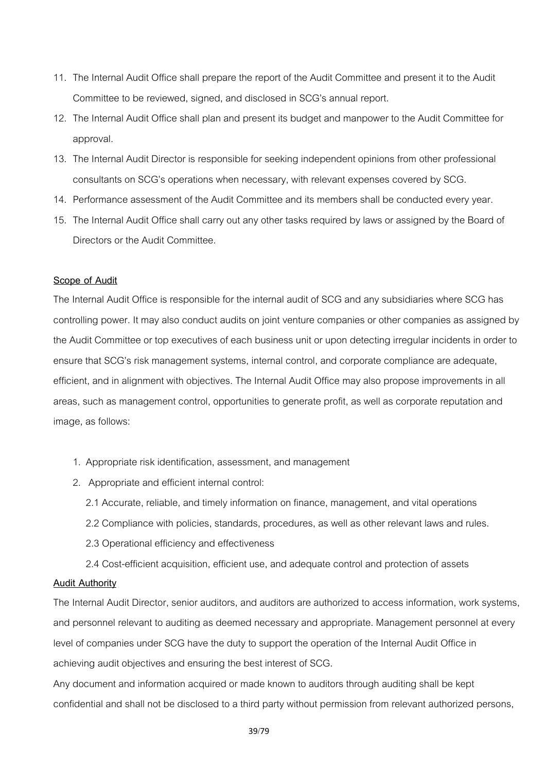11. The Internal Audit Office shall prepare the report of the Audit Committee and present it to the Audit Committee to be reviewed, signed, and disclosed in SCG's annual report.
12. The Internal Audit Office shall plan and present its budget and manpower to the Audit Committee for approval.
13. The Internal Audit Director is responsible for seeking independent opinions from other professional consultants on SCG's operations when necessary, with relevant expenses covered by SCG.
14. Performance assessment of the Audit Committee and its members shall be conducted every year.
15. The Internal Audit Office shall carry out any other tasks required by laws or assigned by the Board of Directors or the Audit Committee.

**Scope of Audit**

The Internal Audit Office is responsible for the internal audit of SCG and any subsidiaries where SCG has controlling power. It may also conduct audits on joint venture companies or other companies as assigned by the Audit Committee or top executives of each business unit or upon detecting irregular incidents in order to ensure that SCG's risk management systems, internal control, and corporate compliance are adequate, efficient, and in alignment with objectives. The Internal Audit Office may also propose improvements in all areas, such as management control, opportunities to generate profit, as well as corporate reputation and image, as follows:

1. Appropriate risk identification, assessment, and management
2. Appropriate and efficient internal control:
   - 2.1 Accurate, reliable, and timely information on finance, management, and vital operations
   - 2.2 Compliance with policies, standards, procedures, as well as other relevant laws and rules.
   - 2.3 Operational efficiency and effectiveness
   - 2.4 Cost-efficient acquisition, efficient use, and adequate control and protection of assets

**Audit Authority**

The Internal Audit Director, senior auditors, and auditors are authorized to access information, work systems, and personnel relevant to auditing as deemed necessary and appropriate. Management personnel at every level of companies under SCG have the duty to support the operation of the Internal Audit Office in achieving audit objectives and ensuring the best interest of SCG.

Any document and information acquired or made known to auditors through auditing shall be kept confidential and shall not be disclosed to a third party without permission from relevant authorized persons,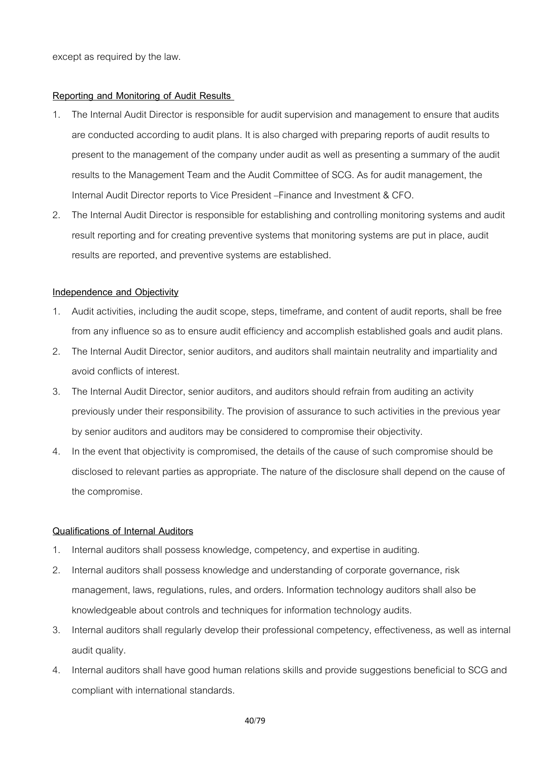except as required by the law.

**Reporting and Monitoring of Audit Results**

1. The Internal Audit Director is responsible for audit supervision and management to ensure that audits are conducted according to audit plans. It is also charged with preparing reports of audit results to present to the management of the company under audit as well as presenting a summary of the audit results to the Management Team and the Audit Committee of SCG. As for audit management, the Internal Audit Director reports to Vice President –Finance and Investment & CFO.
2. The Internal Audit Director is responsible for establishing and controlling monitoring systems and audit result reporting and for creating preventive systems that monitoring systems are put in place, audit results are reported, and preventive systems are established.

**Independence and Objectivity**

1. Audit activities, including the audit scope, steps, timeframe, and content of audit reports, shall be free from any influence so as to ensure audit efficiency and accomplish established goals and audit plans.
2. The Internal Audit Director, senior auditors, and auditors shall maintain neutrality and impartiality and avoid conflicts of interest.
3. The Internal Audit Director, senior auditors, and auditors should refrain from auditing an activity previously under their responsibility. The provision of assurance to such activities in the previous year by senior auditors and auditors may be considered to compromise their objectivity.
4. In the event that objectivity is compromised, the details of the cause of such compromise should be disclosed to relevant parties as appropriate. The nature of the disclosure shall depend on the cause of the compromise.

**Qualifications of Internal Auditors**

1. Internal auditors shall possess knowledge, competency, and expertise in auditing.
2. Internal auditors shall possess knowledge and understanding of corporate governance, risk management, laws, regulations, rules, and orders. Information technology auditors shall also be knowledgeable about controls and techniques for information technology audits.
3. Internal auditors shall regularly develop their professional competency, effectiveness, as well as internal audit quality.
4. Internal auditors shall have good human relations skills and provide suggestions beneficial to SCG and compliant with international standards.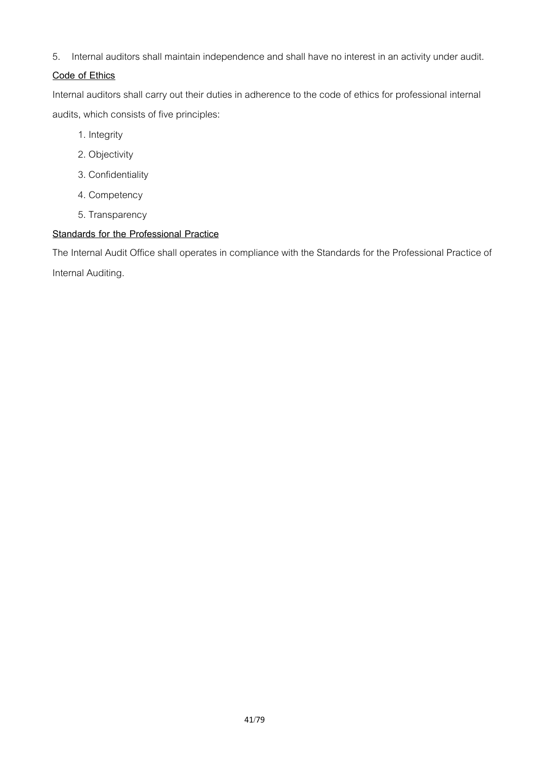5. Internal auditors shall maintain independence and shall have no interest in an activity under audit.

**Code of Ethics**

Internal auditors shall carry out their duties in adherence to the code of ethics for professional internal audits, which consists of five principles:

1. Integrity
2. Objectivity
3. Confidentiality
4. Competency
5. Transparency

**Standards for the Professional Practice**

The Internal Audit Office shall operates in compliance with the Standards for the Professional Practice of Internal Auditing.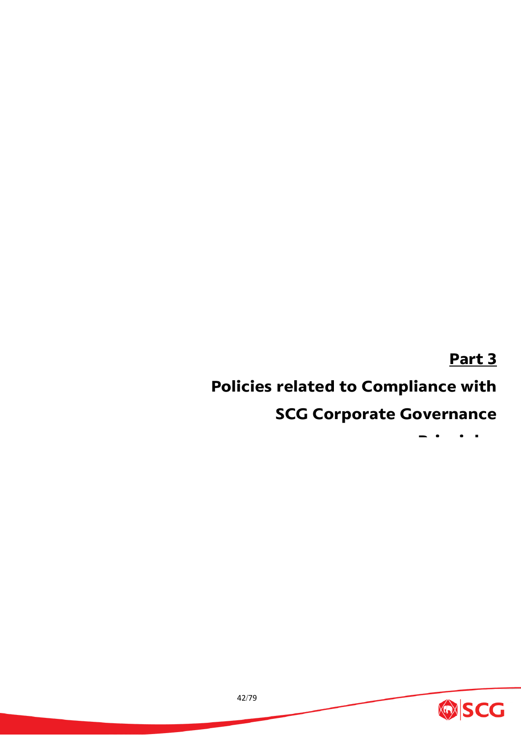# Part 3

# Policies related to Compliance with SCG Corporate Governance Principles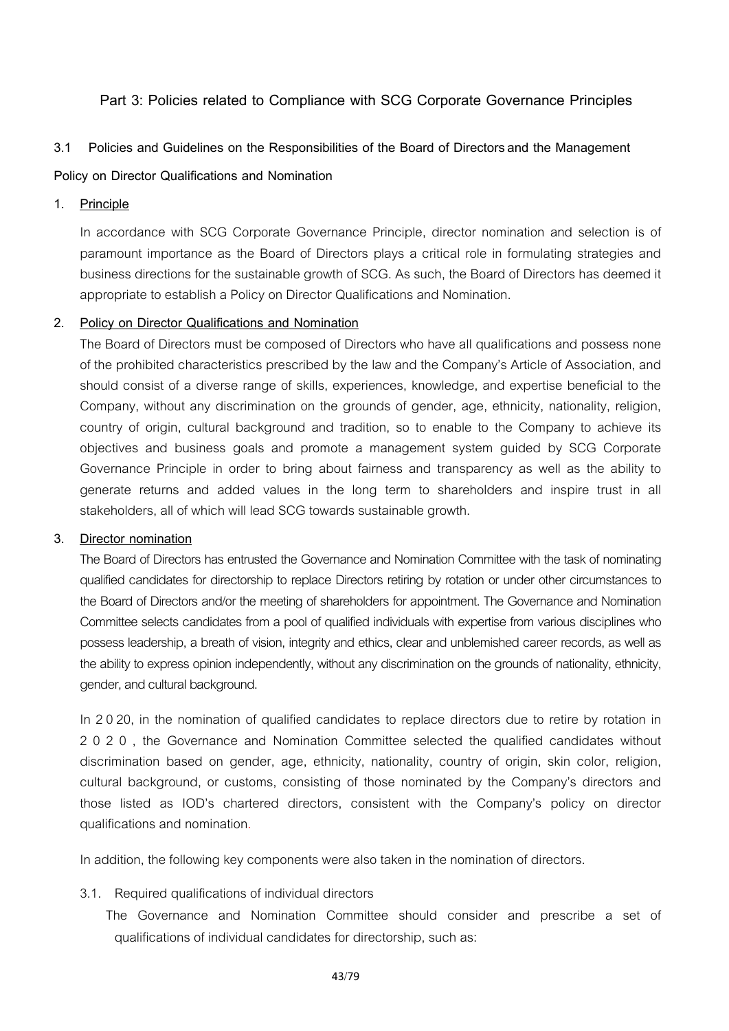## Part 3: Policies related to Compliance with SCG Corporate Governance Principles

### 3.1 Policies and Guidelines on the Responsibilities of the Board of Directors and the Management

**Policy on Director Qualifications and Nomination**

1. **Principle**

   In accordance with SCG Corporate Governance Principle, director nomination and selection is of paramount importance as the Board of Directors plays a critical role in formulating strategies and business directions for the sustainable growth of SCG. As such, the Board of Directors has deemed it appropriate to establish a Policy on Director Qualifications and Nomination.

2. **Policy on Director Qualifications and Nomination**

   The Board of Directors must be composed of Directors who have all qualifications and possess none of the prohibited characteristics prescribed by the law and the Company's Article of Association, and should consist of a diverse range of skills, experiences, knowledge, and expertise beneficial to the Company, without any discrimination on the grounds of gender, age, ethnicity, nationality, religion, country of origin, cultural background and tradition, so to enable to the Company to achieve its objectives and business goals and promote a management system guided by SCG Corporate Governance Principle in order to bring about fairness and transparency as well as the ability to generate returns and added values in the long term to shareholders and inspire trust in all stakeholders, all of which will lead SCG towards sustainable growth.

3. **Director nomination**

   The Board of Directors has entrusted the Governance and Nomination Committee with the task of nominating qualified candidates for directorship to replace Directors retiring by rotation or under other circumstances to the Board of Directors and/or the meeting of shareholders for appointment. The Governance and Nomination Committee selects candidates from a pool of qualified individuals with expertise from various disciplines who possess leadership, a breath of vision, integrity and ethics, clear and unblemished career records, as well as the ability to express opinion independently, without any discrimination on the grounds of nationality, ethnicity, gender, and cultural background.

   In 2020, in the nomination of qualified candidates to replace directors due to retire by rotation in 2020, the Governance and Nomination Committee selected the qualified candidates without discrimination based on gender, age, ethnicity, nationality, country of origin, skin color, religion, cultural background, or customs, consisting of those nominated by the Company's directors and those listed as IOD's chartered directors, consistent with the Company's policy on director qualifications and nomination.

   In addition, the following key components were also taken in the nomination of directors.

   3.1. Required qualifications of individual directors

   The Governance and Nomination Committee should consider and prescribe a set of qualifications of individual candidates for directorship, such as: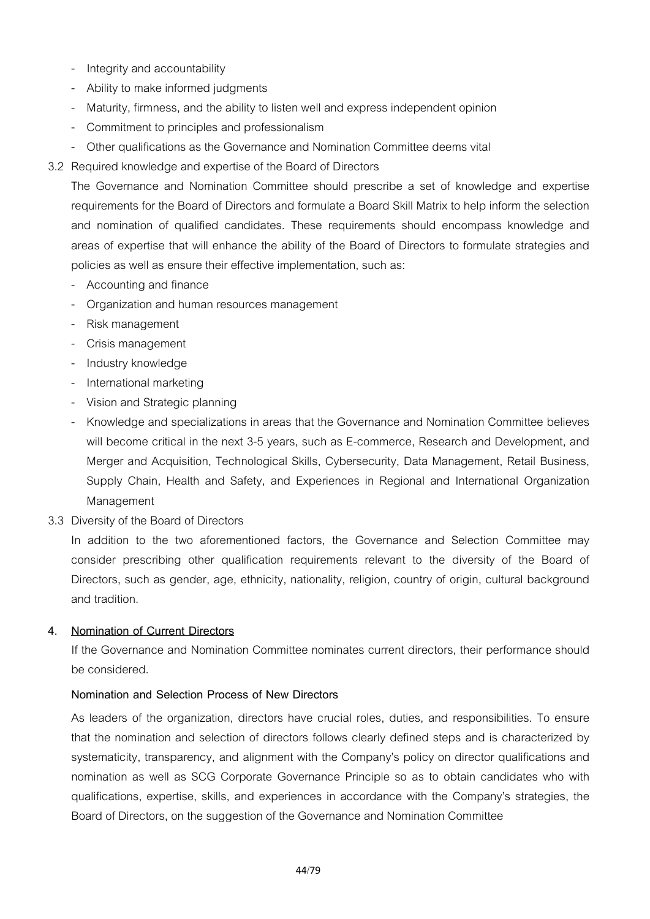- Integrity and accountability
- Ability to make informed judgments
- Maturity, firmness, and the ability to listen well and express independent opinion
- Commitment to principles and professionalism
- Other qualifications as the Governance and Nomination Committee deems vital

3.2 Required knowledge and expertise of the Board of Directors

The Governance and Nomination Committee should prescribe a set of knowledge and expertise requirements for the Board of Directors and formulate a Board Skill Matrix to help inform the selection and nomination of qualified candidates. These requirements should encompass knowledge and areas of expertise that will enhance the ability of the Board of Directors to formulate strategies and policies as well as ensure their effective implementation, such as:

- Accounting and finance
- Organization and human resources management
- Risk management
- Crisis management
- Industry knowledge
- International marketing
- Vision and Strategic planning
- Knowledge and specializations in areas that the Governance and Nomination Committee believes will become critical in the next 3-5 years, such as E-commerce, Research and Development, and Merger and Acquisition, Technological Skills, Cybersecurity, Data Management, Retail Business, Supply Chain, Health and Safety, and Experiences in Regional and International Organization Management

3.3 Diversity of the Board of Directors

In addition to the two aforementioned factors, the Governance and Selection Committee may consider prescribing other qualification requirements relevant to the diversity of the Board of Directors, such as gender, age, ethnicity, nationality, religion, country of origin, cultural background and tradition.

**4. <u>Nomination of Current Directors</u>**

If the Governance and Nomination Committee nominates current directors, their performance should be considered.

**Nomination and Selection Process of New Directors**

As leaders of the organization, directors have crucial roles, duties, and responsibilities. To ensure that the nomination and selection of directors follows clearly defined steps and is characterized by systematicity, transparency, and alignment with the Company's policy on director qualifications and nomination as well as SCG Corporate Governance Principle so as to obtain candidates who with qualifications, expertise, skills, and experiences in accordance with the Company's strategies, the Board of Directors, on the suggestion of the Governance and Nomination Committee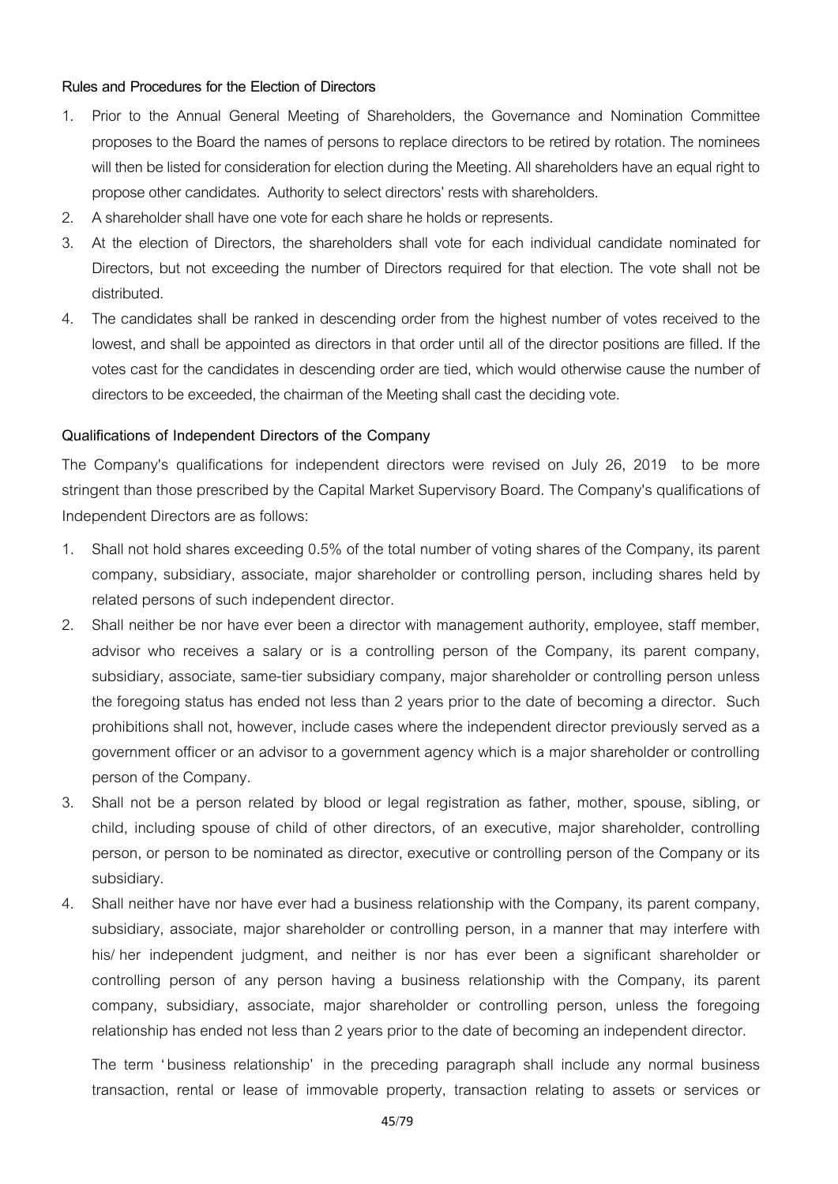**Rules and Procedures for the Election of Directors**

1. Prior to the Annual General Meeting of Shareholders, the Governance and Nomination Committee proposes to the Board the names of persons to replace directors to be retired by rotation. The nominees will then be listed for consideration for election during the Meeting. All shareholders have an equal right to propose other candidates. Authority to select directors' rests with shareholders.
2. A shareholder shall have one vote for each share he holds or represents.
3. At the election of Directors, the shareholders shall vote for each individual candidate nominated for Directors, but not exceeding the number of Directors required for that election. The vote shall not be distributed.
4. The candidates shall be ranked in descending order from the highest number of votes received to the lowest, and shall be appointed as directors in that order until all of the director positions are filled. If the votes cast for the candidates in descending order are tied, which would otherwise cause the number of directors to be exceeded, the chairman of the Meeting shall cast the deciding vote.

**Qualifications of Independent Directors of the Company**

The Company's qualifications for independent directors were revised on July 26, 2019 to be more stringent than those prescribed by the Capital Market Supervisory Board. The Company's qualifications of Independent Directors are as follows:

1. Shall not hold shares exceeding 0.5% of the total number of voting shares of the Company, its parent company, subsidiary, associate, major shareholder or controlling person, including shares held by related persons of such independent director.
2. Shall neither be nor have ever been a director with management authority, employee, staff member, advisor who receives a salary or is a controlling person of the Company, its parent company, subsidiary, associate, same-tier subsidiary company, major shareholder or controlling person unless the foregoing status has ended not less than 2 years prior to the date of becoming a director. Such prohibitions shall not, however, include cases where the independent director previously served as a government officer or an advisor to a government agency which is a major shareholder or controlling person of the Company.
3. Shall not be a person related by blood or legal registration as father, mother, spouse, sibling, or child, including spouse of child of other directors, of an executive, major shareholder, controlling person, or person to be nominated as director, executive or controlling person of the Company or its subsidiary.
4. Shall neither have nor have ever had a business relationship with the Company, its parent company, subsidiary, associate, major shareholder or controlling person, in a manner that may interfere with his/her independent judgment, and neither is nor has ever been a significant shareholder or controlling person of any person having a business relationship with the Company, its parent company, subsidiary, associate, major shareholder or controlling person, unless the foregoing relationship has ended not less than 2 years prior to the date of becoming an independent director.

   The term 'business relationship' in the preceding paragraph shall include any normal business transaction, rental or lease of immovable property, transaction relating to assets or services or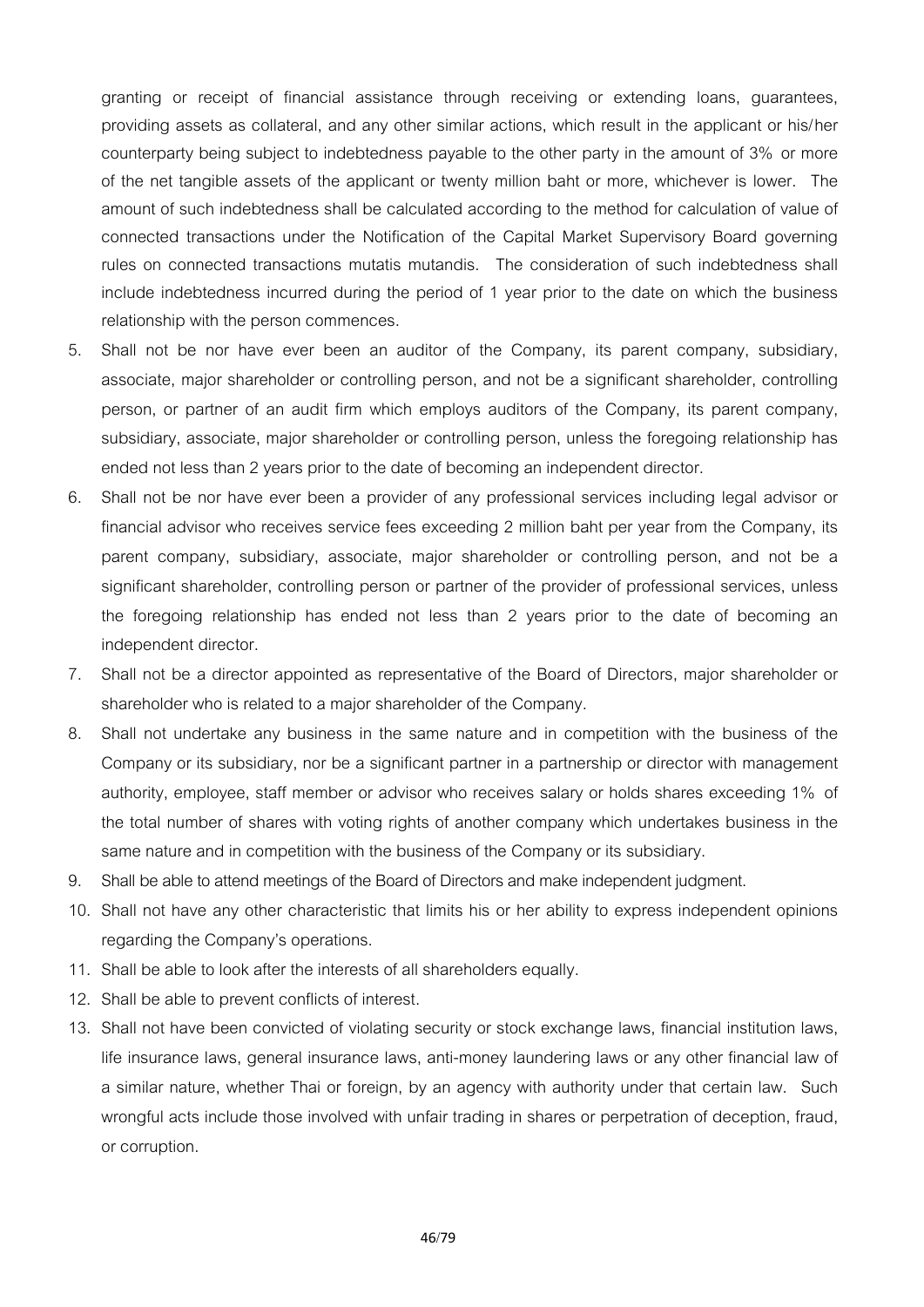granting or receipt of financial assistance through receiving or extending loans, guarantees, providing assets as collateral, and any other similar actions, which result in the applicant or his/her counterparty being subject to indebtedness payable to the other party in the amount of 3% or more of the net tangible assets of the applicant or twenty million baht or more, whichever is lower. The amount of such indebtedness shall be calculated according to the method for calculation of value of connected transactions under the Notification of the Capital Market Supervisory Board governing rules on connected transactions mutatis mutandis. The consideration of such indebtedness shall include indebtedness incurred during the period of 1 year prior to the date on which the business relationship with the person commences.

5. Shall not be nor have ever been an auditor of the Company, its parent company, subsidiary, associate, major shareholder or controlling person, and not be a significant shareholder, controlling person, or partner of an audit firm which employs auditors of the Company, its parent company, subsidiary, associate, major shareholder or controlling person, unless the foregoing relationship has ended not less than 2 years prior to the date of becoming an independent director.
6. Shall not be nor have ever been a provider of any professional services including legal advisor or financial advisor who receives service fees exceeding 2 million baht per year from the Company, its parent company, subsidiary, associate, major shareholder or controlling person, and not be a significant shareholder, controlling person or partner of the provider of professional services, unless the foregoing relationship has ended not less than 2 years prior to the date of becoming an independent director.
7. Shall not be a director appointed as representative of the Board of Directors, major shareholder or shareholder who is related to a major shareholder of the Company.
8. Shall not undertake any business in the same nature and in competition with the business of the Company or its subsidiary, nor be a significant partner in a partnership or director with management authority, employee, staff member or advisor who receives salary or holds shares exceeding 1% of the total number of shares with voting rights of another company which undertakes business in the same nature and in competition with the business of the Company or its subsidiary.
9. Shall be able to attend meetings of the Board of Directors and make independent judgment.
10. Shall not have any other characteristic that limits his or her ability to express independent opinions regarding the Company's operations.
11. Shall be able to look after the interests of all shareholders equally.
12. Shall be able to prevent conflicts of interest.
13. Shall not have been convicted of violating security or stock exchange laws, financial institution laws, life insurance laws, general insurance laws, anti-money laundering laws or any other financial law of a similar nature, whether Thai or foreign, by an agency with authority under that certain law. Such wrongful acts include those involved with unfair trading in shares or perpetration of deception, fraud, or corruption.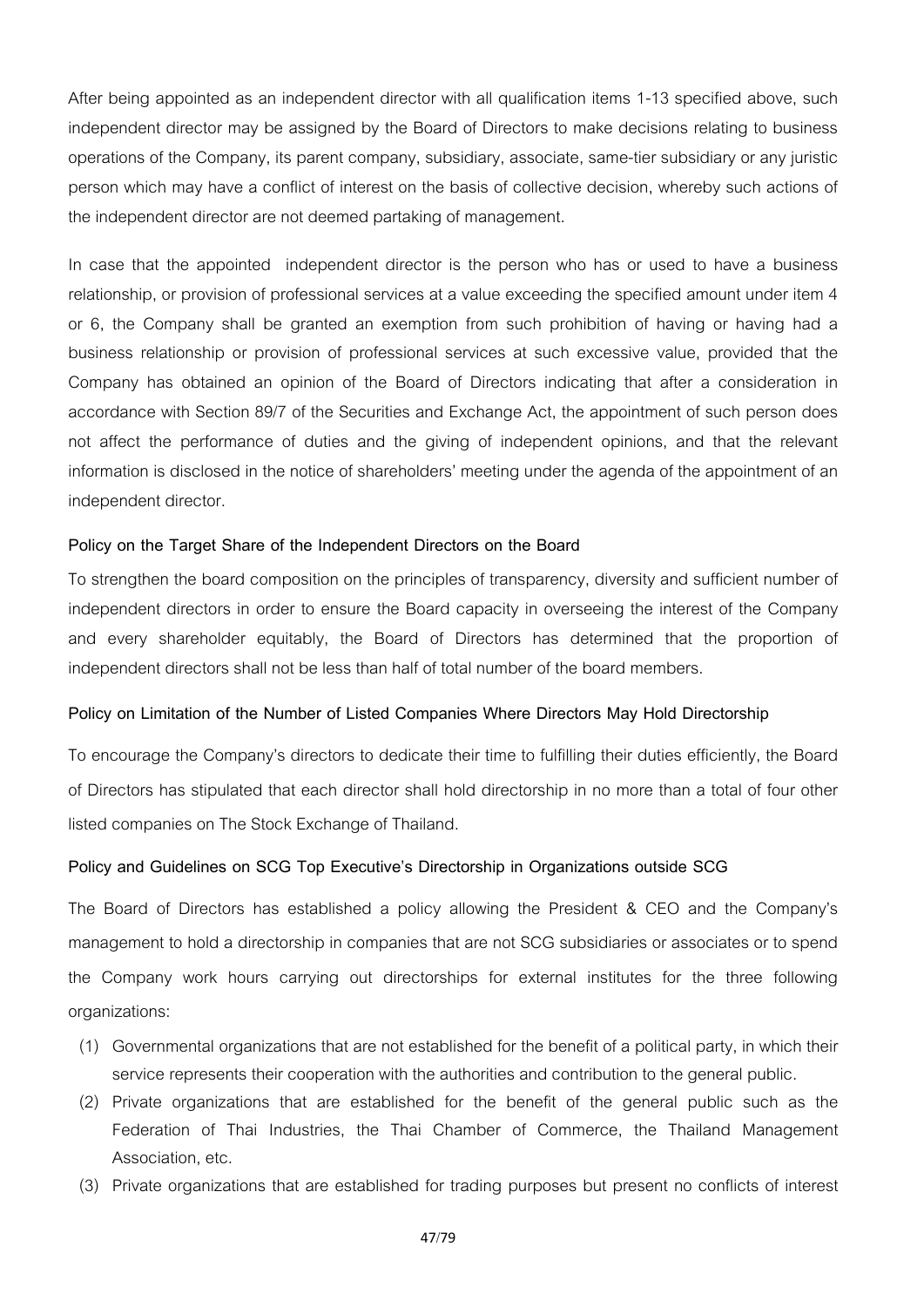After being appointed as an independent director with all qualification items 1-13 specified above, such independent director may be assigned by the Board of Directors to make decisions relating to business operations of the Company, its parent company, subsidiary, associate, same-tier subsidiary or any juristic person which may have a conflict of interest on the basis of collective decision, whereby such actions of the independent director are not deemed partaking of management.

In case that the appointed independent director is the person who has or used to have a business relationship, or provision of professional services at a value exceeding the specified amount under item 4 or 6, the Company shall be granted an exemption from such prohibition of having or having had a business relationship or provision of professional services at such excessive value, provided that the Company has obtained an opinion of the Board of Directors indicating that after a consideration in accordance with Section 89/7 of the Securities and Exchange Act, the appointment of such person does not affect the performance of duties and the giving of independent opinions, and that the relevant information is disclosed in the notice of shareholders' meeting under the agenda of the appointment of an independent director.

**Policy on the Target Share of the Independent Directors on the Board**

To strengthen the board composition on the principles of transparency, diversity and sufficient number of independent directors in order to ensure the Board capacity in overseeing the interest of the Company and every shareholder equitably, the Board of Directors has determined that the proportion of independent directors shall not be less than half of total number of the board members.

**Policy on Limitation of the Number of Listed Companies Where Directors May Hold Directorship**

To encourage the Company's directors to dedicate their time to fulfilling their duties efficiently, the Board of Directors has stipulated that each director shall hold directorship in no more than a total of four other listed companies on The Stock Exchange of Thailand.

**Policy and Guidelines on SCG Top Executive's Directorship in Organizations outside SCG**

The Board of Directors has established a policy allowing the President & CEO and the Company's management to hold a directorship in companies that are not SCG subsidiaries or associates or to spend the Company work hours carrying out directorships for external institutes for the three following organizations:

(1) Governmental organizations that are not established for the benefit of a political party, in which their service represents their cooperation with the authorities and contribution to the general public.
(2) Private organizations that are established for the benefit of the general public such as the Federation of Thai Industries, the Thai Chamber of Commerce, the Thailand Management Association, etc.
(3) Private organizations that are established for trading purposes but present no conflicts of interest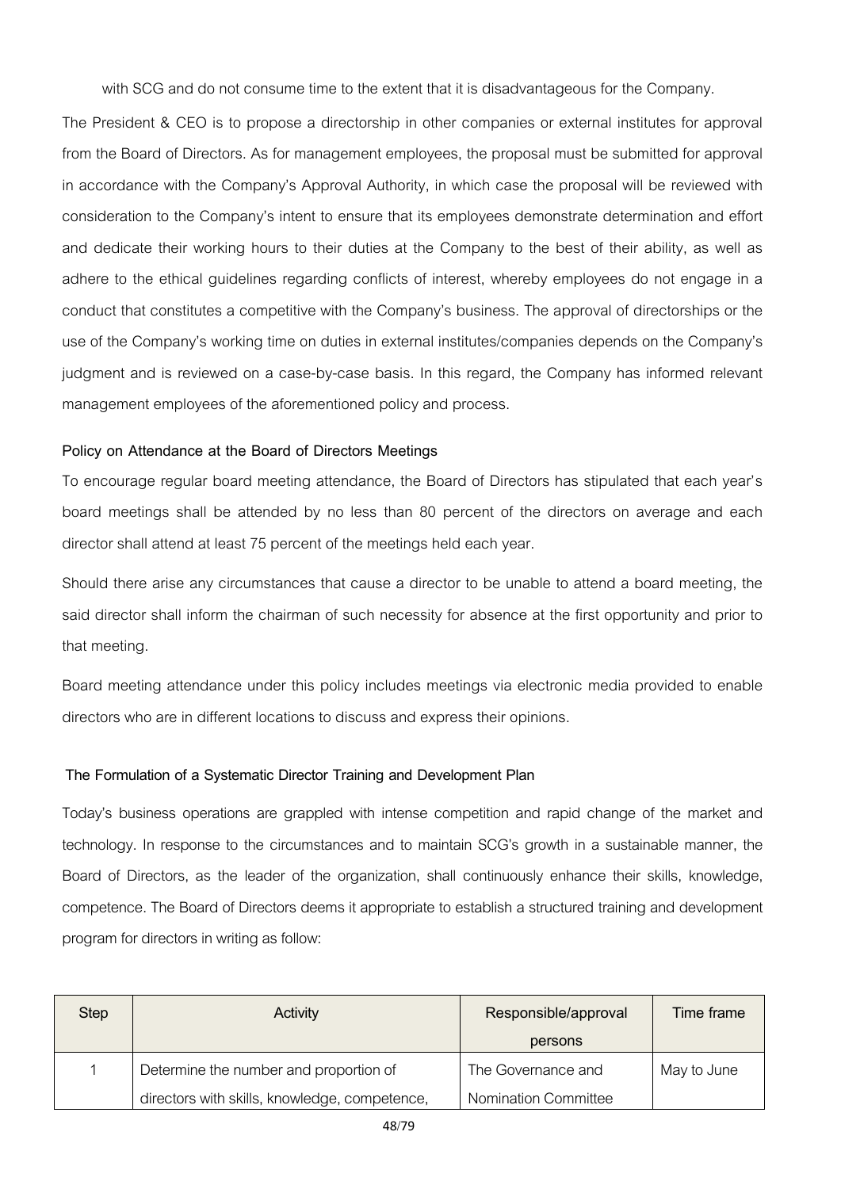with SCG and do not consume time to the extent that it is disadvantageous for the Company.

The President & CEO is to propose a directorship in other companies or external institutes for approval from the Board of Directors. As for management employees, the proposal must be submitted for approval in accordance with the Company's Approval Authority, in which case the proposal will be reviewed with consideration to the Company's intent to ensure that its employees demonstrate determination and effort and dedicate their working hours to their duties at the Company to the best of their ability, as well as adhere to the ethical guidelines regarding conflicts of interest, whereby employees do not engage in a conduct that constitutes a competitive with the Company's business. The approval of directorships or the use of the Company's working time on duties in external institutes/companies depends on the Company's judgment and is reviewed on a case-by-case basis. In this regard, the Company has informed relevant management employees of the aforementioned policy and process.

**Policy on Attendance at the Board of Directors Meetings**

To encourage regular board meeting attendance, the Board of Directors has stipulated that each year's board meetings shall be attended by no less than 80 percent of the directors on average and each director shall attend at least 75 percent of the meetings held each year.

Should there arise any circumstances that cause a director to be unable to attend a board meeting, the said director shall inform the chairman of such necessity for absence at the first opportunity and prior to that meeting.

Board meeting attendance under this policy includes meetings via electronic media provided to enable directors who are in different locations to discuss and express their opinions.

**The Formulation of a Systematic Director Training and Development Plan**

Today's business operations are grappled with intense competition and rapid change of the market and technology. In response to the circumstances and to maintain SCG's growth in a sustainable manner, the Board of Directors, as the leader of the organization, shall continuously enhance their skills, knowledge, competence. The Board of Directors deems it appropriate to establish a structured training and development program for directors in writing as follow:

| Step | Activity | Responsible/approval persons | Time frame |
|---|---|---|---|
| 1 | Determine the number and proportion of directors with skills, knowledge, competence, | The Governance and Nomination Committee | May to June |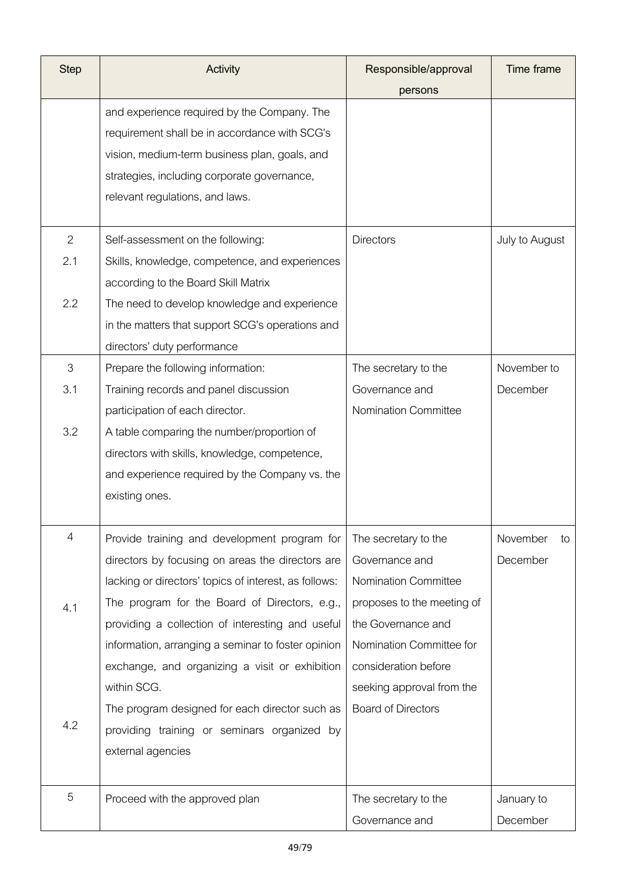| Step | Activity | Responsible/approval persons | Time frame |
|---|---|---|---|
| | and experience required by the Company. The requirement shall be in accordance with SCG's vision, medium-term business plan, goals, and strategies, including corporate governance, relevant regulations, and laws. | | |
| 2 | Self-assessment on the following: | Directors | July to August |
| 2.1 | Skills, knowledge, competence, and experiences according to the Board Skill Matrix | | |
| 2.2 | The need to develop knowledge and experience in the matters that support SCG's operations and directors' duty performance | | |
| 3 | Prepare the following information: | The secretary to the Governance and Nomination Committee | November to December |
| 3.1 | Training records and panel discussion participation of each director. | | |
| 3.2 | A table comparing the number/proportion of directors with skills, knowledge, competence, and experience required by the Company vs. the existing ones. | | |
| 4 | Provide training and development program for directors by focusing on areas the directors are lacking or directors' topics of interest, as follows: | The secretary to the Governance and Nomination Committee proposes to the meeting of the Governance and Nomination Committee for consideration before seeking approval from the Board of Directors | November to December |
| 4.1 | The program for the Board of Directors, e.g., providing a collection of interesting and useful information, arranging a seminar to foster opinion exchange, and organizing a visit or exhibition within SCG. | | |
| 4.2 | The program designed for each director such as providing training or seminars organized by external agencies | | |
| 5 | Proceed with the approved plan | The secretary to the Governance and | January to December |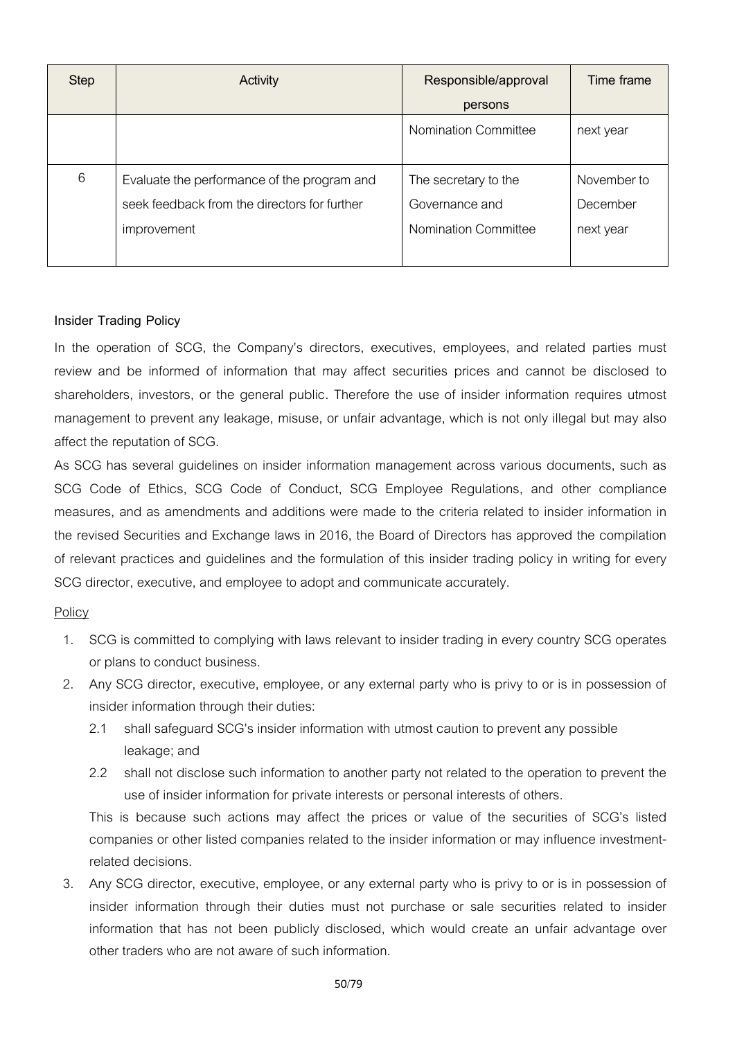| Step | Activity | Responsible/approval persons | Time frame |
|---|---|---|---|
| | | Nomination Committee | next year |
| 6 | Evaluate the performance of the program and seek feedback from the directors for further improvement | The secretary to the Governance and Nomination Committee | November to December next year |

**Insider Trading Policy**

In the operation of SCG, the Company's directors, executives, employees, and related parties must review and be informed of information that may affect securities prices and cannot be disclosed to shareholders, investors, or the general public. Therefore the use of insider information requires utmost management to prevent any leakage, misuse, or unfair advantage, which is not only illegal but may also affect the reputation of SCG.

As SCG has several guidelines on insider information management across various documents, such as SCG Code of Ethics, SCG Code of Conduct, SCG Employee Regulations, and other compliance measures, and as amendments and additions were made to the criteria related to insider information in the revised Securities and Exchange laws in 2016, the Board of Directors has approved the compilation of relevant practices and guidelines and the formulation of this insider trading policy in writing for every SCG director, executive, and employee to adopt and communicate accurately.

Policy

1. SCG is committed to complying with laws relevant to insider trading in every country SCG operates or plans to conduct business.
2. Any SCG director, executive, employee, or any external party who is privy to or is in possession of insider information through their duties:
   - 2.1 shall safeguard SCG's insider information with utmost caution to prevent any possible leakage; and
   - 2.2 shall not disclose such information to another party not related to the operation to prevent the use of insider information for private interests or personal interests of others.

   This is because such actions may affect the prices or value of the securities of SCG's listed companies or other listed companies related to the insider information or may influence investment-related decisions.
3. Any SCG director, executive, employee, or any external party who is privy to or is in possession of insider information through their duties must not purchase or sale securities related to insider information that has not been publicly disclosed, which would create an unfair advantage over other traders who are not aware of such information.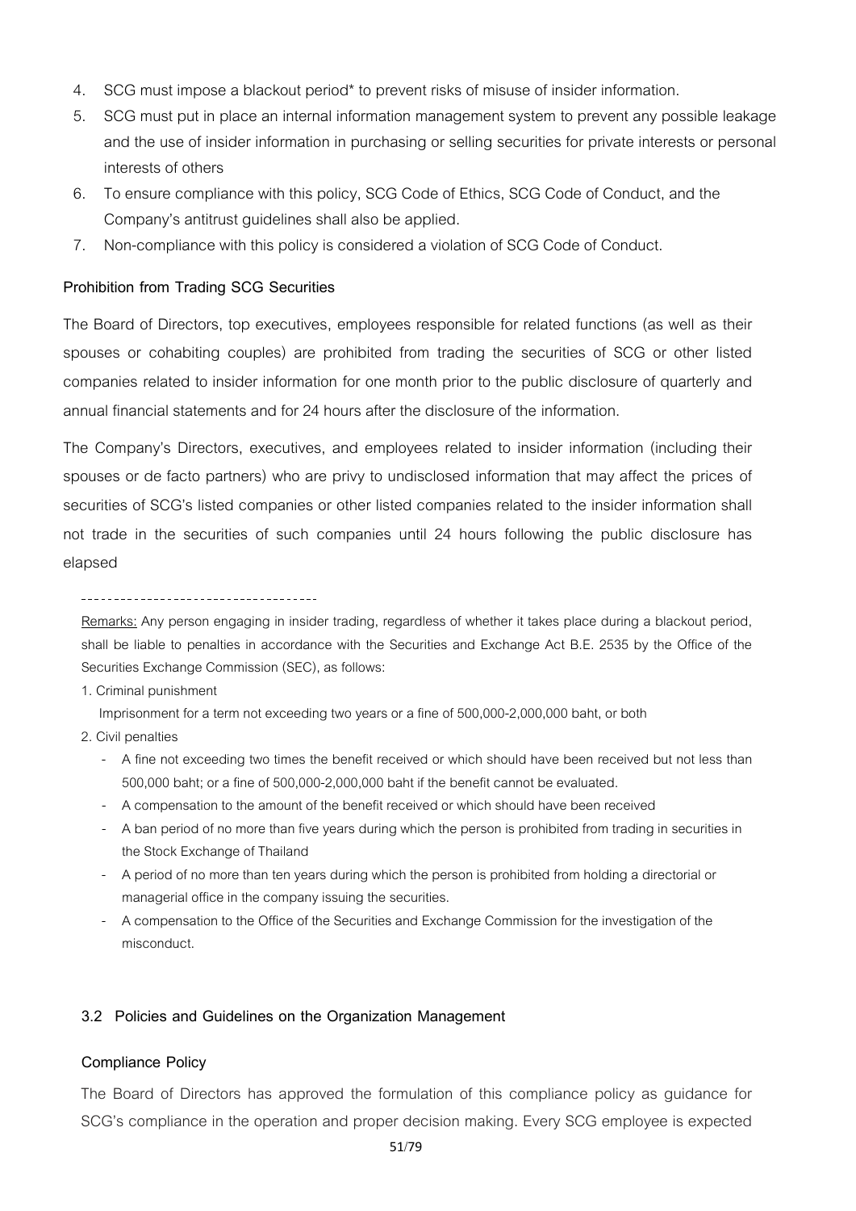4. SCG must impose a blackout period* to prevent risks of misuse of insider information.
5. SCG must put in place an internal information management system to prevent any possible leakage and the use of insider information in purchasing or selling securities for private interests or personal interests of others
6. To ensure compliance with this policy, SCG Code of Ethics, SCG Code of Conduct, and the Company's antitrust guidelines shall also be applied.
7. Non-compliance with this policy is considered a violation of SCG Code of Conduct.

**Prohibition from Trading SCG Securities**

The Board of Directors, top executives, employees responsible for related functions (as well as their spouses or cohabiting couples) are prohibited from trading the securities of SCG or other listed companies related to insider information for one month prior to the public disclosure of quarterly and annual financial statements and for 24 hours after the disclosure of the information.

The Company's Directors, executives, and employees related to insider information (including their spouses or de facto partners) who are privy to undisclosed information that may affect the prices of securities of SCG's listed companies or other listed companies related to the insider information shall not trade in the securities of such companies until 24 hours following the public disclosure has elapsed

------------------------------------

Remarks: Any person engaging in insider trading, regardless of whether it takes place during a blackout period, shall be liable to penalties in accordance with the Securities and Exchange Act B.E. 2535 by the Office of the Securities Exchange Commission (SEC), as follows:

1. Criminal punishment

   Imprisonment for a term not exceeding two years or a fine of 500,000-2,000,000 baht, or both

2. Civil penalties
   - A fine not exceeding two times the benefit received or which should have been received but not less than 500,000 baht; or a fine of 500,000-2,000,000 baht if the benefit cannot be evaluated.
   - A compensation to the amount of the benefit received or which should have been received
   - A ban period of no more than five years during which the person is prohibited from trading in securities in the Stock Exchange of Thailand
   - A period of no more than ten years during which the person is prohibited from holding a directorial or managerial office in the company issuing the securities.
   - A compensation to the Office of the Securities and Exchange Commission for the investigation of the misconduct.

### 3.2 Policies and Guidelines on the Organization Management

**Compliance Policy**

The Board of Directors has approved the formulation of this compliance policy as guidance for SCG's compliance in the operation and proper decision making. Every SCG employee is expected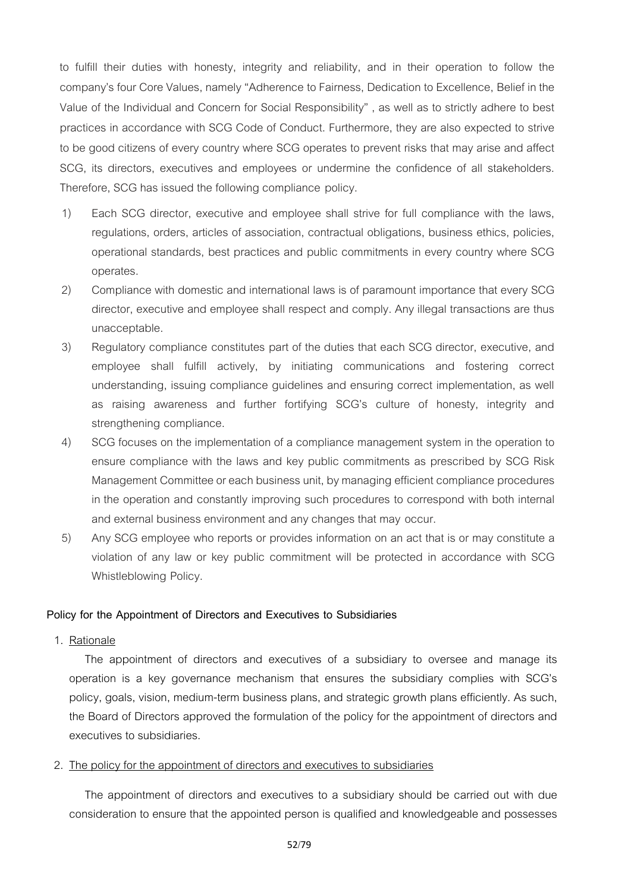to fulfill their duties with honesty, integrity and reliability, and in their operation to follow the company's four Core Values, namely "Adherence to Fairness, Dedication to Excellence, Belief in the Value of the Individual and Concern for Social Responsibility" , as well as to strictly adhere to best practices in accordance with SCG Code of Conduct. Furthermore, they are also expected to strive to be good citizens of every country where SCG operates to prevent risks that may arise and affect SCG, its directors, executives and employees or undermine the confidence of all stakeholders. Therefore, SCG has issued the following compliance policy.

1) Each SCG director, executive and employee shall strive for full compliance with the laws, regulations, orders, articles of association, contractual obligations, business ethics, policies, operational standards, best practices and public commitments in every country where SCG operates.
2) Compliance with domestic and international laws is of paramount importance that every SCG director, executive and employee shall respect and comply. Any illegal transactions are thus unacceptable.
3) Regulatory compliance constitutes part of the duties that each SCG director, executive, and employee shall fulfill actively, by initiating communications and fostering correct understanding, issuing compliance guidelines and ensuring correct implementation, as well as raising awareness and further fortifying SCG's culture of honesty, integrity and strengthening compliance.
4) SCG focuses on the implementation of a compliance management system in the operation to ensure compliance with the laws and key public commitments as prescribed by SCG Risk Management Committee or each business unit, by managing efficient compliance procedures in the operation and constantly improving such procedures to correspond with both internal and external business environment and any changes that may occur.
5) Any SCG employee who reports or provides information on an act that is or may constitute a violation of any law or key public commitment will be protected in accordance with SCG Whistleblowing Policy.

**Policy for the Appointment of Directors and Executives to Subsidiaries**

1. Rationale

The appointment of directors and executives of a subsidiary to oversee and manage its operation is a key governance mechanism that ensures the subsidiary complies with SCG's policy, goals, vision, medium-term business plans, and strategic growth plans efficiently. As such, the Board of Directors approved the formulation of the policy for the appointment of directors and executives to subsidiaries.

2. The policy for the appointment of directors and executives to subsidiaries

The appointment of directors and executives to a subsidiary should be carried out with due consideration to ensure that the appointed person is qualified and knowledgeable and possesses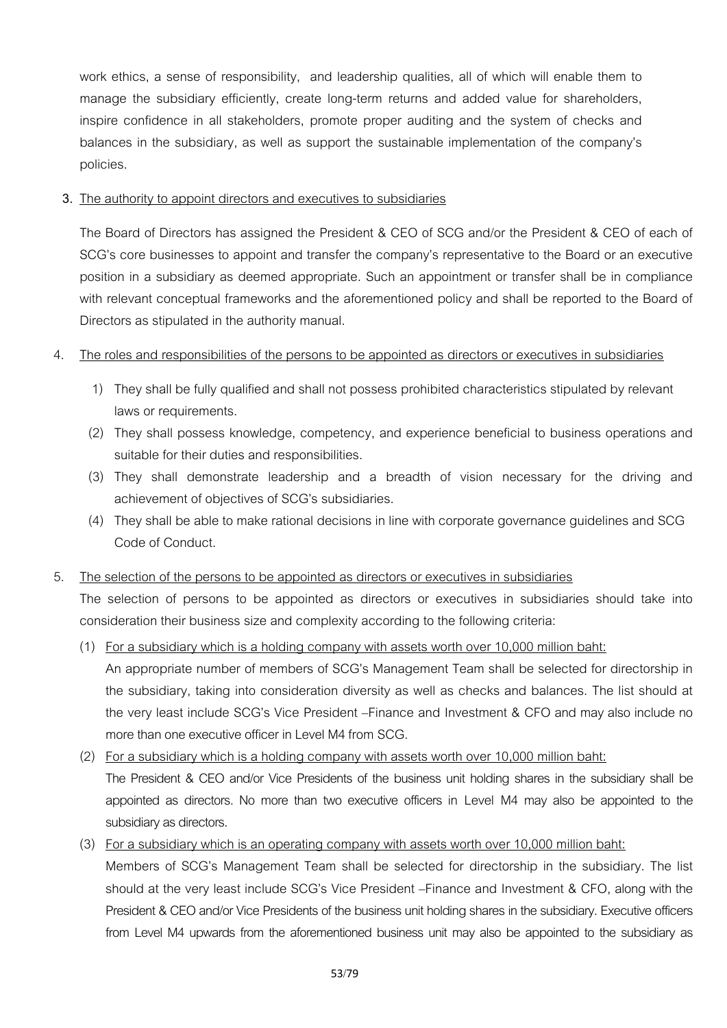work ethics, a sense of responsibility, and leadership qualities, all of which will enable them to manage the subsidiary efficiently, create long-term returns and added value for shareholders, inspire confidence in all stakeholders, promote proper auditing and the system of checks and balances in the subsidiary, as well as support the sustainable implementation of the company's policies.

3. The authority to appoint directors and executives to subsidiaries

The Board of Directors has assigned the President & CEO of SCG and/or the President & CEO of each of SCG's core businesses to appoint and transfer the company's representative to the Board or an executive position in a subsidiary as deemed appropriate. Such an appointment or transfer shall be in compliance with relevant conceptual frameworks and the aforementioned policy and shall be reported to the Board of Directors as stipulated in the authority manual.

4. The roles and responsibilities of the persons to be appointed as directors or executives in subsidiaries

1) They shall be fully qualified and shall not possess prohibited characteristics stipulated by relevant laws or requirements.

(2) They shall possess knowledge, competency, and experience beneficial to business operations and suitable for their duties and responsibilities.

(3) They shall demonstrate leadership and a breadth of vision necessary for the driving and achievement of objectives of SCG's subsidiaries.

(4) They shall be able to make rational decisions in line with corporate governance guidelines and SCG Code of Conduct.

5. The selection of the persons to be appointed as directors or executives in subsidiaries

The selection of persons to be appointed as directors or executives in subsidiaries should take into consideration their business size and complexity according to the following criteria:

(1) For a subsidiary which is a holding company with assets worth over 10,000 million baht:
An appropriate number of members of SCG's Management Team shall be selected for directorship in the subsidiary, taking into consideration diversity as well as checks and balances. The list should at the very least include SCG's Vice President –Finance and Investment & CFO and may also include no more than one executive officer in Level M4 from SCG.

(2) For a subsidiary which is a holding company with assets worth over 10,000 million baht:
The President & CEO and/or Vice Presidents of the business unit holding shares in the subsidiary shall be appointed as directors. No more than two executive officers in Level M4 may also be appointed to the subsidiary as directors.

(3) For a subsidiary which is an operating company with assets worth over 10,000 million baht:
Members of SCG's Management Team shall be selected for directorship in the subsidiary. The list should at the very least include SCG's Vice President –Finance and Investment & CFO, along with the President & CEO and/or Vice Presidents of the business unit holding shares in the subsidiary. Executive officers from Level M4 upwards from the aforementioned business unit may also be appointed to the subsidiary as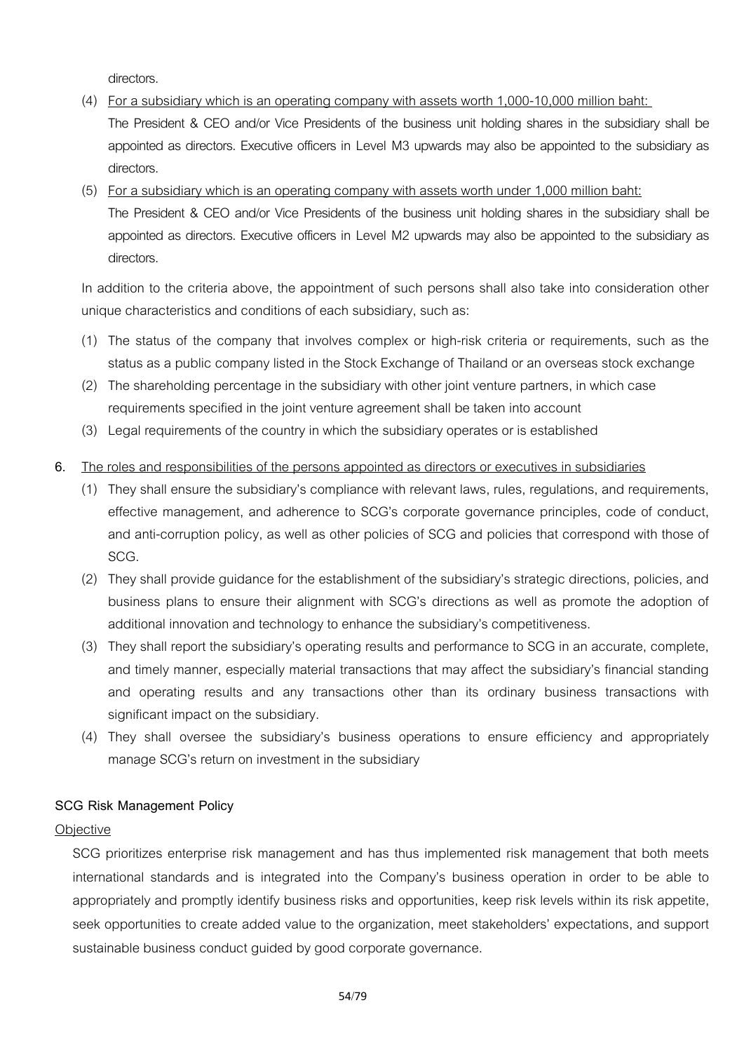directors.

(4) For a subsidiary which is an operating company with assets worth 1,000-10,000 million baht:
The President & CEO and/or Vice Presidents of the business unit holding shares in the subsidiary shall be appointed as directors. Executive officers in Level M3 upwards may also be appointed to the subsidiary as directors.

(5) For a subsidiary which is an operating company with assets worth under 1,000 million baht:
The President & CEO and/or Vice Presidents of the business unit holding shares in the subsidiary shall be appointed as directors. Executive officers in Level M2 upwards may also be appointed to the subsidiary as directors.

In addition to the criteria above, the appointment of such persons shall also take into consideration other unique characteristics and conditions of each subsidiary, such as:

(1) The status of the company that involves complex or high-risk criteria or requirements, such as the status as a public company listed in the Stock Exchange of Thailand or an overseas stock exchange
(2) The shareholding percentage in the subsidiary with other joint venture partners, in which case requirements specified in the joint venture agreement shall be taken into account
(3) Legal requirements of the country in which the subsidiary operates or is established

6. The roles and responsibilities of the persons appointed as directors or executives in subsidiaries

(1) They shall ensure the subsidiary's compliance with relevant laws, rules, regulations, and requirements, effective management, and adherence to SCG's corporate governance principles, code of conduct, and anti-corruption policy, as well as other policies of SCG and policies that correspond with those of SCG.
(2) They shall provide guidance for the establishment of the subsidiary's strategic directions, policies, and business plans to ensure their alignment with SCG's directions as well as promote the adoption of additional innovation and technology to enhance the subsidiary's competitiveness.
(3) They shall report the subsidiary's operating results and performance to SCG in an accurate, complete, and timely manner, especially material transactions that may affect the subsidiary's financial standing and operating results and any transactions other than its ordinary business transactions with significant impact on the subsidiary.
(4) They shall oversee the subsidiary's business operations to ensure efficiency and appropriately manage SCG's return on investment in the subsidiary

**SCG Risk Management Policy**

Objective

SCG prioritizes enterprise risk management and has thus implemented risk management that both meets international standards and is integrated into the Company's business operation in order to be able to appropriately and promptly identify business risks and opportunities, keep risk levels within its risk appetite, seek opportunities to create added value to the organization, meet stakeholders' expectations, and support sustainable business conduct guided by good corporate governance.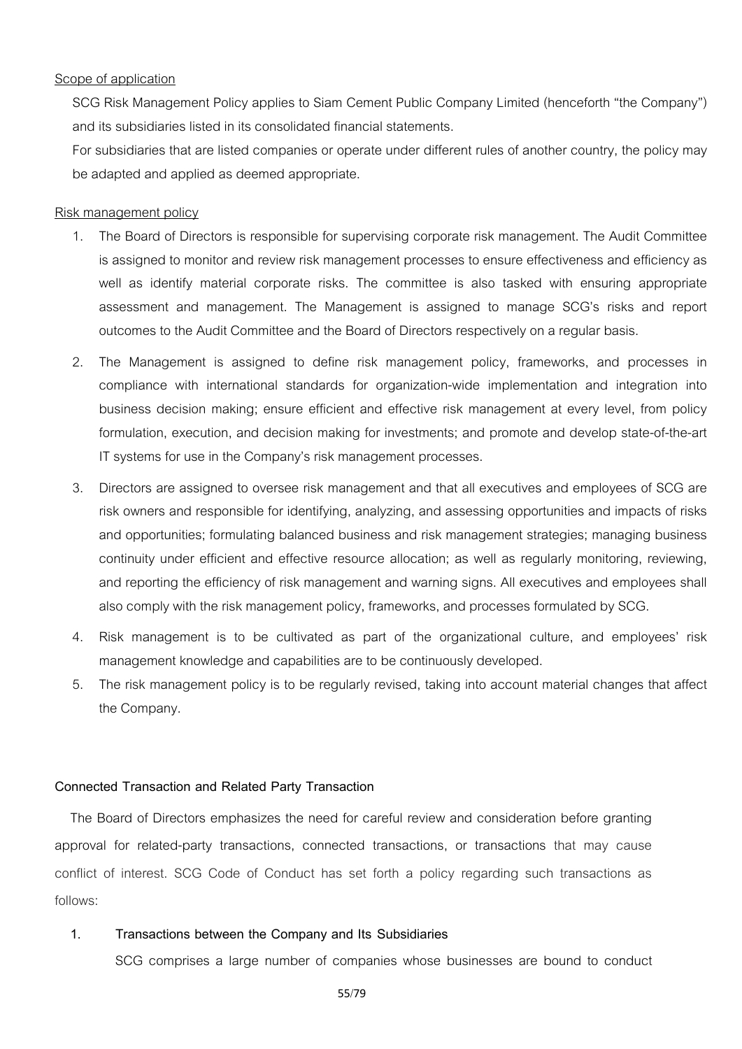Scope of application

SCG Risk Management Policy applies to Siam Cement Public Company Limited (henceforth "the Company") and its subsidiaries listed in its consolidated financial statements.

For subsidiaries that are listed companies or operate under different rules of another country, the policy may be adapted and applied as deemed appropriate.

Risk management policy

1. The Board of Directors is responsible for supervising corporate risk management. The Audit Committee is assigned to monitor and review risk management processes to ensure effectiveness and efficiency as well as identify material corporate risks. The committee is also tasked with ensuring appropriate assessment and management. The Management is assigned to manage SCG's risks and report outcomes to the Audit Committee and the Board of Directors respectively on a regular basis.
2. The Management is assigned to define risk management policy, frameworks, and processes in compliance with international standards for organization-wide implementation and integration into business decision making; ensure efficient and effective risk management at every level, from policy formulation, execution, and decision making for investments; and promote and develop state-of-the-art IT systems for use in the Company's risk management processes.
3. Directors are assigned to oversee risk management and that all executives and employees of SCG are risk owners and responsible for identifying, analyzing, and assessing opportunities and impacts of risks and opportunities; formulating balanced business and risk management strategies; managing business continuity under efficient and effective resource allocation; as well as regularly monitoring, reviewing, and reporting the efficiency of risk management and warning signs. All executives and employees shall also comply with the risk management policy, frameworks, and processes formulated by SCG.
4. Risk management is to be cultivated as part of the organizational culture, and employees' risk management knowledge and capabilities are to be continuously developed.
5. The risk management policy is to be regularly revised, taking into account material changes that affect the Company.

**Connected Transaction and Related Party Transaction**

The Board of Directors emphasizes the need for careful review and consideration before granting approval for related-party transactions, connected transactions, or transactions that may cause conflict of interest. SCG Code of Conduct has set forth a policy regarding such transactions as follows:

**1. Transactions between the Company and Its Subsidiaries**

SCG comprises a large number of companies whose businesses are bound to conduct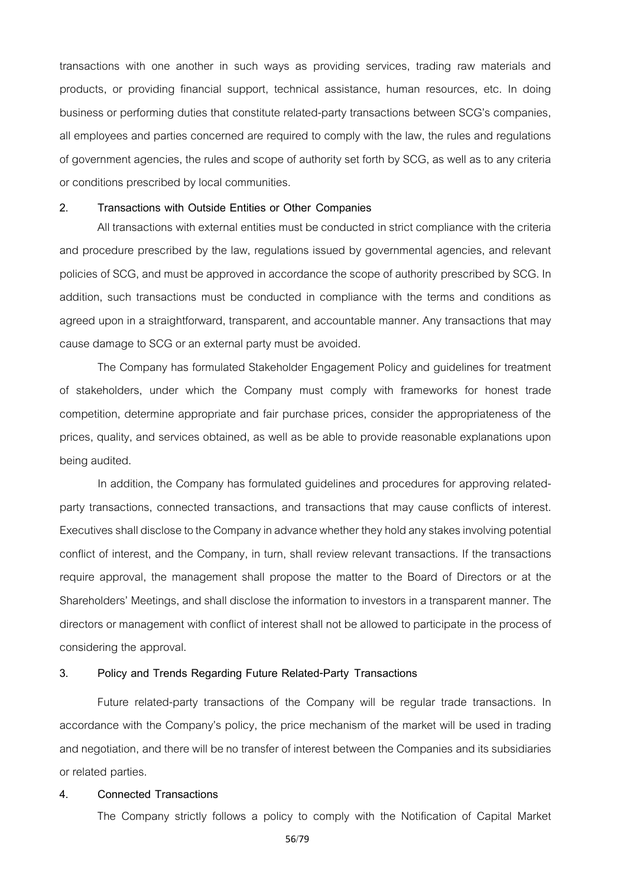transactions with one another in such ways as providing services, trading raw materials and products, or providing financial support, technical assistance, human resources, etc. In doing business or performing duties that constitute related-party transactions between SCG's companies, all employees and parties concerned are required to comply with the law, the rules and regulations of government agencies, the rules and scope of authority set forth by SCG, as well as to any criteria or conditions prescribed by local communities.

**2. Transactions with Outside Entities or Other Companies**

All transactions with external entities must be conducted in strict compliance with the criteria and procedure prescribed by the law, regulations issued by governmental agencies, and relevant policies of SCG, and must be approved in accordance the scope of authority prescribed by SCG. In addition, such transactions must be conducted in compliance with the terms and conditions as agreed upon in a straightforward, transparent, and accountable manner. Any transactions that may cause damage to SCG or an external party must be avoided.

The Company has formulated Stakeholder Engagement Policy and guidelines for treatment of stakeholders, under which the Company must comply with frameworks for honest trade competition, determine appropriate and fair purchase prices, consider the appropriateness of the prices, quality, and services obtained, as well as be able to provide reasonable explanations upon being audited.

In addition, the Company has formulated guidelines and procedures for approving related-party transactions, connected transactions, and transactions that may cause conflicts of interest. Executives shall disclose to the Company in advance whether they hold any stakes involving potential conflict of interest, and the Company, in turn, shall review relevant transactions. If the transactions require approval, the management shall propose the matter to the Board of Directors or at the Shareholders' Meetings, and shall disclose the information to investors in a transparent manner. The directors or management with conflict of interest shall not be allowed to participate in the process of considering the approval.

**3. Policy and Trends Regarding Future Related-Party Transactions**

Future related-party transactions of the Company will be regular trade transactions. In accordance with the Company's policy, the price mechanism of the market will be used in trading and negotiation, and there will be no transfer of interest between the Companies and its subsidiaries or related parties.

**4. Connected Transactions**

The Company strictly follows a policy to comply with the Notification of Capital Market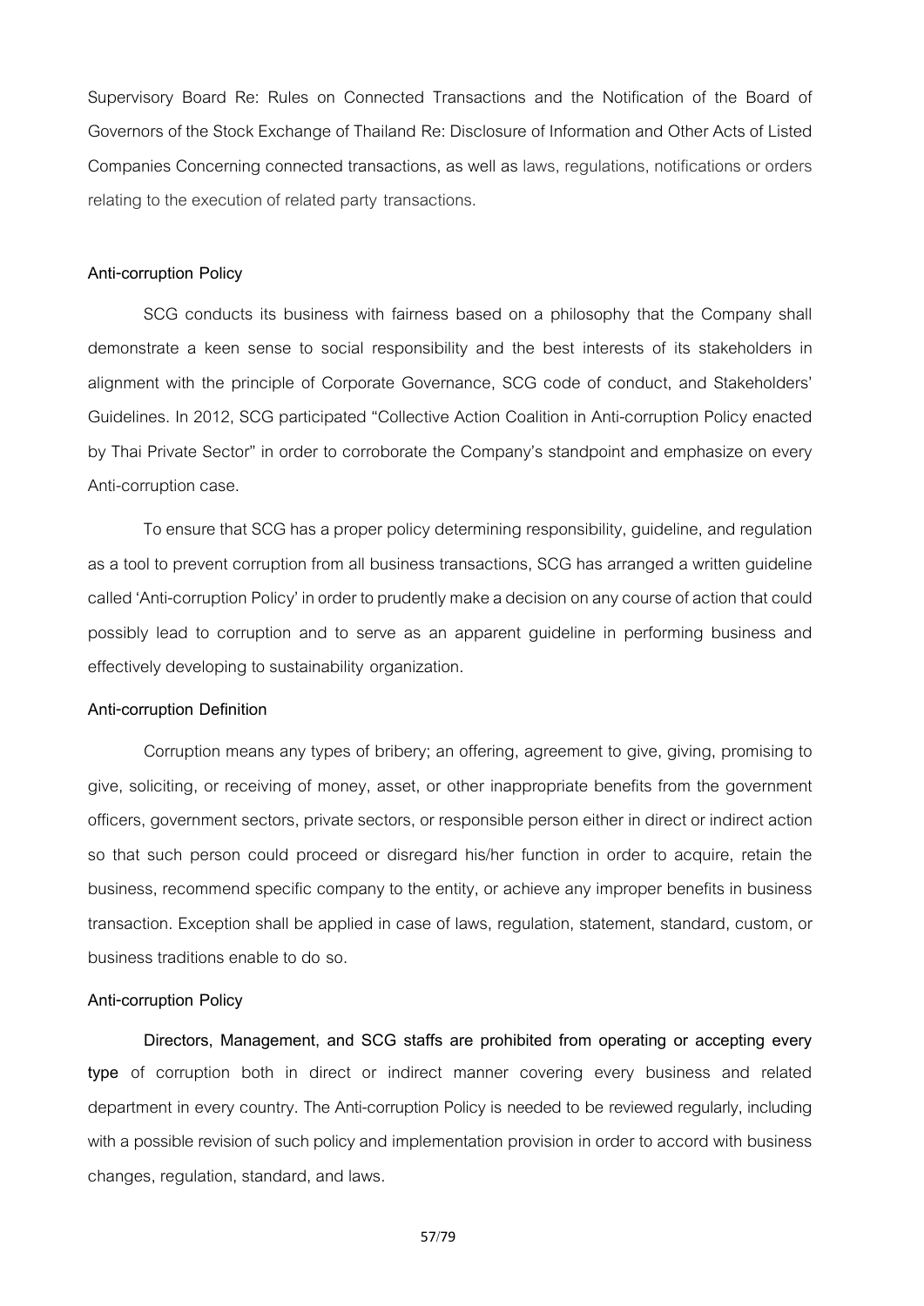Supervisory Board Re: Rules on Connected Transactions and the Notification of the Board of Governors of the Stock Exchange of Thailand Re: Disclosure of Information and Other Acts of Listed Companies Concerning connected transactions, as well as laws, regulations, notifications or orders relating to the execution of related party transactions.

**Anti-corruption Policy**

SCG conducts its business with fairness based on a philosophy that the Company shall demonstrate a keen sense to social responsibility and the best interests of its stakeholders in alignment with the principle of Corporate Governance, SCG code of conduct, and Stakeholders' Guidelines. In 2012, SCG participated "Collective Action Coalition in Anti-corruption Policy enacted by Thai Private Sector" in order to corroborate the Company's standpoint and emphasize on every Anti-corruption case.

To ensure that SCG has a proper policy determining responsibility, guideline, and regulation as a tool to prevent corruption from all business transactions, SCG has arranged a written guideline called 'Anti-corruption Policy' in order to prudently make a decision on any course of action that could possibly lead to corruption and to serve as an apparent guideline in performing business and effectively developing to sustainability organization.

**Anti-corruption Definition**

Corruption means any types of bribery; an offering, agreement to give, giving, promising to give, soliciting, or receiving of money, asset, or other inappropriate benefits from the government officers, government sectors, private sectors, or responsible person either in direct or indirect action so that such person could proceed or disregard his/her function in order to acquire, retain the business, recommend specific company to the entity, or achieve any improper benefits in business transaction. Exception shall be applied in case of laws, regulation, statement, standard, custom, or business traditions enable to do so.

**Anti-corruption Policy**

**Directors, Management, and SCG staffs are prohibited from operating or accepting every type** of corruption both in direct or indirect manner covering every business and related department in every country. The Anti-corruption Policy is needed to be reviewed regularly, including with a possible revision of such policy and implementation provision in order to accord with business changes, regulation, standard, and laws.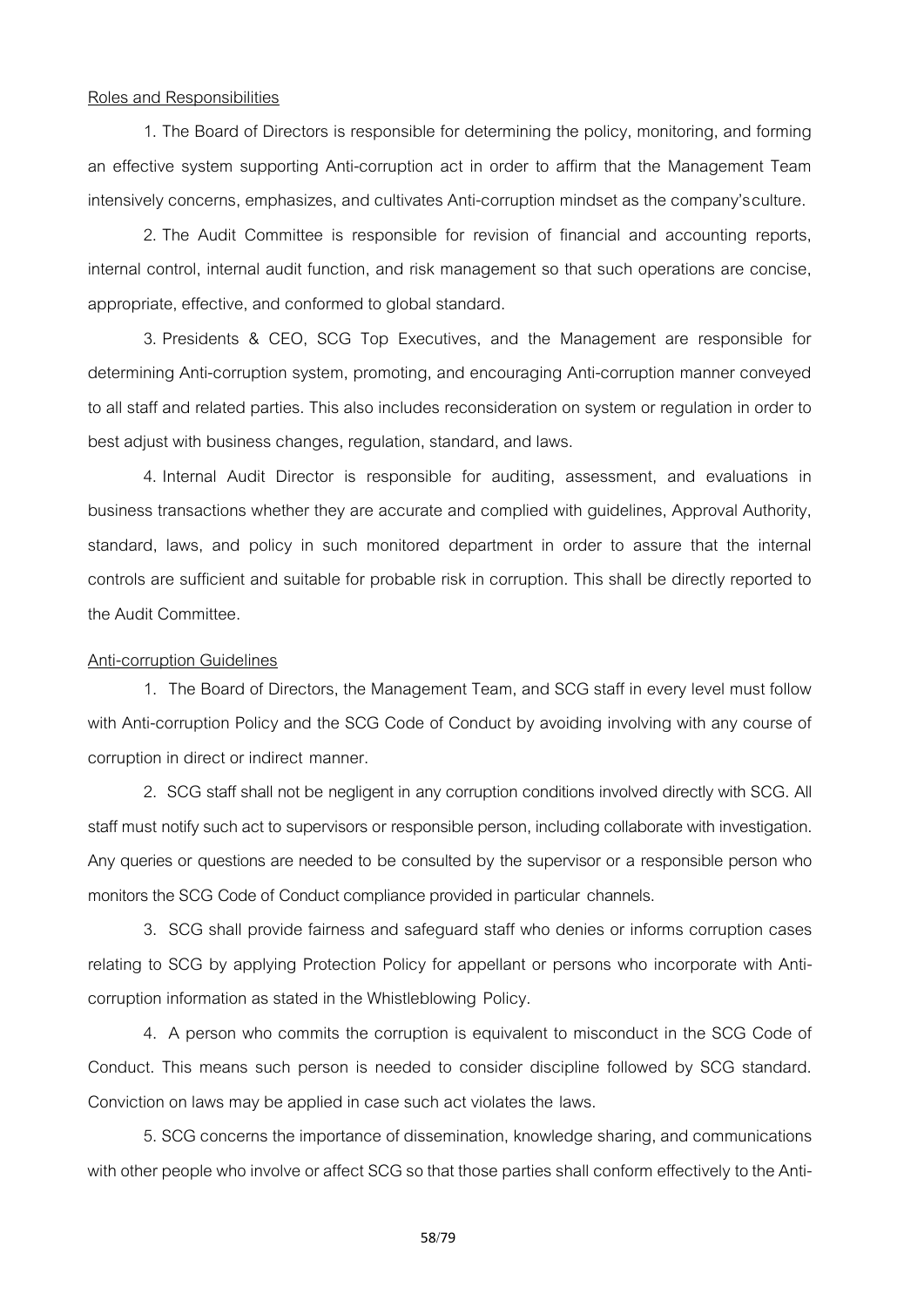Roles and Responsibilities

1. The Board of Directors is responsible for determining the policy, monitoring, and forming an effective system supporting Anti-corruption act in order to affirm that the Management Team intensively concerns, emphasizes, and cultivates Anti-corruption mindset as the company'sculture.

2. The Audit Committee is responsible for revision of financial and accounting reports, internal control, internal audit function, and risk management so that such operations are concise, appropriate, effective, and conformed to global standard.

3. Presidents & CEO, SCG Top Executives, and the Management are responsible for determining Anti-corruption system, promoting, and encouraging Anti-corruption manner conveyed to all staff and related parties. This also includes reconsideration on system or regulation in order to best adjust with business changes, regulation, standard, and laws.

4. Internal Audit Director is responsible for auditing, assessment, and evaluations in business transactions whether they are accurate and complied with guidelines, Approval Authority, standard, laws, and policy in such monitored department in order to assure that the internal controls are sufficient and suitable for probable risk in corruption. This shall be directly reported to the Audit Committee.

Anti-corruption Guidelines

1. The Board of Directors, the Management Team, and SCG staff in every level must follow with Anti-corruption Policy and the SCG Code of Conduct by avoiding involving with any course of corruption in direct or indirect manner.

2. SCG staff shall not be negligent in any corruption conditions involved directly with SCG. All staff must notify such act to supervisors or responsible person, including collaborate with investigation. Any queries or questions are needed to be consulted by the supervisor or a responsible person who monitors the SCG Code of Conduct compliance provided in particular channels.

3. SCG shall provide fairness and safeguard staff who denies or informs corruption cases relating to SCG by applying Protection Policy for appellant or persons who incorporate with Anti-corruption information as stated in the Whistleblowing Policy.

4. A person who commits the corruption is equivalent to misconduct in the SCG Code of Conduct. This means such person is needed to consider discipline followed by SCG standard. Conviction on laws may be applied in case such act violates the laws.

5. SCG concerns the importance of dissemination, knowledge sharing, and communications with other people who involve or affect SCG so that those parties shall conform effectively to the Anti-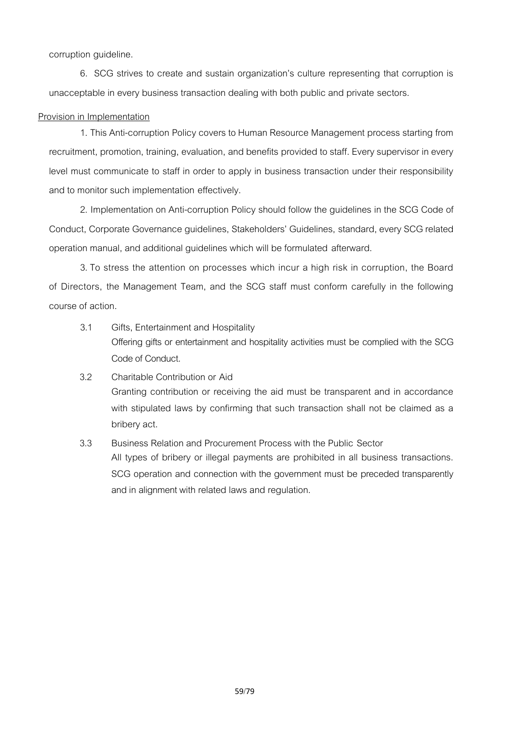corruption guideline.

6. SCG strives to create and sustain organization's culture representing that corruption is unacceptable in every business transaction dealing with both public and private sectors.

Provision in Implementation

1. This Anti-corruption Policy covers to Human Resource Management process starting from recruitment, promotion, training, evaluation, and benefits provided to staff. Every supervisor in every level must communicate to staff in order to apply in business transaction under their responsibility and to monitor such implementation effectively.

2. Implementation on Anti-corruption Policy should follow the guidelines in the SCG Code of Conduct, Corporate Governance guidelines, Stakeholders' Guidelines, standard, every SCG related operation manual, and additional guidelines which will be formulated afterward.

3. To stress the attention on processes which incur a high risk in corruption, the Board of Directors, the Management Team, and the SCG staff must conform carefully in the following course of action.

3.1 Gifts, Entertainment and Hospitality
Offering gifts or entertainment and hospitality activities must be complied with the SCG Code of Conduct.

3.2 Charitable Contribution or Aid
Granting contribution or receiving the aid must be transparent and in accordance with stipulated laws by confirming that such transaction shall not be claimed as a bribery act.

3.3 Business Relation and Procurement Process with the Public Sector
All types of bribery or illegal payments are prohibited in all business transactions. SCG operation and connection with the government must be preceded transparently and in alignment with related laws and regulation.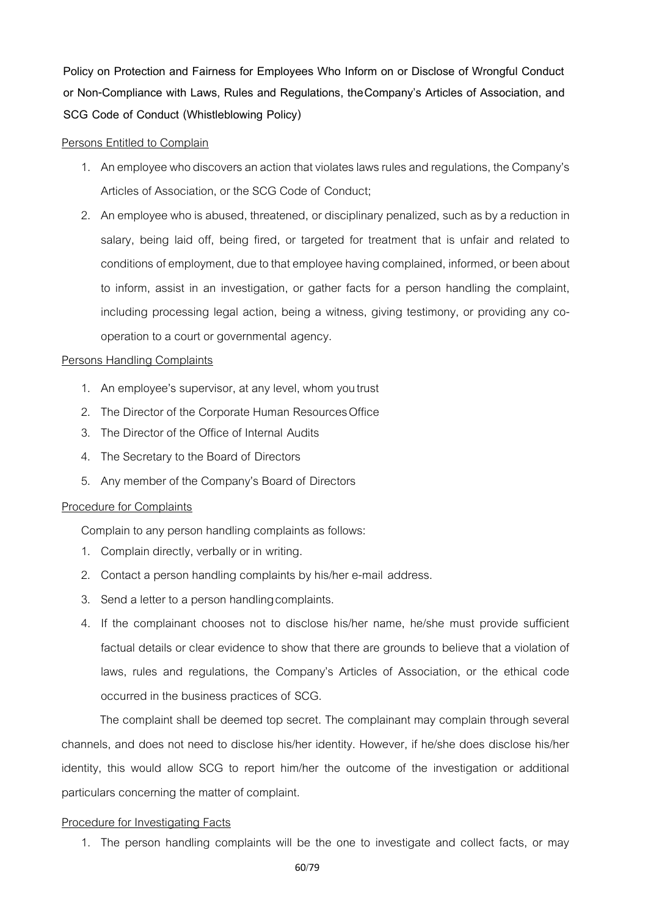**Policy on Protection and Fairness for Employees Who Inform on or Disclose of Wrongful Conduct or Non-Compliance with Laws, Rules and Regulations, the Company's Articles of Association, and SCG Code of Conduct (Whistleblowing Policy)**

Persons Entitled to Complain

1. An employee who discovers an action that violates laws rules and regulations, the Company's Articles of Association, or the SCG Code of Conduct;
2. An employee who is abused, threatened, or disciplinary penalized, such as by a reduction in salary, being laid off, being fired, or targeted for treatment that is unfair and related to conditions of employment, due to that employee having complained, informed, or been about to inform, assist in an investigation, or gather facts for a person handling the complaint, including processing legal action, being a witness, giving testimony, or providing any co-operation to a court or governmental agency.

Persons Handling Complaints

1. An employee's supervisor, at any level, whom you trust
2. The Director of the Corporate Human Resources Office
3. The Director of the Office of Internal Audits
4. The Secretary to the Board of Directors
5. Any member of the Company's Board of Directors

Procedure for Complaints

Complain to any person handling complaints as follows:

1. Complain directly, verbally or in writing.
2. Contact a person handling complaints by his/her e-mail address.
3. Send a letter to a person handling complaints.
4. If the complainant chooses not to disclose his/her name, he/she must provide sufficient factual details or clear evidence to show that there are grounds to believe that a violation of laws, rules and regulations, the Company's Articles of Association, or the ethical code occurred in the business practices of SCG.

The complaint shall be deemed top secret. The complainant may complain through several channels, and does not need to disclose his/her identity. However, if he/she does disclose his/her identity, this would allow SCG to report him/her the outcome of the investigation or additional particulars concerning the matter of complaint.

Procedure for Investigating Facts

1. The person handling complaints will be the one to investigate and collect facts, or may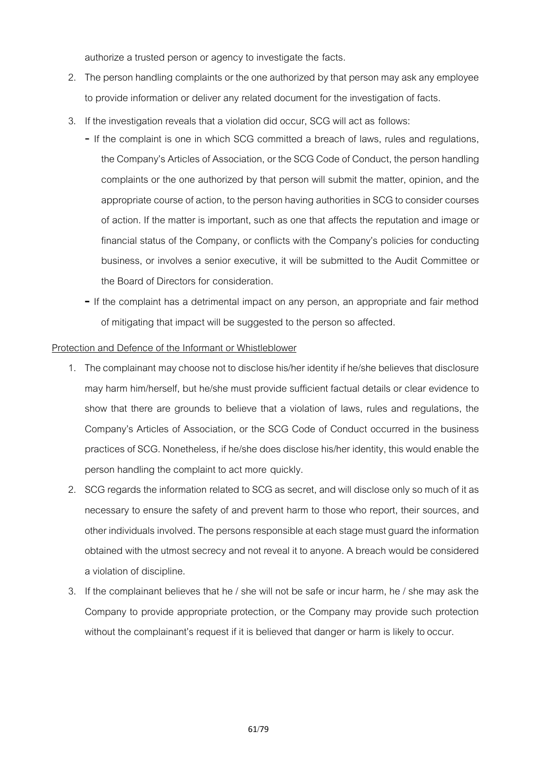authorize a trusted person or agency to investigate the facts.

2. The person handling complaints or the one authorized by that person may ask any employee to provide information or deliver any related document for the investigation of facts.
3. If the investigation reveals that a violation did occur, SCG will act as follows:
   - If the complaint is one in which SCG committed a breach of laws, rules and regulations, the Company's Articles of Association, or the SCG Code of Conduct, the person handling complaints or the one authorized by that person will submit the matter, opinion, and the appropriate course of action, to the person having authorities in SCG to consider courses of action. If the matter is important, such as one that affects the reputation and image or financial status of the Company, or conflicts with the Company's policies for conducting business, or involves a senior executive, it will be submitted to the Audit Committee or the Board of Directors for consideration.
   - If the complaint has a detrimental impact on any person, an appropriate and fair method of mitigating that impact will be suggested to the person so affected.

<u>Protection and Defence of the Informant or Whistleblower</u>

1. The complainant may choose not to disclose his/her identity if he/she believes that disclosure may harm him/herself, but he/she must provide sufficient factual details or clear evidence to show that there are grounds to believe that a violation of laws, rules and regulations, the Company's Articles of Association, or the SCG Code of Conduct occurred in the business practices of SCG. Nonetheless, if he/she does disclose his/her identity, this would enable the person handling the complaint to act more quickly.
2. SCG regards the information related to SCG as secret, and will disclose only so much of it as necessary to ensure the safety of and prevent harm to those who report, their sources, and other individuals involved. The persons responsible at each stage must guard the information obtained with the utmost secrecy and not reveal it to anyone. A breach would be considered a violation of discipline.
3. If the complainant believes that he / she will not be safe or incur harm, he / she may ask the Company to provide appropriate protection, or the Company may provide such protection without the complainant's request if it is believed that danger or harm is likely to occur.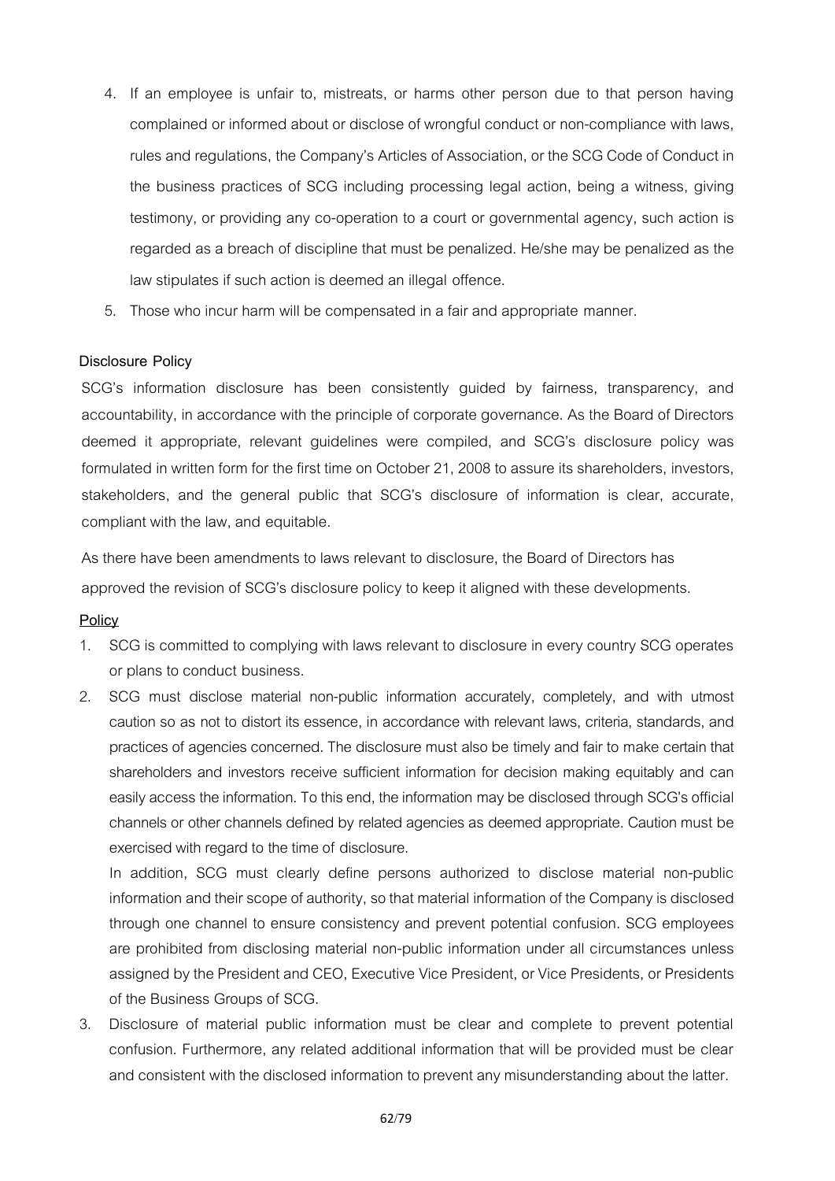4. If an employee is unfair to, mistreats, or harms other person due to that person having complained or informed about or disclose of wrongful conduct or non-compliance with laws, rules and regulations, the Company's Articles of Association, or the SCG Code of Conduct in the business practices of SCG including processing legal action, being a witness, giving testimony, or providing any co-operation to a court or governmental agency, such action is regarded as a breach of discipline that must be penalized. He/she may be penalized as the law stipulates if such action is deemed an illegal offence.
5. Those who incur harm will be compensated in a fair and appropriate manner.

**Disclosure Policy**

SCG's information disclosure has been consistently guided by fairness, transparency, and accountability, in accordance with the principle of corporate governance. As the Board of Directors deemed it appropriate, relevant guidelines were compiled, and SCG's disclosure policy was formulated in written form for the first time on October 21, 2008 to assure its shareholders, investors, stakeholders, and the general public that SCG's disclosure of information is clear, accurate, compliant with the law, and equitable.

As there have been amendments to laws relevant to disclosure, the Board of Directors has approved the revision of SCG's disclosure policy to keep it aligned with these developments.

**Policy**

1. SCG is committed to complying with laws relevant to disclosure in every country SCG operates or plans to conduct business.
2. SCG must disclose material non-public information accurately, completely, and with utmost caution so as not to distort its essence, in accordance with relevant laws, criteria, standards, and practices of agencies concerned. The disclosure must also be timely and fair to make certain that shareholders and investors receive sufficient information for decision making equitably and can easily access the information. To this end, the information may be disclosed through SCG's official channels or other channels defined by related agencies as deemed appropriate. Caution must be exercised with regard to the time of disclosure.

   In addition, SCG must clearly define persons authorized to disclose material non-public information and their scope of authority, so that material information of the Company is disclosed through one channel to ensure consistency and prevent potential confusion. SCG employees are prohibited from disclosing material non-public information under all circumstances unless assigned by the President and CEO, Executive Vice President, or Vice Presidents, or Presidents of the Business Groups of SCG.
3. Disclosure of material public information must be clear and complete to prevent potential confusion. Furthermore, any related additional information that will be provided must be clear and consistent with the disclosed information to prevent any misunderstanding about the latter.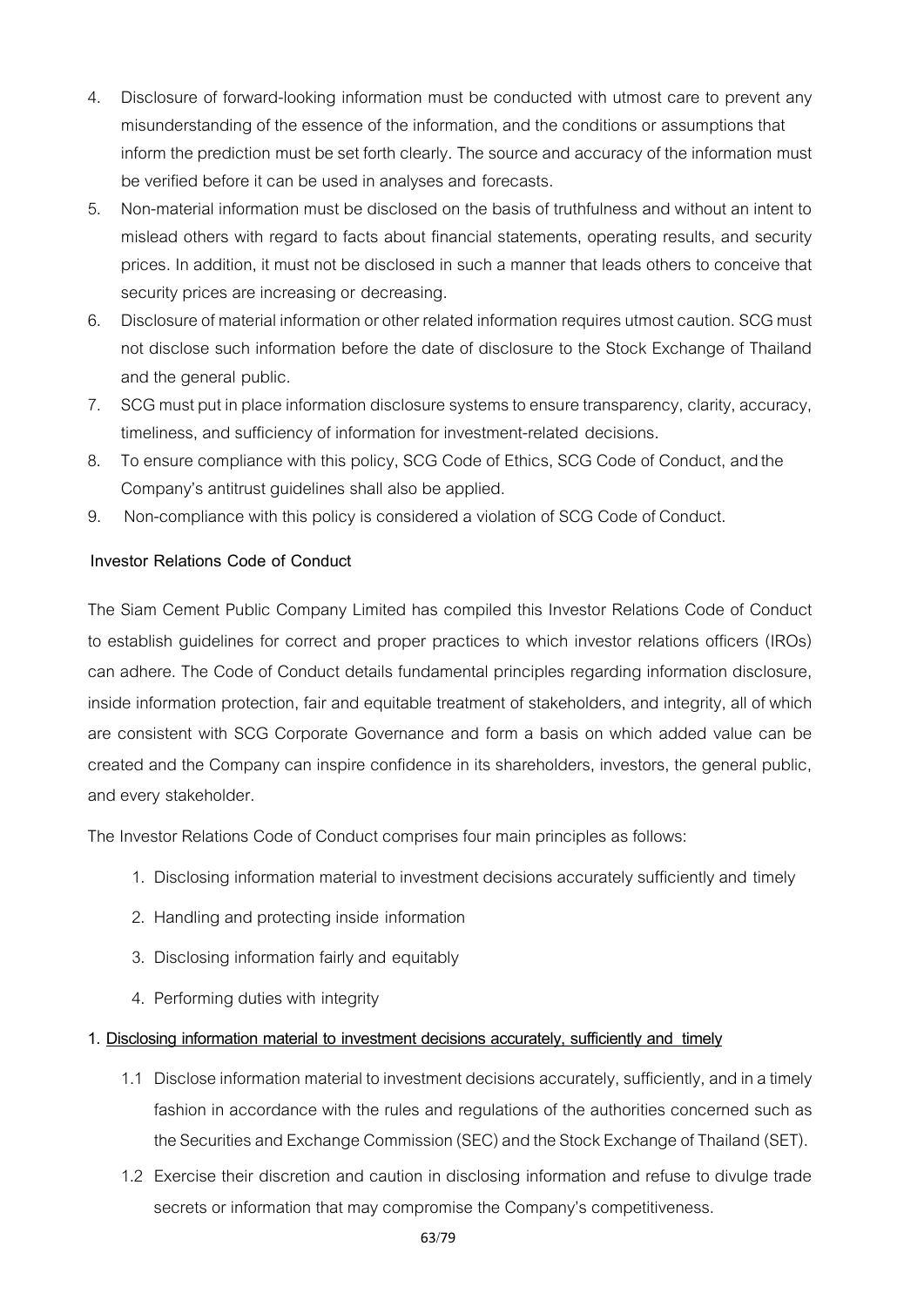4. Disclosure of forward-looking information must be conducted with utmost care to prevent any misunderstanding of the essence of the information, and the conditions or assumptions that inform the prediction must be set forth clearly. The source and accuracy of the information must be verified before it can be used in analyses and forecasts.
5. Non-material information must be disclosed on the basis of truthfulness and without an intent to mislead others with regard to facts about financial statements, operating results, and security prices. In addition, it must not be disclosed in such a manner that leads others to conceive that security prices are increasing or decreasing.
6. Disclosure of material information or other related information requires utmost caution. SCG must not disclose such information before the date of disclosure to the Stock Exchange of Thailand and the general public.
7. SCG must put in place information disclosure systems to ensure transparency, clarity, accuracy, timeliness, and sufficiency of information for investment-related decisions.
8. To ensure compliance with this policy, SCG Code of Ethics, SCG Code of Conduct, and the Company's antitrust guidelines shall also be applied.
9. Non-compliance with this policy is considered a violation of SCG Code of Conduct.

**Investor Relations Code of Conduct**

The Siam Cement Public Company Limited has compiled this Investor Relations Code of Conduct to establish guidelines for correct and proper practices to which investor relations officers (IROs) can adhere. The Code of Conduct details fundamental principles regarding information disclosure, inside information protection, fair and equitable treatment of stakeholders, and integrity, all of which are consistent with SCG Corporate Governance and form a basis on which added value can be created and the Company can inspire confidence in its shareholders, investors, the general public, and every stakeholder.

The Investor Relations Code of Conduct comprises four main principles as follows:

1. Disclosing information material to investment decisions accurately sufficiently and timely
2. Handling and protecting inside information
3. Disclosing information fairly and equitably
4. Performing duties with integrity

**1. Disclosing information material to investment decisions accurately, sufficiently and timely**

1.1 Disclose information material to investment decisions accurately, sufficiently, and in a timely fashion in accordance with the rules and regulations of the authorities concerned such as the Securities and Exchange Commission (SEC) and the Stock Exchange of Thailand (SET).

1.2 Exercise their discretion and caution in disclosing information and refuse to divulge trade secrets or information that may compromise the Company's competitiveness.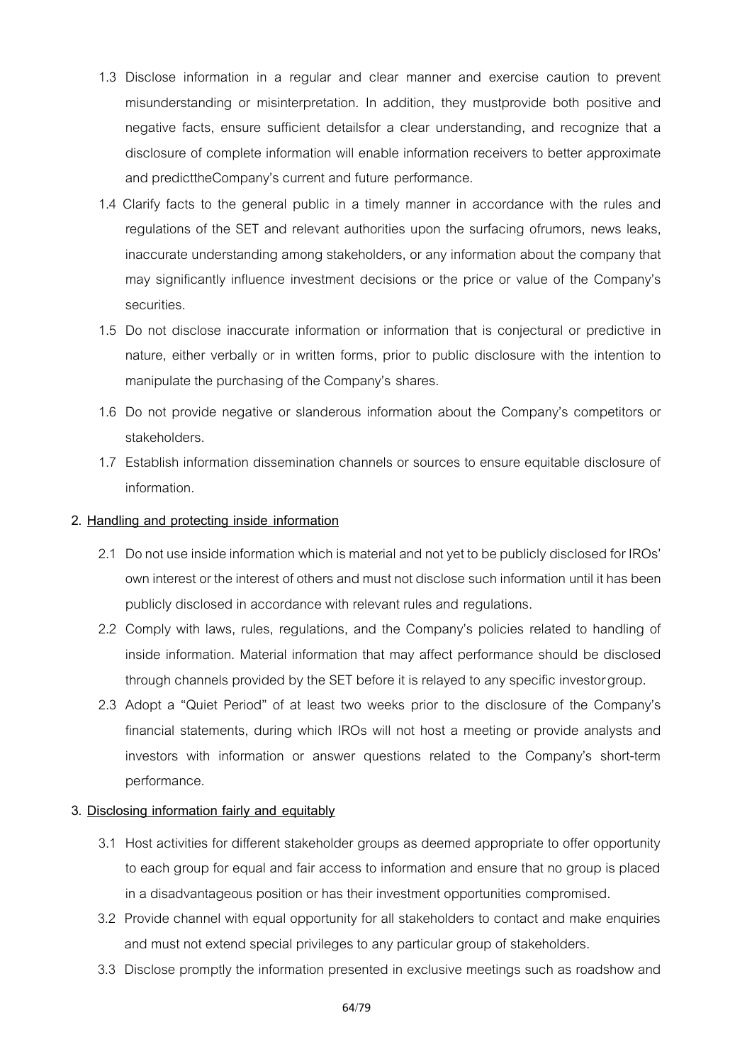1.3 Disclose information in a regular and clear manner and exercise caution to prevent misunderstanding or misinterpretation. In addition, they mustprovide both positive and negative facts, ensure sufficient detailsfor a clear understanding, and recognize that a disclosure of complete information will enable information receivers to better approximate and predicttheCompany's current and future performance.

1.4 Clarify facts to the general public in a timely manner in accordance with the rules and regulations of the SET and relevant authorities upon the surfacing ofrumors, news leaks, inaccurate understanding among stakeholders, or any information about the company that may significantly influence investment decisions or the price or value of the Company's securities.

1.5 Do not disclose inaccurate information or information that is conjectural or predictive in nature, either verbally or in written forms, prior to public disclosure with the intention to manipulate the purchasing of the Company's shares.

1.6 Do not provide negative or slanderous information about the Company's competitors or stakeholders.

1.7 Establish information dissemination channels or sources to ensure equitable disclosure of information.

**2. Handling and protecting inside information**

2.1 Do not use inside information which is material and not yet to be publicly disclosed for IROs' own interest or the interest of others and must not disclose such information until it has been publicly disclosed in accordance with relevant rules and regulations.

2.2 Comply with laws, rules, regulations, and the Company's policies related to handling of inside information. Material information that may affect performance should be disclosed through channels provided by the SET before it is relayed to any specific investor group.

2.3 Adopt a "Quiet Period" of at least two weeks prior to the disclosure of the Company's financial statements, during which IROs will not host a meeting or provide analysts and investors with information or answer questions related to the Company's short-term performance.

**3. Disclosing information fairly and equitably**

3.1 Host activities for different stakeholder groups as deemed appropriate to offer opportunity to each group for equal and fair access to information and ensure that no group is placed in a disadvantageous position or has their investment opportunities compromised.

3.2 Provide channel with equal opportunity for all stakeholders to contact and make enquiries and must not extend special privileges to any particular group of stakeholders.

3.3 Disclose promptly the information presented in exclusive meetings such as roadshow and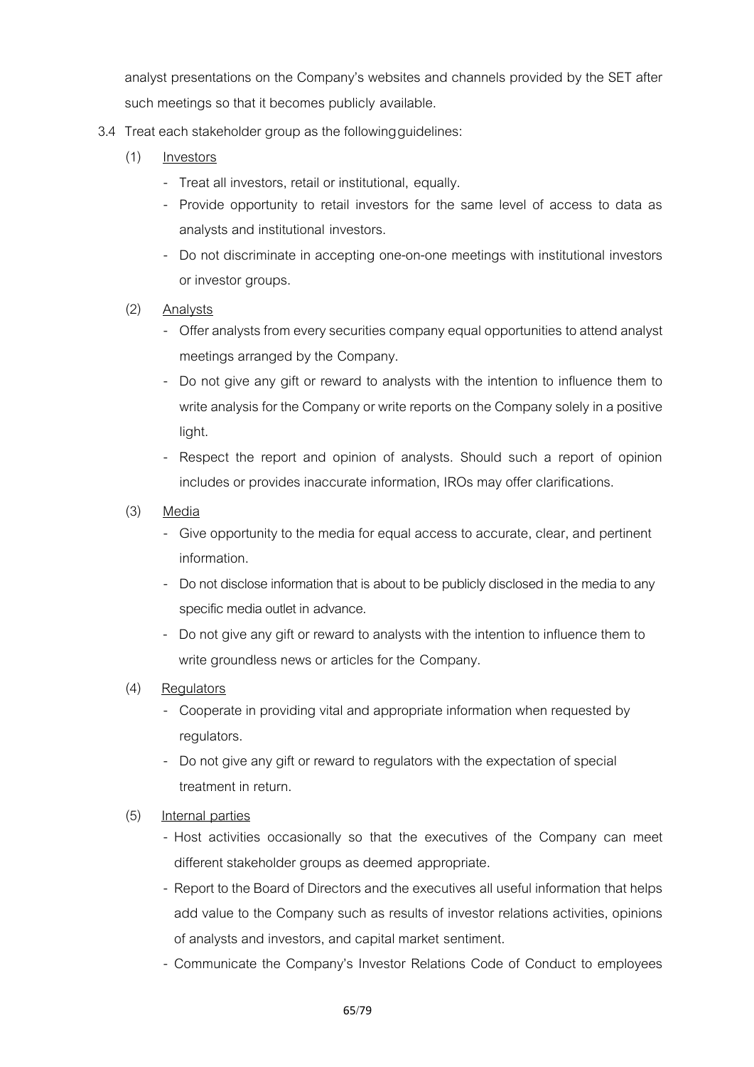analyst presentations on the Company's websites and channels provided by the SET after such meetings so that it becomes publicly available.

3.4 Treat each stakeholder group as the following guidelines:

(1) Investors

- Treat all investors, retail or institutional, equally.
- Provide opportunity to retail investors for the same level of access to data as analysts and institutional investors.
- Do not discriminate in accepting one-on-one meetings with institutional investors or investor groups.

(2) Analysts

- Offer analysts from every securities company equal opportunities to attend analyst meetings arranged by the Company.
- Do not give any gift or reward to analysts with the intention to influence them to write analysis for the Company or write reports on the Company solely in a positive light.
- Respect the report and opinion of analysts. Should such a report of opinion includes or provides inaccurate information, IROs may offer clarifications.

(3) Media

- Give opportunity to the media for equal access to accurate, clear, and pertinent information.
- Do not disclose information that is about to be publicly disclosed in the media to any specific media outlet in advance.
- Do not give any gift or reward to analysts with the intention to influence them to write groundless news or articles for the Company.

(4) Regulators

- Cooperate in providing vital and appropriate information when requested by regulators.
- Do not give any gift or reward to regulators with the expectation of special treatment in return.

(5) Internal parties

- Host activities occasionally so that the executives of the Company can meet different stakeholder groups as deemed appropriate.
- Report to the Board of Directors and the executives all useful information that helps add value to the Company such as results of investor relations activities, opinions of analysts and investors, and capital market sentiment.
- Communicate the Company's Investor Relations Code of Conduct to employees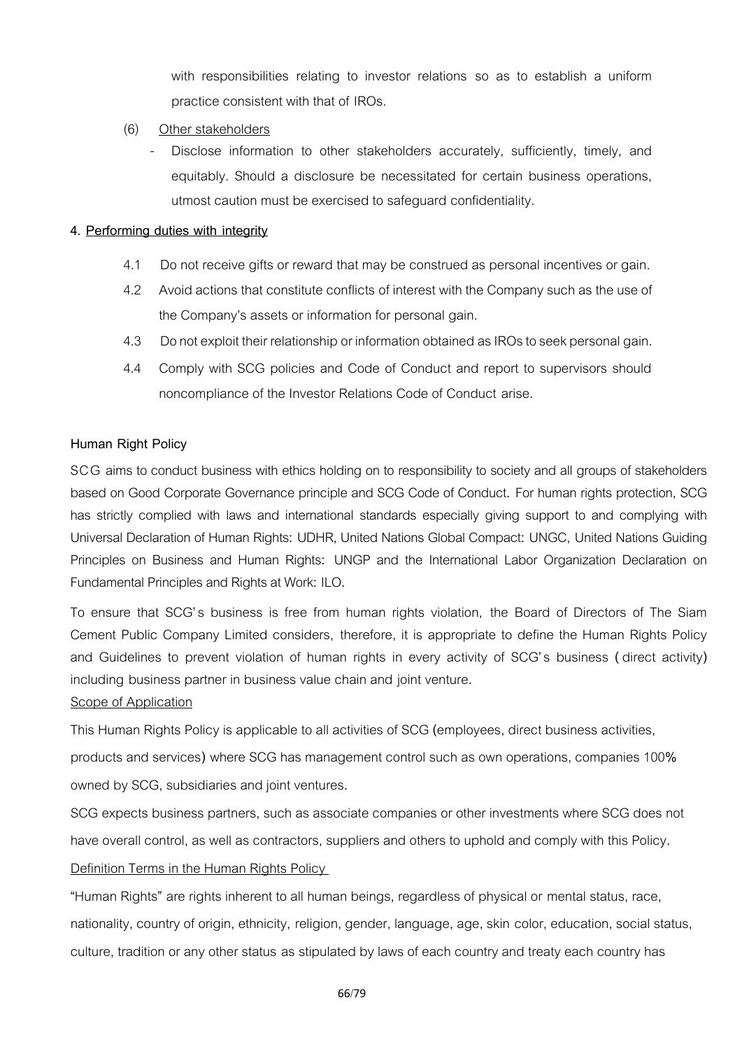with responsibilities relating to investor relations so as to establish a uniform practice consistent with that of IROs.

(6) Other stakeholders

- Disclose information to other stakeholders accurately, sufficiently, timely, and equitably. Should a disclosure be necessitated for certain business operations, utmost caution must be exercised to safeguard confidentiality.

**4. Performing duties with integrity**

4.1 Do not receive gifts or reward that may be construed as personal incentives or gain.

4.2 Avoid actions that constitute conflicts of interest with the Company such as the use of the Company's assets or information for personal gain.

4.3 Do not exploit their relationship or information obtained as IROs to seek personal gain.

4.4 Comply with SCG policies and Code of Conduct and report to supervisors should noncompliance of the Investor Relations Code of Conduct arise.

**Human Right Policy**

SCG aims to conduct business with ethics holding on to responsibility to society and all groups of stakeholders based on Good Corporate Governance principle and SCG Code of Conduct. For human rights protection, SCG has strictly complied with laws and international standards especially giving support to and complying with Universal Declaration of Human Rights: UDHR, United Nations Global Compact: UNGC, United Nations Guiding Principles on Business and Human Rights: UNGP and the International Labor Organization Declaration on Fundamental Principles and Rights at Work: ILO.

To ensure that SCG's business is free from human rights violation, the Board of Directors of The Siam Cement Public Company Limited considers, therefore, it is appropriate to define the Human Rights Policy and Guidelines to prevent violation of human rights in every activity of SCG's business (direct activity) including business partner in business value chain and joint venture.

Scope of Application

This Human Rights Policy is applicable to all activities of SCG (employees, direct business activities, products and services) where SCG has management control such as own operations, companies 100% owned by SCG, subsidiaries and joint ventures.

SCG expects business partners, such as associate companies or other investments where SCG does not have overall control, as well as contractors, suppliers and others to uphold and comply with this Policy.

Definition Terms in the Human Rights Policy

"Human Rights" are rights inherent to all human beings, regardless of physical or mental status, race, nationality, country of origin, ethnicity, religion, gender, language, age, skin color, education, social status, culture, tradition or any other status as stipulated by laws of each country and treaty each country has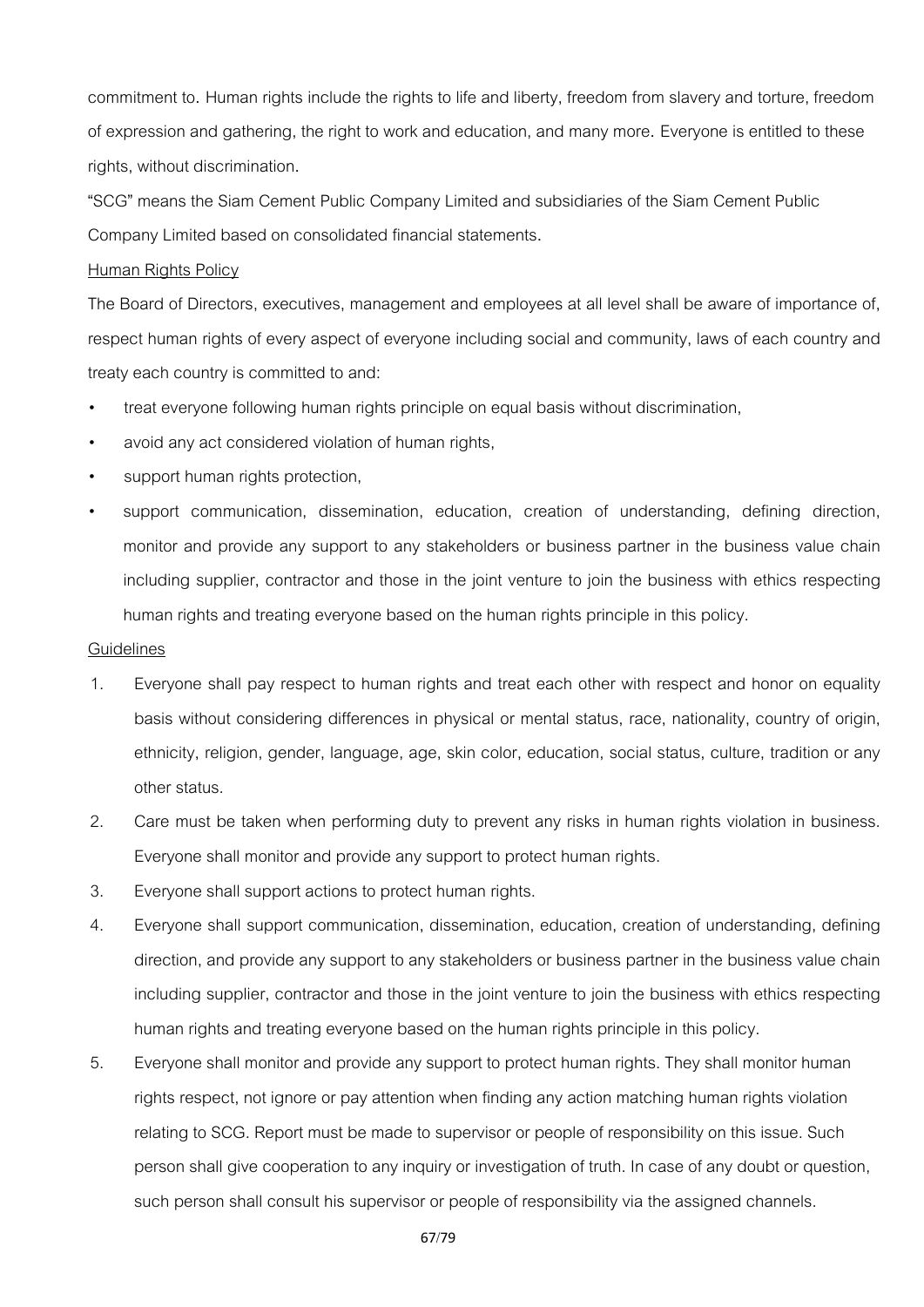commitment to. Human rights include the rights to life and liberty, freedom from slavery and torture, freedom of expression and gathering, the right to work and education, and many more. Everyone is entitled to these rights, without discrimination.

"SCG" means the Siam Cement Public Company Limited and subsidiaries of the Siam Cement Public Company Limited based on consolidated financial statements.

<u>Human Rights Policy</u>

The Board of Directors, executives, management and employees at all level shall be aware of importance of, respect human rights of every aspect of everyone including social and community, laws of each country and treaty each country is committed to and:

- treat everyone following human rights principle on equal basis without discrimination,
- avoid any act considered violation of human rights,
- support human rights protection,
- support communication, dissemination, education, creation of understanding, defining direction, monitor and provide any support to any stakeholders or business partner in the business value chain including supplier, contractor and those in the joint venture to join the business with ethics respecting human rights and treating everyone based on the human rights principle in this policy.

<u>Guidelines</u>

1. Everyone shall pay respect to human rights and treat each other with respect and honor on equality basis without considering differences in physical or mental status, race, nationality, country of origin, ethnicity, religion, gender, language, age, skin color, education, social status, culture, tradition or any other status.
2. Care must be taken when performing duty to prevent any risks in human rights violation in business. Everyone shall monitor and provide any support to protect human rights.
3. Everyone shall support actions to protect human rights.
4. Everyone shall support communication, dissemination, education, creation of understanding, defining direction, and provide any support to any stakeholders or business partner in the business value chain including supplier, contractor and those in the joint venture to join the business with ethics respecting human rights and treating everyone based on the human rights principle in this policy.
5. Everyone shall monitor and provide any support to protect human rights. They shall monitor human rights respect, not ignore or pay attention when finding any action matching human rights violation relating to SCG. Report must be made to supervisor or people of responsibility on this issue. Such person shall give cooperation to any inquiry or investigation of truth. In case of any doubt or question, such person shall consult his supervisor or people of responsibility via the assigned channels.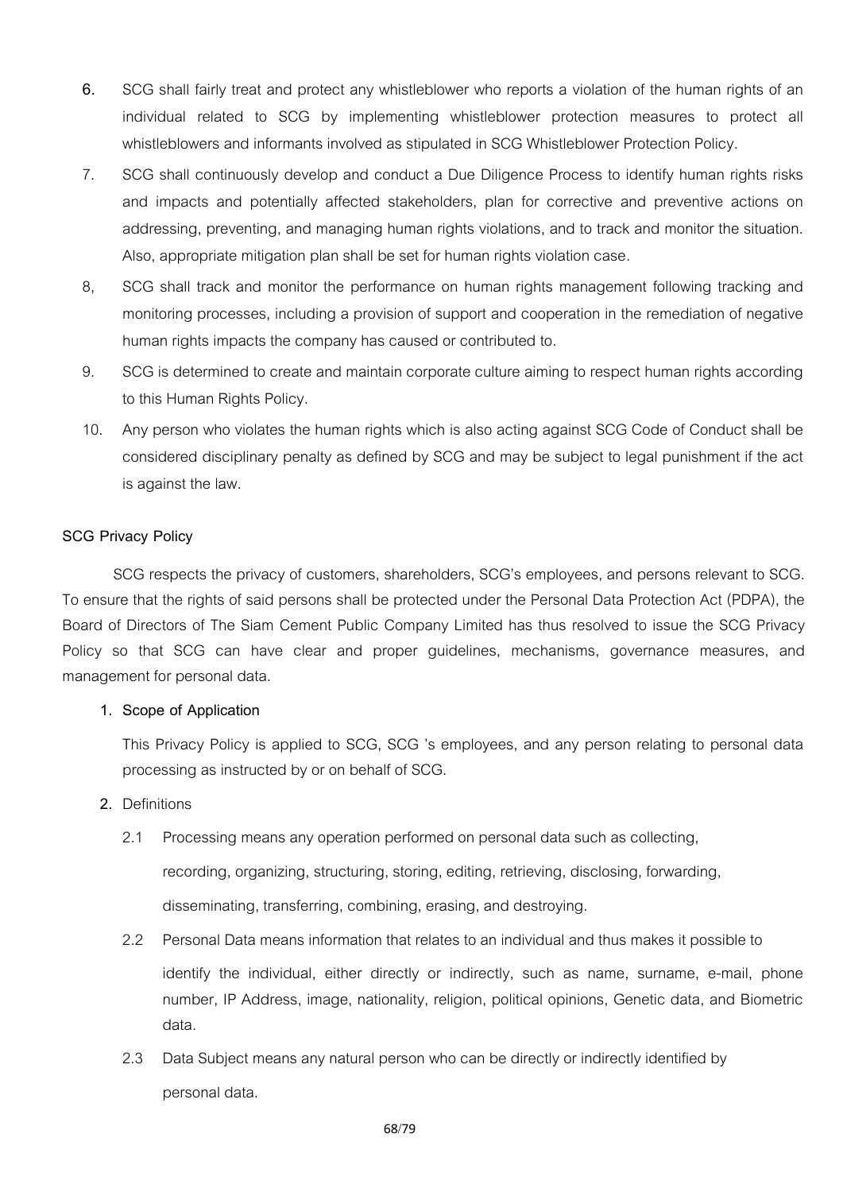6. SCG shall fairly treat and protect any whistleblower who reports a violation of the human rights of an individual related to SCG by implementing whistleblower protection measures to protect all whistleblowers and informants involved as stipulated in SCG Whistleblower Protection Policy.
7. SCG shall continuously develop and conduct a Due Diligence Process to identify human rights risks and impacts and potentially affected stakeholders, plan for corrective and preventive actions on addressing, preventing, and managing human rights violations, and to track and monitor the situation. Also, appropriate mitigation plan shall be set for human rights violation case.
8, SCG shall track and monitor the performance on human rights management following tracking and monitoring processes, including a provision of support and cooperation in the remediation of negative human rights impacts the company has caused or contributed to.
9. SCG is determined to create and maintain corporate culture aiming to respect human rights according to this Human Rights Policy.
10. Any person who violates the human rights which is also acting against SCG Code of Conduct shall be considered disciplinary penalty as defined by SCG and may be subject to legal punishment if the act is against the law.

**SCG Privacy Policy**

SCG respects the privacy of customers, shareholders, SCG's employees, and persons relevant to SCG. To ensure that the rights of said persons shall be protected under the Personal Data Protection Act (PDPA), the Board of Directors of The Siam Cement Public Company Limited has thus resolved to issue the SCG Privacy Policy so that SCG can have clear and proper guidelines, mechanisms, governance measures, and management for personal data.

1. **Scope of Application**

   This Privacy Policy is applied to SCG, SCG 's employees, and any person relating to personal data processing as instructed by or on behalf of SCG.

2. Definitions

   2.1 Processing means any operation performed on personal data such as collecting, recording, organizing, structuring, storing, editing, retrieving, disclosing, forwarding, disseminating, transferring, combining, erasing, and destroying.

   2.2 Personal Data means information that relates to an individual and thus makes it possible to identify the individual, either directly or indirectly, such as name, surname, e-mail, phone number, IP Address, image, nationality, religion, political opinions, Genetic data, and Biometric data.

   2.3 Data Subject means any natural person who can be directly or indirectly identified by personal data.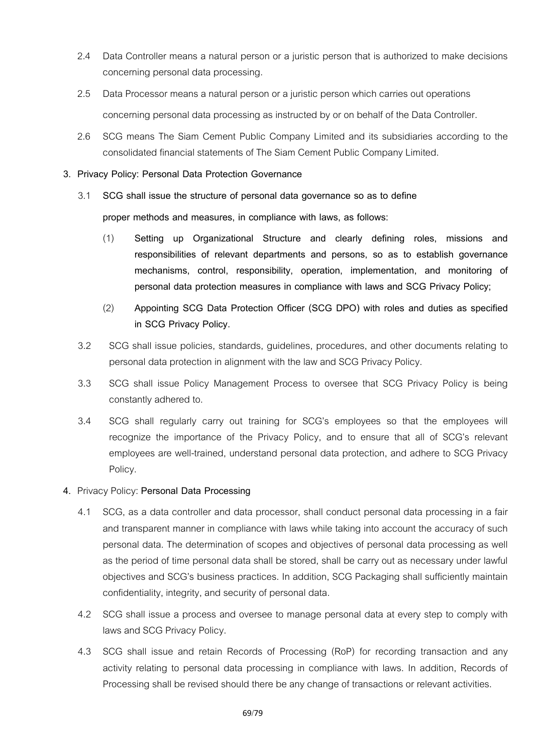2.4 Data Controller means a natural person or a juristic person that is authorized to make decisions concerning personal data processing.

2.5 Data Processor means a natural person or a juristic person which carries out operations concerning personal data processing as instructed by or on behalf of the Data Controller.

2.6 SCG means The Siam Cement Public Company Limited and its subsidiaries according to the consolidated financial statements of The Siam Cement Public Company Limited.

**3. Privacy Policy: Personal Data Protection Governance**

3.1 **SCG shall issue the structure of personal data governance so as to define proper methods and measures, in compliance with laws, as follows:**

(1) **Setting up Organizational Structure and clearly defining roles, missions and responsibilities of relevant departments and persons, so as to establish governance mechanisms, control, responsibility, operation, implementation, and monitoring of personal data protection measures in compliance with laws and SCG Privacy Policy;**

(2) **Appointing SCG Data Protection Officer (SCG DPO) with roles and duties as specified in SCG Privacy Policy.**

3.2 SCG shall issue policies, standards, guidelines, procedures, and other documents relating to personal data protection in alignment with the law and SCG Privacy Policy.

3.3 SCG shall issue Policy Management Process to oversee that SCG Privacy Policy is being constantly adhered to.

3.4 SCG shall regularly carry out training for SCG's employees so that the employees will recognize the importance of the Privacy Policy, and to ensure that all of SCG's relevant employees are well-trained, understand personal data protection, and adhere to SCG Privacy Policy.

**4.** Privacy Policy: **Personal Data Processing**

4.1 SCG, as a data controller and data processor, shall conduct personal data processing in a fair and transparent manner in compliance with laws while taking into account the accuracy of such personal data. The determination of scopes and objectives of personal data processing as well as the period of time personal data shall be stored, shall be carry out as necessary under lawful objectives and SCG's business practices. In addition, SCG Packaging shall sufficiently maintain confidentiality, integrity, and security of personal data.

4.2 SCG shall issue a process and oversee to manage personal data at every step to comply with laws and SCG Privacy Policy.

4.3 SCG shall issue and retain Records of Processing (RoP) for recording transaction and any activity relating to personal data processing in compliance with laws. In addition, Records of Processing shall be revised should there be any change of transactions or relevant activities.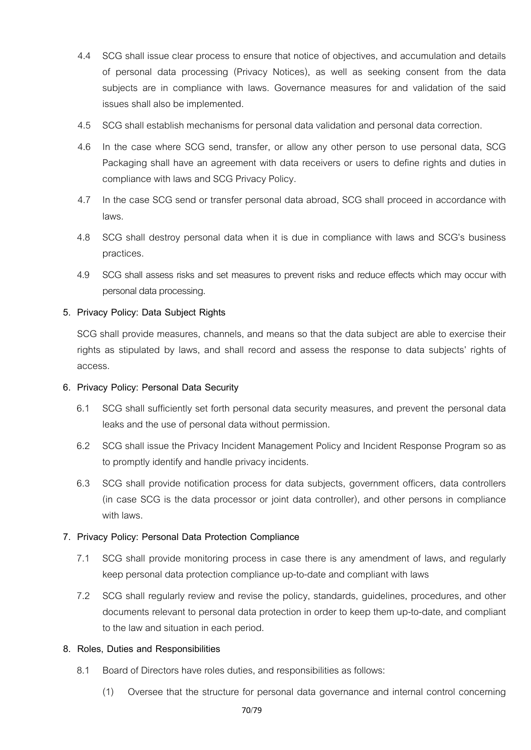4.4 SCG shall issue clear process to ensure that notice of objectives, and accumulation and details of personal data processing (Privacy Notices), as well as seeking consent from the data subjects are in compliance with laws. Governance measures for and validation of the said issues shall also be implemented.

4.5 SCG shall establish mechanisms for personal data validation and personal data correction.

4.6 In the case where SCG send, transfer, or allow any other person to use personal data, SCG Packaging shall have an agreement with data receivers or users to define rights and duties in compliance with laws and SCG Privacy Policy.

4.7 In the case SCG send or transfer personal data abroad, SCG shall proceed in accordance with laws.

4.8 SCG shall destroy personal data when it is due in compliance with laws and SCG's business practices.

4.9 SCG shall assess risks and set measures to prevent risks and reduce effects which may occur with personal data processing.

**5. Privacy Policy: Data Subject Rights**

SCG shall provide measures, channels, and means so that the data subject are able to exercise their rights as stipulated by laws, and shall record and assess the response to data subjects' rights of access.

**6. Privacy Policy: Personal Data Security**

6.1 SCG shall sufficiently set forth personal data security measures, and prevent the personal data leaks and the use of personal data without permission.

6.2 SCG shall issue the Privacy Incident Management Policy and Incident Response Program so as to promptly identify and handle privacy incidents.

6.3 SCG shall provide notification process for data subjects, government officers, data controllers (in case SCG is the data processor or joint data controller), and other persons in compliance with laws.

**7. Privacy Policy: Personal Data Protection Compliance**

7.1 SCG shall provide monitoring process in case there is any amendment of laws, and regularly keep personal data protection compliance up-to-date and compliant with laws

7.2 SCG shall regularly review and revise the policy, standards, guidelines, procedures, and other documents relevant to personal data protection in order to keep them up-to-date, and compliant to the law and situation in each period.

**8. Roles, Duties and Responsibilities**

8.1 Board of Directors have roles duties, and responsibilities as follows:

(1) Oversee that the structure for personal data governance and internal control concerning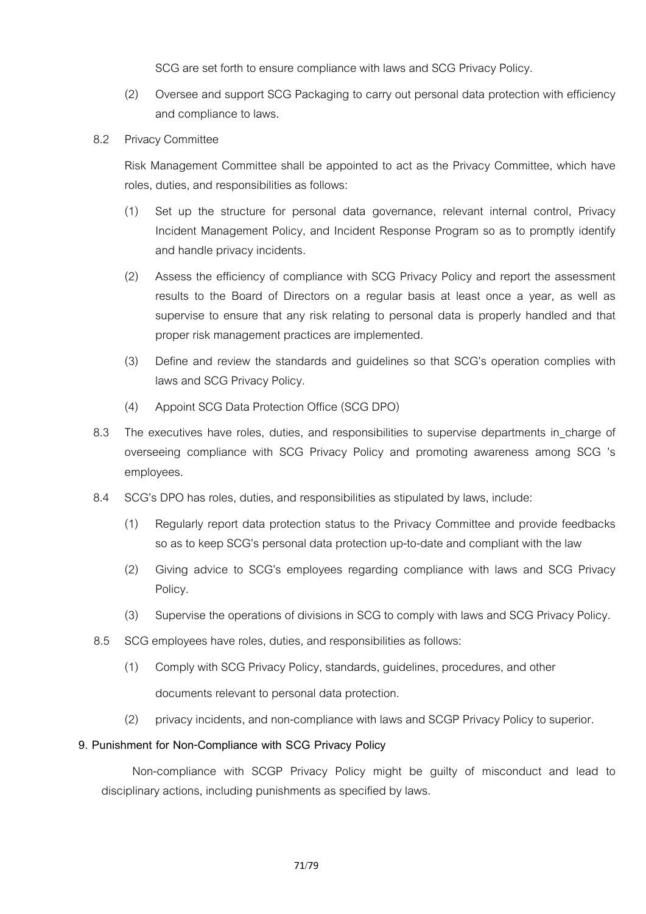SCG are set forth to ensure compliance with laws and SCG Privacy Policy.

(2) Oversee and support SCG Packaging to carry out personal data protection with efficiency and compliance to laws.

8.2 Privacy Committee

Risk Management Committee shall be appointed to act as the Privacy Committee, which have roles, duties, and responsibilities as follows:

(1) Set up the structure for personal data governance, relevant internal control, Privacy Incident Management Policy, and Incident Response Program so as to promptly identify and handle privacy incidents.

(2) Assess the efficiency of compliance with SCG Privacy Policy and report the assessment results to the Board of Directors on a regular basis at least once a year, as well as supervise to ensure that any risk relating to personal data is properly handled and that proper risk management practices are implemented.

(3) Define and review the standards and guidelines so that SCG's operation complies with laws and SCG Privacy Policy.

(4) Appoint SCG Data Protection Office (SCG DPO)

8.3 The executives have roles, duties, and responsibilities to supervise departments in_charge of overseeing compliance with SCG Privacy Policy and promoting awareness among SCG 's employees.

8.4 SCG's DPO has roles, duties, and responsibilities as stipulated by laws, include:

(1) Regularly report data protection status to the Privacy Committee and provide feedbacks so as to keep SCG's personal data protection up-to-date and compliant with the law

(2) Giving advice to SCG's employees regarding compliance with laws and SCG Privacy Policy.

(3) Supervise the operations of divisions in SCG to comply with laws and SCG Privacy Policy.

8.5 SCG employees have roles, duties, and responsibilities as follows:

(1) Comply with SCG Privacy Policy, standards, guidelines, procedures, and other documents relevant to personal data protection.

(2) privacy incidents, and non-compliance with laws and SCGP Privacy Policy to superior.

**9. Punishment for Non-Compliance with SCG Privacy Policy**

Non-compliance with SCGP Privacy Policy might be guilty of misconduct and lead to disciplinary actions, including punishments as specified by laws.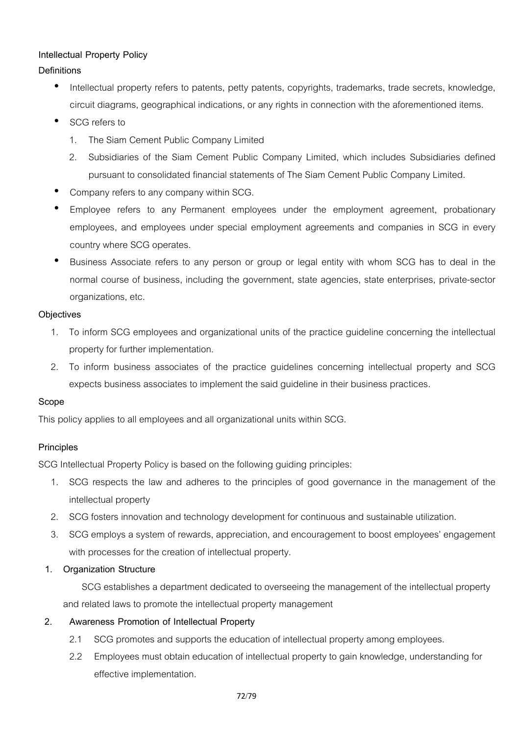**Intellectual Property Policy**

**Definitions**

- Intellectual property refers to patents, petty patents, copyrights, trademarks, trade secrets, knowledge, circuit diagrams, geographical indications, or any rights in connection with the aforementioned items.
- SCG refers to
  1. The Siam Cement Public Company Limited
  2. Subsidiaries of the Siam Cement Public Company Limited, which includes Subsidiaries defined pursuant to consolidated financial statements of The Siam Cement Public Company Limited.
- Company refers to any company within SCG.
- Employee refers to any Permanent employees under the employment agreement, probationary employees, and employees under special employment agreements and companies in SCG in every country where SCG operates.
- Business Associate refers to any person or group or legal entity with whom SCG has to deal in the normal course of business, including the government, state agencies, state enterprises, private-sector organizations, etc.

**Objectives**

1. To inform SCG employees and organizational units of the practice guideline concerning the intellectual property for further implementation.
2. To inform business associates of the practice guidelines concerning intellectual property and SCG expects business associates to implement the said guideline in their business practices.

**Scope**

This policy applies to all employees and all organizational units within SCG.

**Principles**

SCG Intellectual Property Policy is based on the following guiding principles:

1. SCG respects the law and adheres to the principles of good governance in the management of the intellectual property
2. SCG fosters innovation and technology development for continuous and sustainable utilization.
3. SCG employs a system of rewards, appreciation, and encouragement to boost employees' engagement with processes for the creation of intellectual property.

**1. Organization Structure**

SCG establishes a department dedicated to overseeing the management of the intellectual property and related laws to promote the intellectual property management

**2. Awareness Promotion of Intellectual Property**

2.1 SCG promotes and supports the education of intellectual property among employees.

2.2 Employees must obtain education of intellectual property to gain knowledge, understanding for effective implementation.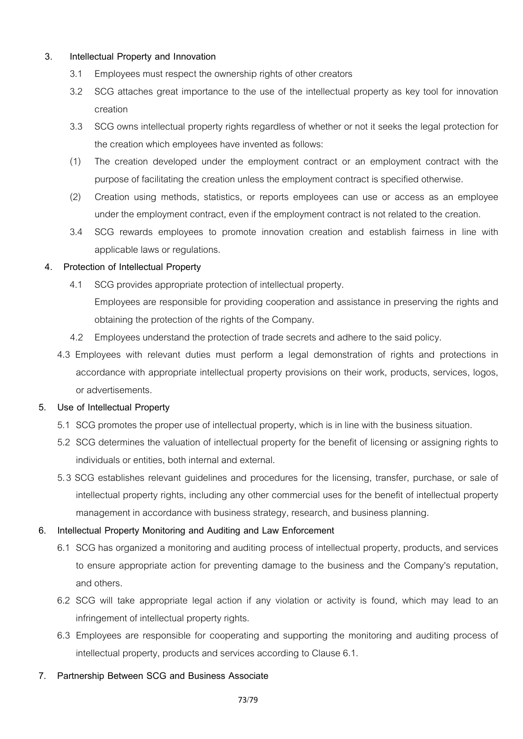### 3. Intellectual Property and Innovation

3.1 Employees must respect the ownership rights of other creators

3.2 SCG attaches great importance to the use of the intellectual property as key tool for innovation creation

3.3 SCG owns intellectual property rights regardless of whether or not it seeks the legal protection for the creation which employees have invented as follows:

(1) The creation developed under the employment contract or an employment contract with the purpose of facilitating the creation unless the employment contract is specified otherwise.

(2) Creation using methods, statistics, or reports employees can use or access as an employee under the employment contract, even if the employment contract is not related to the creation.

3.4 SCG rewards employees to promote innovation creation and establish fairness in line with applicable laws or regulations.

### 4. Protection of Intellectual Property

4.1 SCG provides appropriate protection of intellectual property.
Employees are responsible for providing cooperation and assistance in preserving the rights and obtaining the protection of the rights of the Company.

4.2 Employees understand the protection of trade secrets and adhere to the said policy.

4.3 Employees with relevant duties must perform a legal demonstration of rights and protections in accordance with appropriate intellectual property provisions on their work, products, services, logos, or advertisements.

### 5. Use of Intellectual Property

5.1 SCG promotes the proper use of intellectual property, which is in line with the business situation.

5.2 SCG determines the valuation of intellectual property for the benefit of licensing or assigning rights to individuals or entities, both internal and external.

5.3 SCG establishes relevant guidelines and procedures for the licensing, transfer, purchase, or sale of intellectual property rights, including any other commercial uses for the benefit of intellectual property management in accordance with business strategy, research, and business planning.

### 6. Intellectual Property Monitoring and Auditing and Law Enforcement

6.1 SCG has organized a monitoring and auditing process of intellectual property, products, and services to ensure appropriate action for preventing damage to the business and the Company's reputation, and others.

6.2 SCG will take appropriate legal action if any violation or activity is found, which may lead to an infringement of intellectual property rights.

6.3 Employees are responsible for cooperating and supporting the monitoring and auditing process of intellectual property, products and services according to Clause 6.1.

### 7. Partnership Between SCG and Business Associate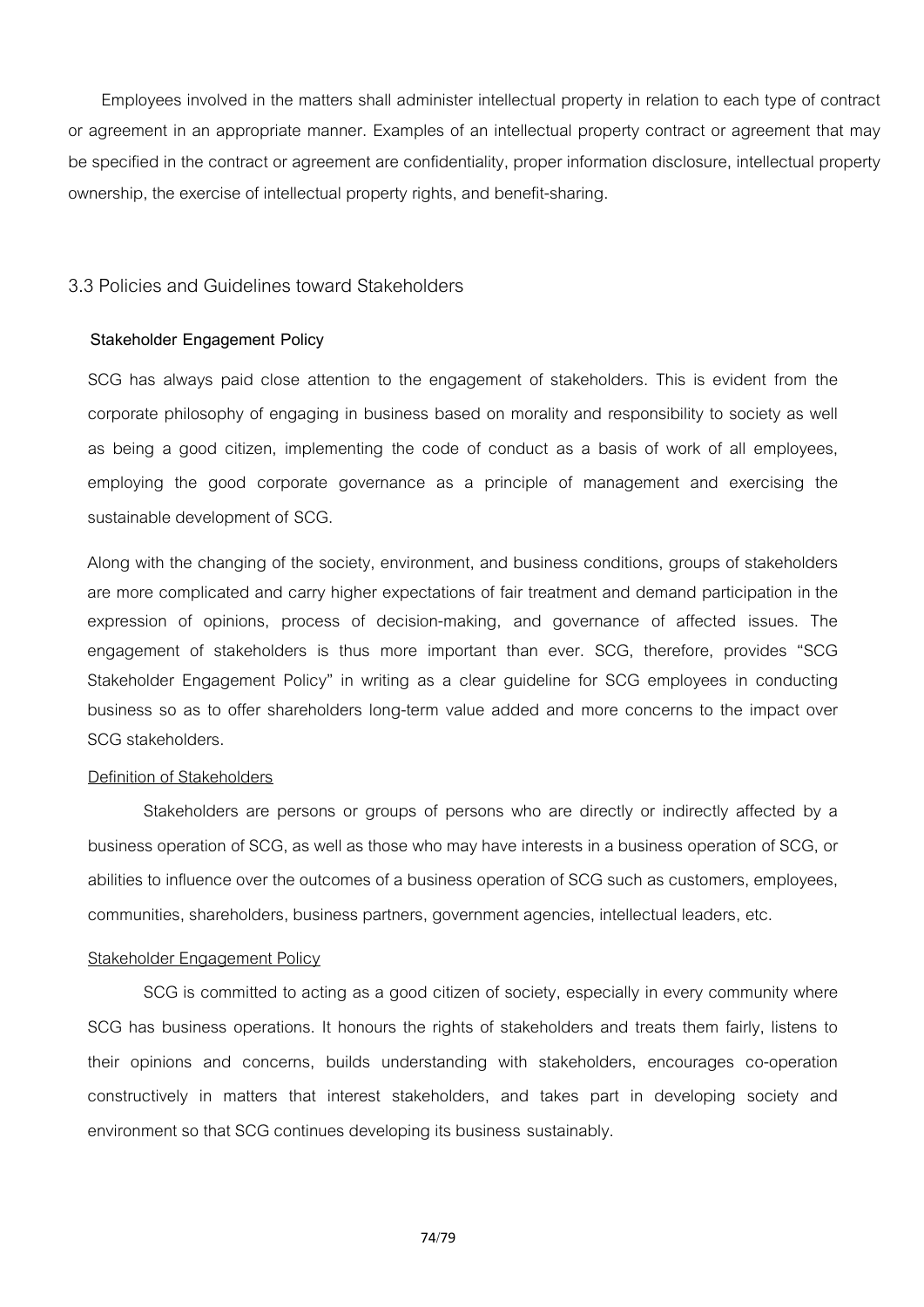Employees involved in the matters shall administer intellectual property in relation to each type of contract or agreement in an appropriate manner. Examples of an intellectual property contract or agreement that may be specified in the contract or agreement are confidentiality, proper information disclosure, intellectual property ownership, the exercise of intellectual property rights, and benefit-sharing.

## 3.3 Policies and Guidelines toward Stakeholders

### Stakeholder Engagement Policy

SCG has always paid close attention to the engagement of stakeholders. This is evident from the corporate philosophy of engaging in business based on morality and responsibility to society as well as being a good citizen, implementing the code of conduct as a basis of work of all employees, employing the good corporate governance as a principle of management and exercising the sustainable development of SCG.

Along with the changing of the society, environment, and business conditions, groups of stakeholders are more complicated and carry higher expectations of fair treatment and demand participation in the expression of opinions, process of decision-making, and governance of affected issues. The engagement of stakeholders is thus more important than ever. SCG, therefore, provides "SCG Stakeholder Engagement Policy" in writing as a clear guideline for SCG employees in conducting business so as to offer shareholders long-term value added and more concerns to the impact over SCG stakeholders.

Definition of Stakeholders

Stakeholders are persons or groups of persons who are directly or indirectly affected by a business operation of SCG, as well as those who may have interests in a business operation of SCG, or abilities to influence over the outcomes of a business operation of SCG such as customers, employees, communities, shareholders, business partners, government agencies, intellectual leaders, etc.

Stakeholder Engagement Policy

SCG is committed to acting as a good citizen of society, especially in every community where SCG has business operations. It honours the rights of stakeholders and treats them fairly, listens to their opinions and concerns, builds understanding with stakeholders, encourages co-operation constructively in matters that interest stakeholders, and takes part in developing society and environment so that SCG continues developing its business sustainably.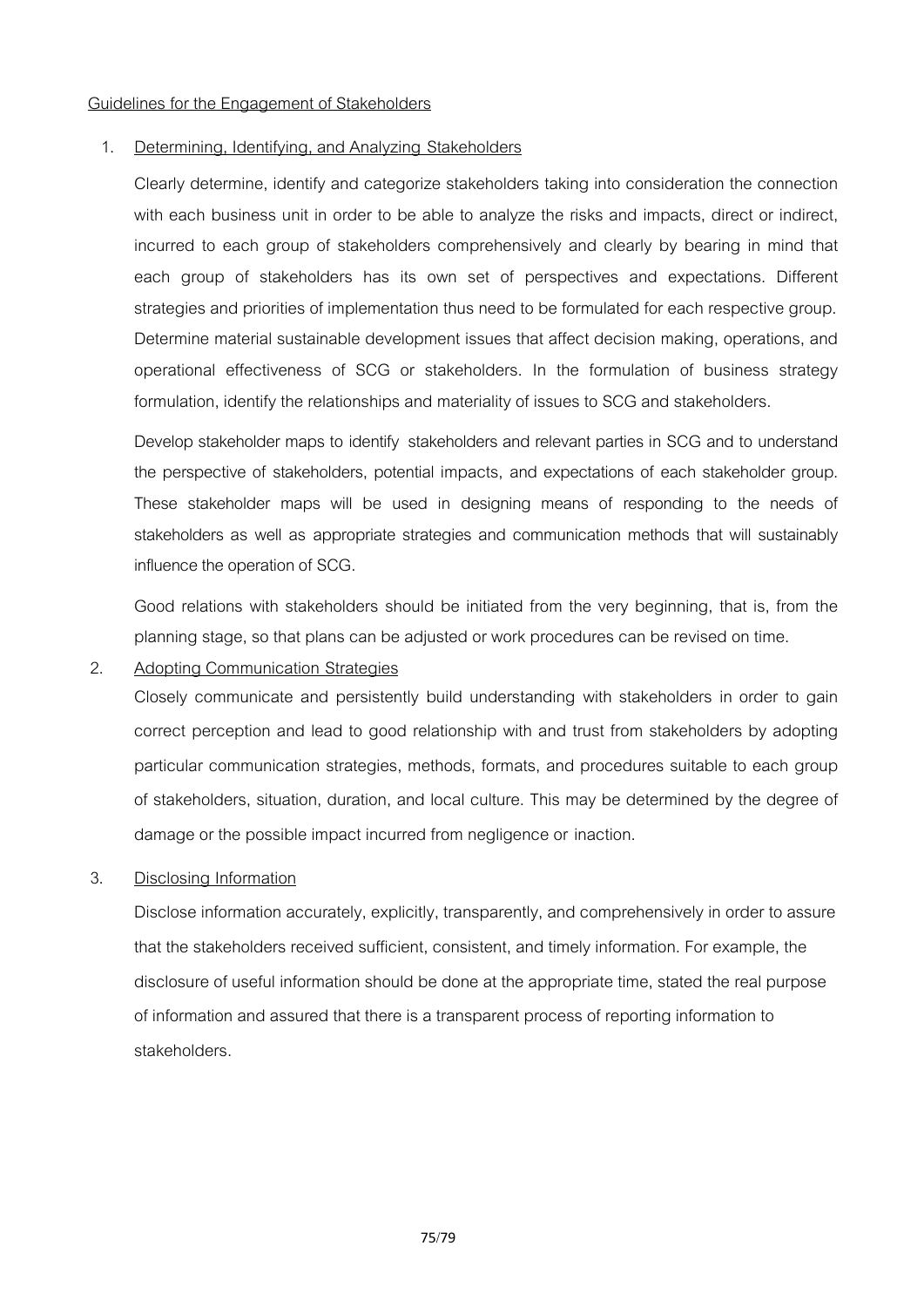Guidelines for the Engagement of Stakeholders

1. Determining, Identifying, and Analyzing Stakeholders

   Clearly determine, identify and categorize stakeholders taking into consideration the connection with each business unit in order to be able to analyze the risks and impacts, direct or indirect, incurred to each group of stakeholders comprehensively and clearly by bearing in mind that each group of stakeholders has its own set of perspectives and expectations. Different strategies and priorities of implementation thus need to be formulated for each respective group. Determine material sustainable development issues that affect decision making, operations, and operational effectiveness of SCG or stakeholders. In the formulation of business strategy formulation, identify the relationships and materiality of issues to SCG and stakeholders.

   Develop stakeholder maps to identify stakeholders and relevant parties in SCG and to understand the perspective of stakeholders, potential impacts, and expectations of each stakeholder group. These stakeholder maps will be used in designing means of responding to the needs of stakeholders as well as appropriate strategies and communication methods that will sustainably influence the operation of SCG.

   Good relations with stakeholders should be initiated from the very beginning, that is, from the planning stage, so that plans can be adjusted or work procedures can be revised on time.

2. Adopting Communication Strategies

   Closely communicate and persistently build understanding with stakeholders in order to gain correct perception and lead to good relationship with and trust from stakeholders by adopting particular communication strategies, methods, formats, and procedures suitable to each group of stakeholders, situation, duration, and local culture. This may be determined by the degree of damage or the possible impact incurred from negligence or inaction.

3. Disclosing Information

   Disclose information accurately, explicitly, transparently, and comprehensively in order to assure that the stakeholders received sufficient, consistent, and timely information. For example, the disclosure of useful information should be done at the appropriate time, stated the real purpose of information and assured that there is a transparent process of reporting information to stakeholders.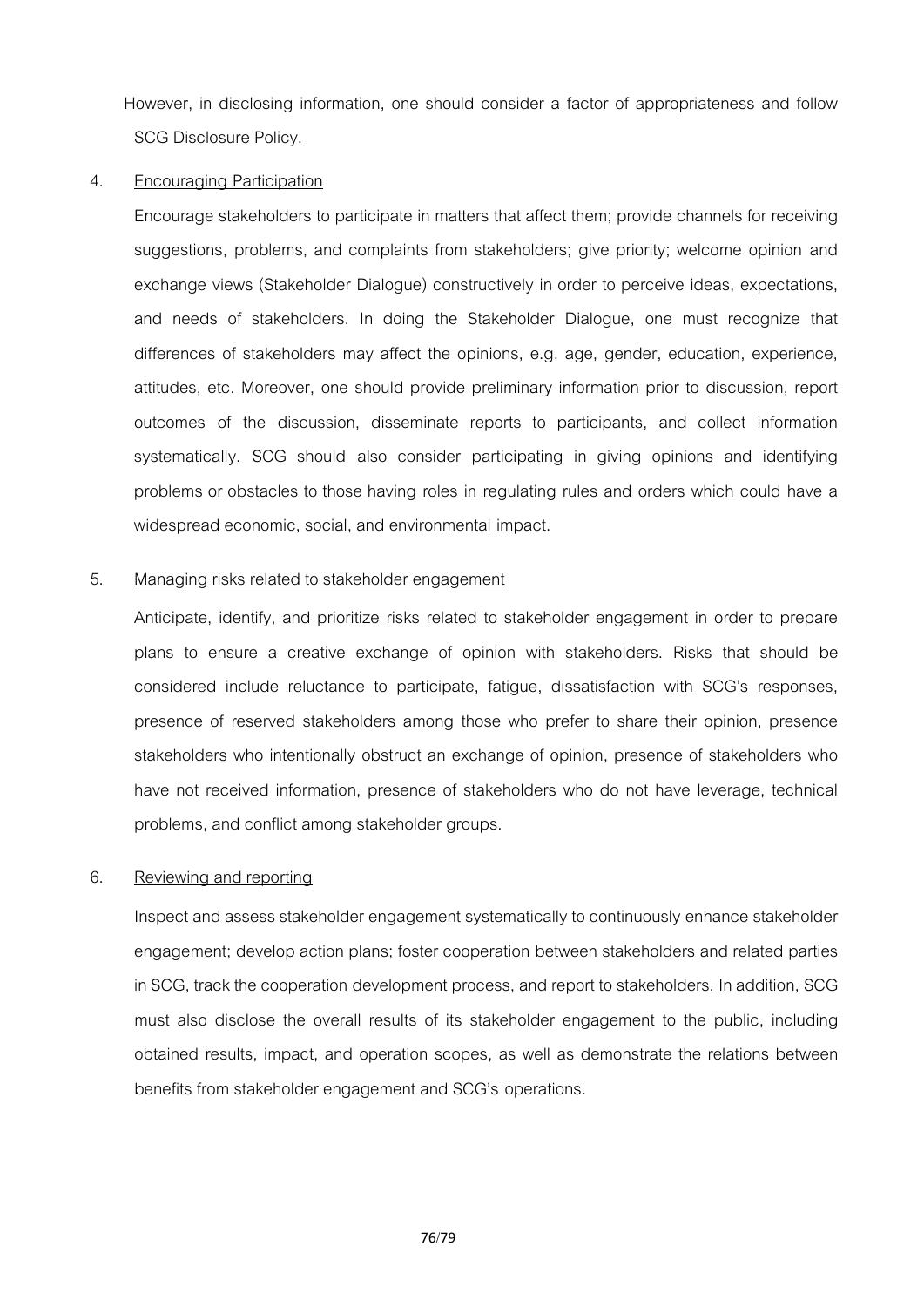However, in disclosing information, one should consider a factor of appropriateness and follow SCG Disclosure Policy.

4. <u>Encouraging Participation</u>

   Encourage stakeholders to participate in matters that affect them; provide channels for receiving suggestions, problems, and complaints from stakeholders; give priority; welcome opinion and exchange views (Stakeholder Dialogue) constructively in order to perceive ideas, expectations, and needs of stakeholders. In doing the Stakeholder Dialogue, one must recognize that differences of stakeholders may affect the opinions, e.g. age, gender, education, experience, attitudes, etc. Moreover, one should provide preliminary information prior to discussion, report outcomes of the discussion, disseminate reports to participants, and collect information systematically. SCG should also consider participating in giving opinions and identifying problems or obstacles to those having roles in regulating rules and orders which could have a widespread economic, social, and environmental impact.

5. <u>Managing risks related to stakeholder engagement</u>

   Anticipate, identify, and prioritize risks related to stakeholder engagement in order to prepare plans to ensure a creative exchange of opinion with stakeholders. Risks that should be considered include reluctance to participate, fatigue, dissatisfaction with SCG's responses, presence of reserved stakeholders among those who prefer to share their opinion, presence stakeholders who intentionally obstruct an exchange of opinion, presence of stakeholders who have not received information, presence of stakeholders who do not have leverage, technical problems, and conflict among stakeholder groups.

6. <u>Reviewing and reporting</u>

   Inspect and assess stakeholder engagement systematically to continuously enhance stakeholder engagement; develop action plans; foster cooperation between stakeholders and related parties in SCG, track the cooperation development process, and report to stakeholders. In addition, SCG must also disclose the overall results of its stakeholder engagement to the public, including obtained results, impact, and operation scopes, as well as demonstrate the relations between benefits from stakeholder engagement and SCG's operations.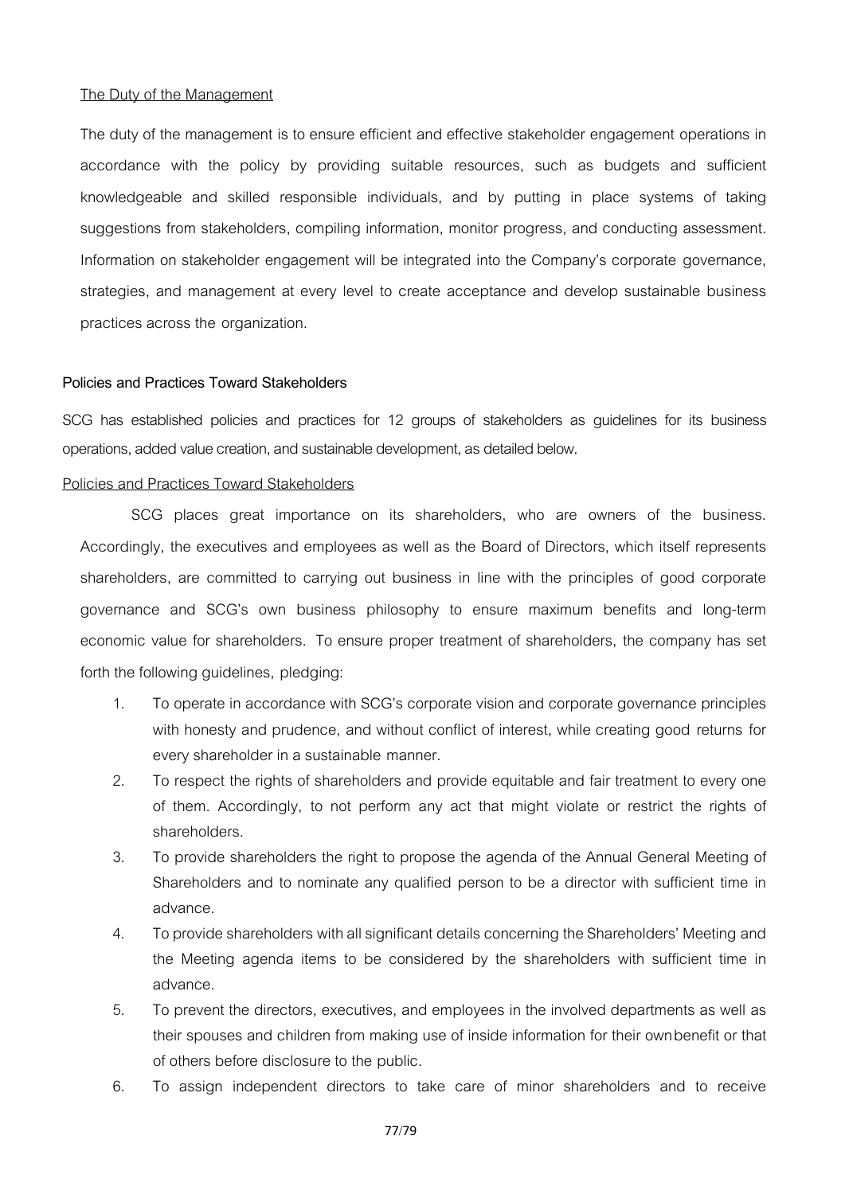The Duty of the Management

The duty of the management is to ensure efficient and effective stakeholder engagement operations in accordance with the policy by providing suitable resources, such as budgets and sufficient knowledgeable and skilled responsible individuals, and by putting in place systems of taking suggestions from stakeholders, compiling information, monitor progress, and conducting assessment. Information on stakeholder engagement will be integrated into the Company's corporate governance, strategies, and management at every level to create acceptance and develop sustainable business practices across the organization.

**Policies and Practices Toward Stakeholders**

SCG has established policies and practices for 12 groups of stakeholders as guidelines for its business operations, added value creation, and sustainable development, as detailed below.

Policies and Practices Toward Stakeholders

SCG places great importance on its shareholders, who are owners of the business. Accordingly, the executives and employees as well as the Board of Directors, which itself represents shareholders, are committed to carrying out business in line with the principles of good corporate governance and SCG's own business philosophy to ensure maximum benefits and long-term economic value for shareholders. To ensure proper treatment of shareholders, the company has set forth the following guidelines, pledging:

1. To operate in accordance with SCG's corporate vision and corporate governance principles with honesty and prudence, and without conflict of interest, while creating good returns for every shareholder in a sustainable manner.
2. To respect the rights of shareholders and provide equitable and fair treatment to every one of them. Accordingly, to not perform any act that might violate or restrict the rights of shareholders.
3. To provide shareholders the right to propose the agenda of the Annual General Meeting of Shareholders and to nominate any qualified person to be a director with sufficient time in advance.
4. To provide shareholders with all significant details concerning the Shareholders' Meeting and the Meeting agenda items to be considered by the shareholders with sufficient time in advance.
5. To prevent the directors, executives, and employees in the involved departments as well as their spouses and children from making use of inside information for their own benefit or that of others before disclosure to the public.
6. To assign independent directors to take care of minor shareholders and to receive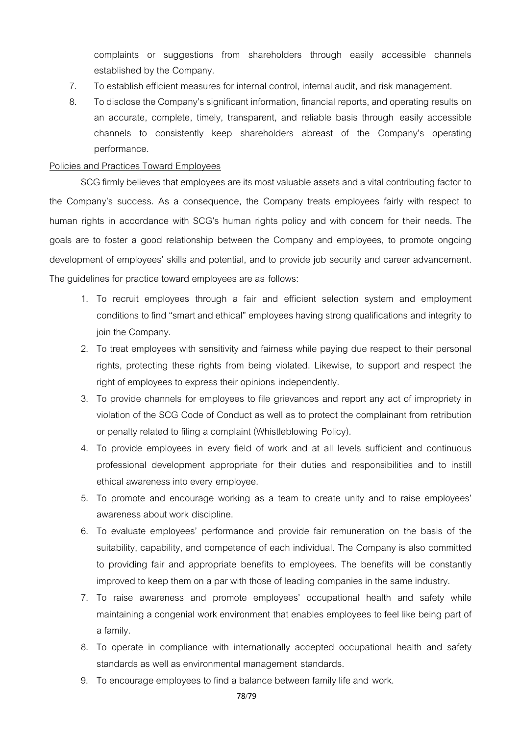complaints or suggestions from shareholders through easily accessible channels established by the Company.

7. To establish efficient measures for internal control, internal audit, and risk management.
8. To disclose the Company's significant information, financial reports, and operating results on an accurate, complete, timely, transparent, and reliable basis through easily accessible channels to consistently keep shareholders abreast of the Company's operating performance.

<u>Policies and Practices Toward Employees</u>

SCG firmly believes that employees are its most valuable assets and a vital contributing factor to the Company's success. As a consequence, the Company treats employees fairly with respect to human rights in accordance with SCG's human rights policy and with concern for their needs. The goals are to foster a good relationship between the Company and employees, to promote ongoing development of employees' skills and potential, and to provide job security and career advancement. The guidelines for practice toward employees are as follows:

1. To recruit employees through a fair and efficient selection system and employment conditions to find "smart and ethical" employees having strong qualifications and integrity to join the Company.
2. To treat employees with sensitivity and fairness while paying due respect to their personal rights, protecting these rights from being violated. Likewise, to support and respect the right of employees to express their opinions independently.
3. To provide channels for employees to file grievances and report any act of impropriety in violation of the SCG Code of Conduct as well as to protect the complainant from retribution or penalty related to filing a complaint (Whistleblowing Policy).
4. To provide employees in every field of work and at all levels sufficient and continuous professional development appropriate for their duties and responsibilities and to instill ethical awareness into every employee.
5. To promote and encourage working as a team to create unity and to raise employees' awareness about work discipline.
6. To evaluate employees' performance and provide fair remuneration on the basis of the suitability, capability, and competence of each individual. The Company is also committed to providing fair and appropriate benefits to employees. The benefits will be constantly improved to keep them on a par with those of leading companies in the same industry.
7. To raise awareness and promote employees' occupational health and safety while maintaining a congenial work environment that enables employees to feel like being part of a family.
8. To operate in compliance with internationally accepted occupational health and safety standards as well as environmental management standards.
9. To encourage employees to find a balance between family life and work.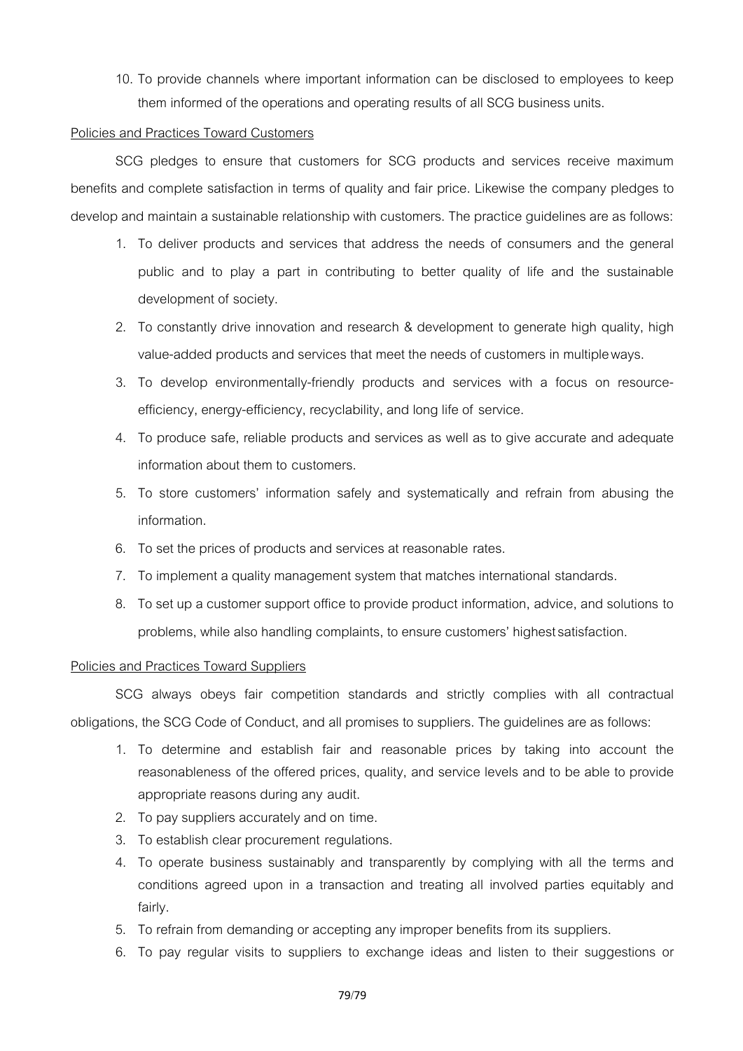10. To provide channels where important information can be disclosed to employees to keep them informed of the operations and operating results of all SCG business units.

Policies and Practices Toward Customers

SCG pledges to ensure that customers for SCG products and services receive maximum benefits and complete satisfaction in terms of quality and fair price. Likewise the company pledges to develop and maintain a sustainable relationship with customers. The practice guidelines are as follows:

1. To deliver products and services that address the needs of consumers and the general public and to play a part in contributing to better quality of life and the sustainable development of society.
2. To constantly drive innovation and research & development to generate high quality, high value-added products and services that meet the needs of customers in multiple ways.
3. To develop environmentally-friendly products and services with a focus on resource-efficiency, energy-efficiency, recyclability, and long life of service.
4. To produce safe, reliable products and services as well as to give accurate and adequate information about them to customers.
5. To store customers' information safely and systematically and refrain from abusing the information.
6. To set the prices of products and services at reasonable rates.
7. To implement a quality management system that matches international standards.
8. To set up a customer support office to provide product information, advice, and solutions to problems, while also handling complaints, to ensure customers' highest satisfaction.

Policies and Practices Toward Suppliers

SCG always obeys fair competition standards and strictly complies with all contractual obligations, the SCG Code of Conduct, and all promises to suppliers. The guidelines are as follows:

1. To determine and establish fair and reasonable prices by taking into account the reasonableness of the offered prices, quality, and service levels and to be able to provide appropriate reasons during any audit.
2. To pay suppliers accurately and on time.
3. To establish clear procurement regulations.
4. To operate business sustainably and transparently by complying with all the terms and conditions agreed upon in a transaction and treating all involved parties equitably and fairly.
5. To refrain from demanding or accepting any improper benefits from its suppliers.
6. To pay regular visits to suppliers to exchange ideas and listen to their suggestions or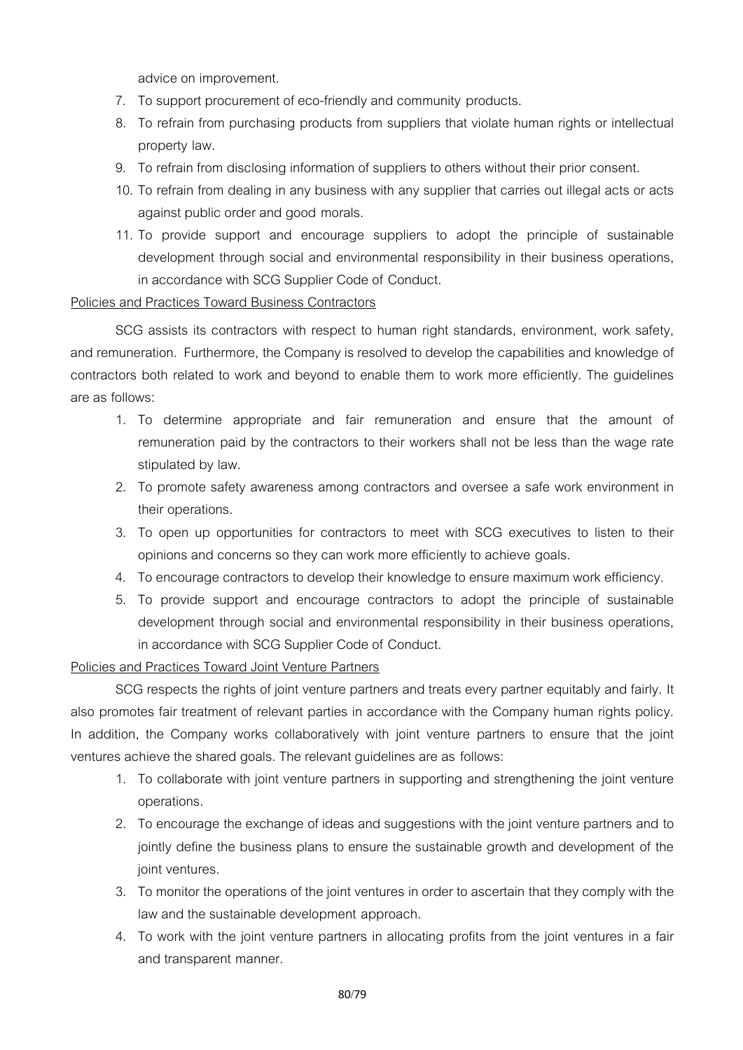advice on improvement.

7. To support procurement of eco-friendly and community products.
8. To refrain from purchasing products from suppliers that violate human rights or intellectual property law.
9. To refrain from disclosing information of suppliers to others without their prior consent.
10. To refrain from dealing in any business with any supplier that carries out illegal acts or acts against public order and good morals.
11. To provide support and encourage suppliers to adopt the principle of sustainable development through social and environmental responsibility in their business operations, in accordance with SCG Supplier Code of Conduct.

<u>Policies and Practices Toward Business Contractors</u>

SCG assists its contractors with respect to human right standards, environment, work safety, and remuneration. Furthermore, the Company is resolved to develop the capabilities and knowledge of contractors both related to work and beyond to enable them to work more efficiently. The guidelines are as follows:

1. To determine appropriate and fair remuneration and ensure that the amount of remuneration paid by the contractors to their workers shall not be less than the wage rate stipulated by law.
2. To promote safety awareness among contractors and oversee a safe work environment in their operations.
3. To open up opportunities for contractors to meet with SCG executives to listen to their opinions and concerns so they can work more efficiently to achieve goals.
4. To encourage contractors to develop their knowledge to ensure maximum work efficiency.
5. To provide support and encourage contractors to adopt the principle of sustainable development through social and environmental responsibility in their business operations, in accordance with SCG Supplier Code of Conduct.

<u>Policies and Practices Toward Joint Venture Partners</u>

SCG respects the rights of joint venture partners and treats every partner equitably and fairly. It also promotes fair treatment of relevant parties in accordance with the Company human rights policy. In addition, the Company works collaboratively with joint venture partners to ensure that the joint ventures achieve the shared goals. The relevant guidelines are as follows:

1. To collaborate with joint venture partners in supporting and strengthening the joint venture operations.
2. To encourage the exchange of ideas and suggestions with the joint venture partners and to jointly define the business plans to ensure the sustainable growth and development of the joint ventures.
3. To monitor the operations of the joint ventures in order to ascertain that they comply with the law and the sustainable development approach.
4. To work with the joint venture partners in allocating profits from the joint ventures in a fair and transparent manner.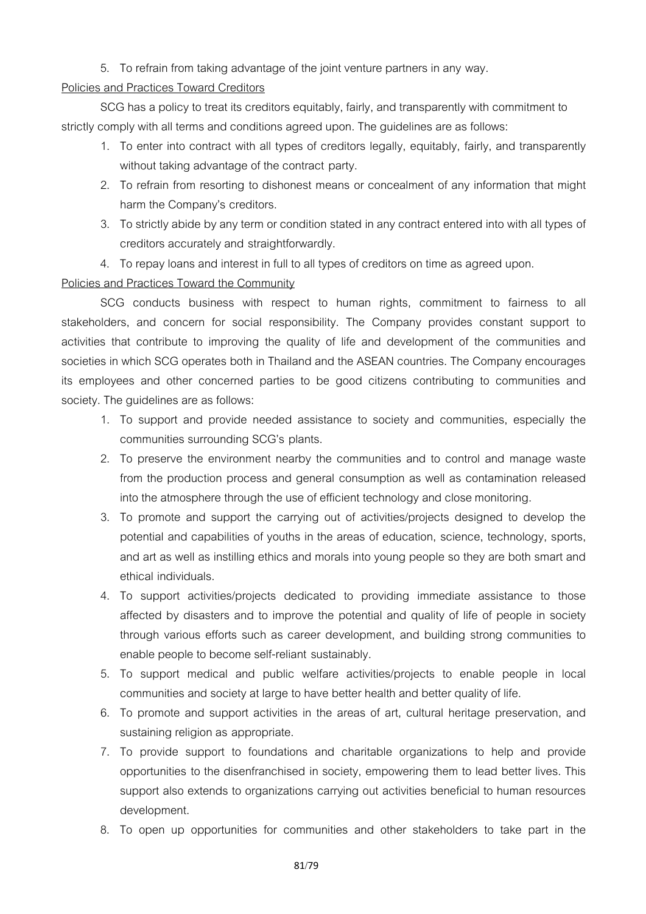5. To refrain from taking advantage of the joint venture partners in any way.

Policies and Practices Toward Creditors

SCG has a policy to treat its creditors equitably, fairly, and transparently with commitment to strictly comply with all terms and conditions agreed upon. The guidelines are as follows:

1. To enter into contract with all types of creditors legally, equitably, fairly, and transparently without taking advantage of the contract party.
2. To refrain from resorting to dishonest means or concealment of any information that might harm the Company's creditors.
3. To strictly abide by any term or condition stated in any contract entered into with all types of creditors accurately and straightforwardly.
4. To repay loans and interest in full to all types of creditors on time as agreed upon.

Policies and Practices Toward the Community

SCG conducts business with respect to human rights, commitment to fairness to all stakeholders, and concern for social responsibility. The Company provides constant support to activities that contribute to improving the quality of life and development of the communities and societies in which SCG operates both in Thailand and the ASEAN countries. The Company encourages its employees and other concerned parties to be good citizens contributing to communities and society. The guidelines are as follows:

1. To support and provide needed assistance to society and communities, especially the communities surrounding SCG's plants.
2. To preserve the environment nearby the communities and to control and manage waste from the production process and general consumption as well as contamination released into the atmosphere through the use of efficient technology and close monitoring.
3. To promote and support the carrying out of activities/projects designed to develop the potential and capabilities of youths in the areas of education, science, technology, sports, and art as well as instilling ethics and morals into young people so they are both smart and ethical individuals.
4. To support activities/projects dedicated to providing immediate assistance to those affected by disasters and to improve the potential and quality of life of people in society through various efforts such as career development, and building strong communities to enable people to become self-reliant sustainably.
5. To support medical and public welfare activities/projects to enable people in local communities and society at large to have better health and better quality of life.
6. To promote and support activities in the areas of art, cultural heritage preservation, and sustaining religion as appropriate.
7. To provide support to foundations and charitable organizations to help and provide opportunities to the disenfranchised in society, empowering them to lead better lives. This support also extends to organizations carrying out activities beneficial to human resources development.
8. To open up opportunities for communities and other stakeholders to take part in the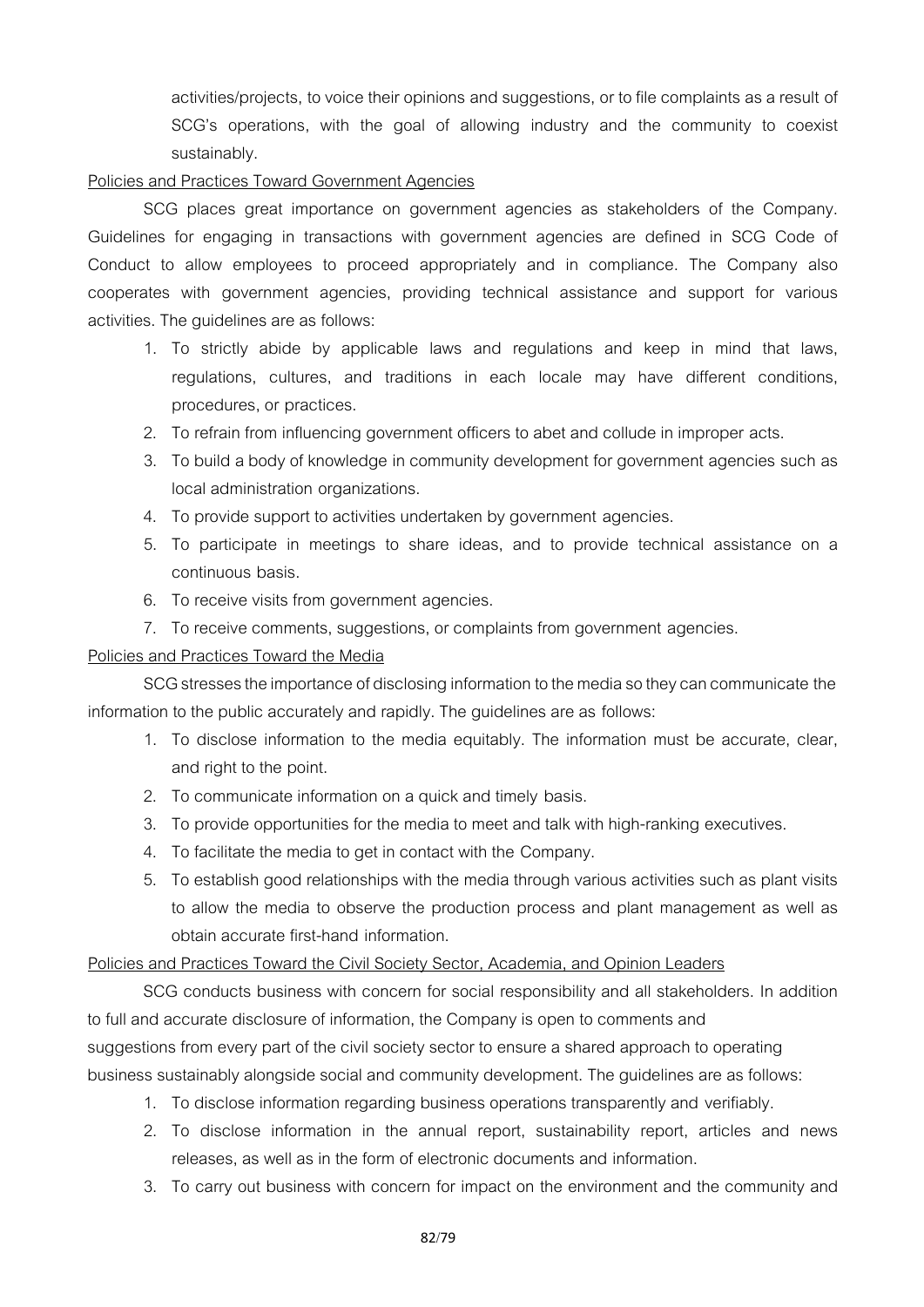activities/projects, to voice their opinions and suggestions, or to file complaints as a result of SCG's operations, with the goal of allowing industry and the community to coexist sustainably.

Policies and Practices Toward Government Agencies

SCG places great importance on government agencies as stakeholders of the Company. Guidelines for engaging in transactions with government agencies are defined in SCG Code of Conduct to allow employees to proceed appropriately and in compliance. The Company also cooperates with government agencies, providing technical assistance and support for various activities. The guidelines are as follows:

1. To strictly abide by applicable laws and regulations and keep in mind that laws, regulations, cultures, and traditions in each locale may have different conditions, procedures, or practices.
2. To refrain from influencing government officers to abet and collude in improper acts.
3. To build a body of knowledge in community development for government agencies such as local administration organizations.
4. To provide support to activities undertaken by government agencies.
5. To participate in meetings to share ideas, and to provide technical assistance on a continuous basis.
6. To receive visits from government agencies.
7. To receive comments, suggestions, or complaints from government agencies.

Policies and Practices Toward the Media

SCG stresses the importance of disclosing information to the media so they can communicate the information to the public accurately and rapidly. The guidelines are as follows:

1. To disclose information to the media equitably. The information must be accurate, clear, and right to the point.
2. To communicate information on a quick and timely basis.
3. To provide opportunities for the media to meet and talk with high-ranking executives.
4. To facilitate the media to get in contact with the Company.
5. To establish good relationships with the media through various activities such as plant visits to allow the media to observe the production process and plant management as well as obtain accurate first-hand information.

Policies and Practices Toward the Civil Society Sector, Academia, and Opinion Leaders

SCG conducts business with concern for social responsibility and all stakeholders. In addition to full and accurate disclosure of information, the Company is open to comments and suggestions from every part of the civil society sector to ensure a shared approach to operating business sustainably alongside social and community development. The guidelines are as follows:

1. To disclose information regarding business operations transparently and verifiably.
2. To disclose information in the annual report, sustainability report, articles and news releases, as well as in the form of electronic documents and information.
3. To carry out business with concern for impact on the environment and the community and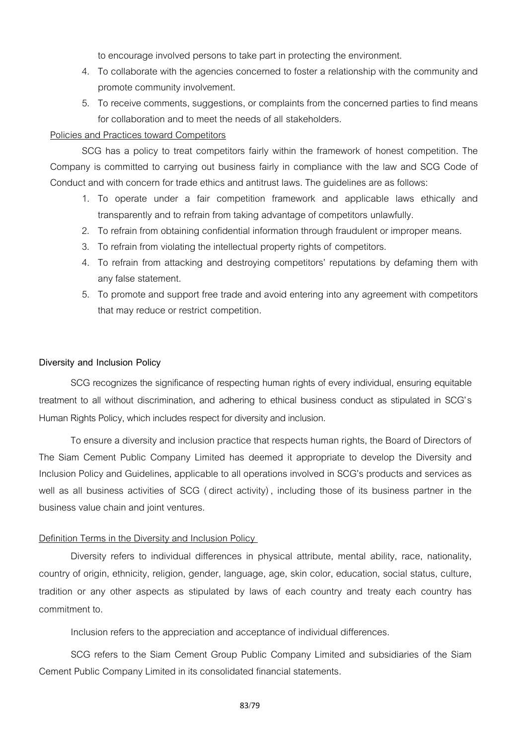to encourage involved persons to take part in protecting the environment.

4. To collaborate with the agencies concerned to foster a relationship with the community and promote community involvement.
5. To receive comments, suggestions, or complaints from the concerned parties to find means for collaboration and to meet the needs of all stakeholders.

Policies and Practices toward Competitors

SCG has a policy to treat competitors fairly within the framework of honest competition. The Company is committed to carrying out business fairly in compliance with the law and SCG Code of Conduct and with concern for trade ethics and antitrust laws. The guidelines are as follows:

1. To operate under a fair competition framework and applicable laws ethically and transparently and to refrain from taking advantage of competitors unlawfully.
2. To refrain from obtaining confidential information through fraudulent or improper means.
3. To refrain from violating the intellectual property rights of competitors.
4. To refrain from attacking and destroying competitors' reputations by defaming them with any false statement.
5. To promote and support free trade and avoid entering into any agreement with competitors that may reduce or restrict competition.

**Diversity and Inclusion Policy**

SCG recognizes the significance of respecting human rights of every individual, ensuring equitable treatment to all without discrimination, and adhering to ethical business conduct as stipulated in SCG's Human Rights Policy, which includes respect for diversity and inclusion.

To ensure a diversity and inclusion practice that respects human rights, the Board of Directors of The Siam Cement Public Company Limited has deemed it appropriate to develop the Diversity and Inclusion Policy and Guidelines, applicable to all operations involved in SCG's products and services as well as all business activities of SCG (direct activity), including those of its business partner in the business value chain and joint ventures.

Definition Terms in the Diversity and Inclusion Policy

Diversity refers to individual differences in physical attribute, mental ability, race, nationality, country of origin, ethnicity, religion, gender, language, age, skin color, education, social status, culture, tradition or any other aspects as stipulated by laws of each country and treaty each country has commitment to.

Inclusion refers to the appreciation and acceptance of individual differences.

SCG refers to the Siam Cement Group Public Company Limited and subsidiaries of the Siam Cement Public Company Limited in its consolidated financial statements.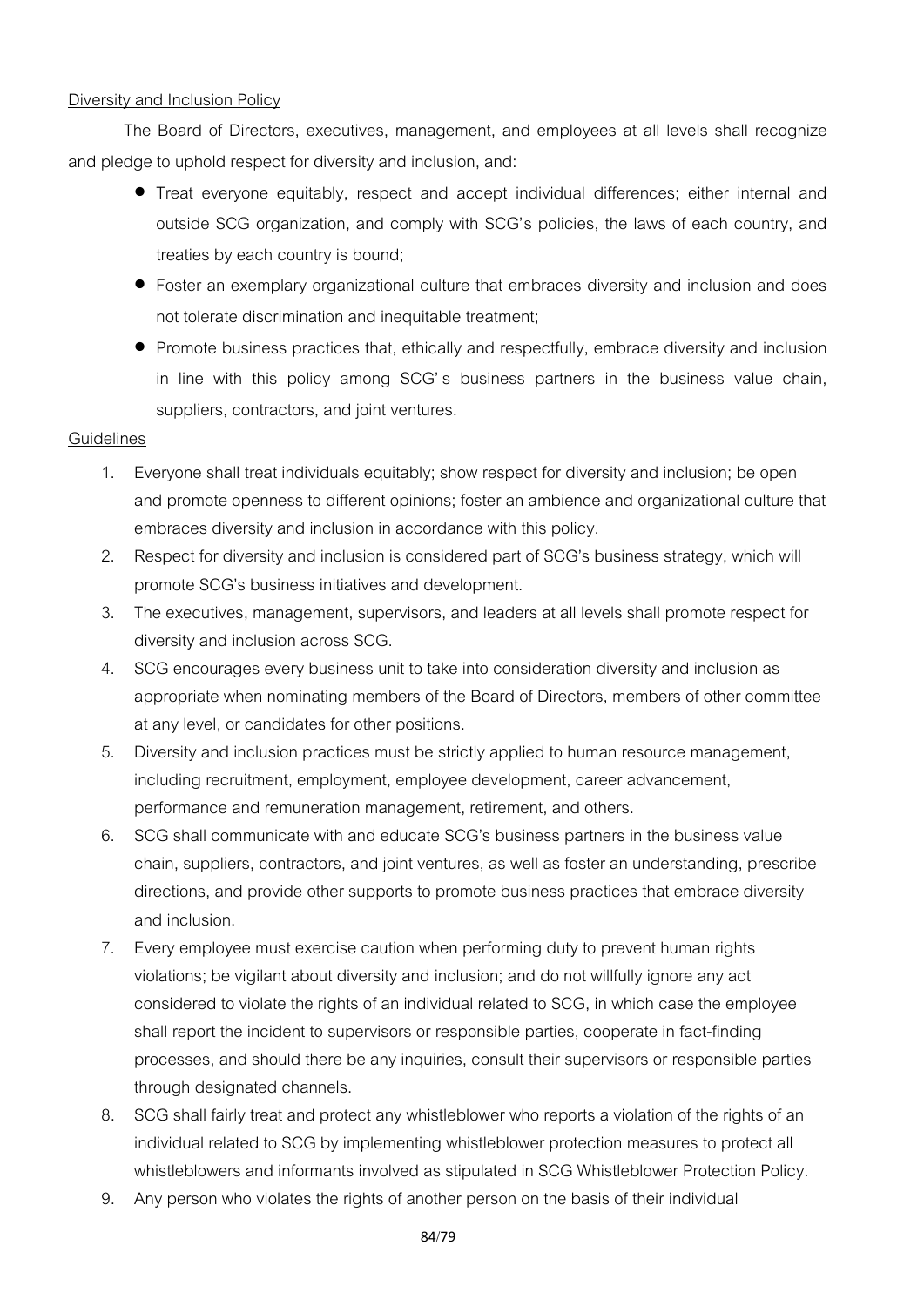Diversity and Inclusion Policy

The Board of Directors, executives, management, and employees at all levels shall recognize and pledge to uphold respect for diversity and inclusion, and:

- Treat everyone equitably, respect and accept individual differences; either internal and outside SCG organization, and comply with SCG's policies, the laws of each country, and treaties by each country is bound;
- Foster an exemplary organizational culture that embraces diversity and inclusion and does not tolerate discrimination and inequitable treatment;
- Promote business practices that, ethically and respectfully, embrace diversity and inclusion in line with this policy among SCG's business partners in the business value chain, suppliers, contractors, and joint ventures.

Guidelines

1. Everyone shall treat individuals equitably; show respect for diversity and inclusion; be open and promote openness to different opinions; foster an ambience and organizational culture that embraces diversity and inclusion in accordance with this policy.
2. Respect for diversity and inclusion is considered part of SCG's business strategy, which will promote SCG's business initiatives and development.
3. The executives, management, supervisors, and leaders at all levels shall promote respect for diversity and inclusion across SCG.
4. SCG encourages every business unit to take into consideration diversity and inclusion as appropriate when nominating members of the Board of Directors, members of other committee at any level, or candidates for other positions.
5. Diversity and inclusion practices must be strictly applied to human resource management, including recruitment, employment, employee development, career advancement, performance and remuneration management, retirement, and others.
6. SCG shall communicate with and educate SCG's business partners in the business value chain, suppliers, contractors, and joint ventures, as well as foster an understanding, prescribe directions, and provide other supports to promote business practices that embrace diversity and inclusion.
7. Every employee must exercise caution when performing duty to prevent human rights violations; be vigilant about diversity and inclusion; and do not willfully ignore any act considered to violate the rights of an individual related to SCG, in which case the employee shall report the incident to supervisors or responsible parties, cooperate in fact-finding processes, and should there be any inquiries, consult their supervisors or responsible parties through designated channels.
8. SCG shall fairly treat and protect any whistleblower who reports a violation of the rights of an individual related to SCG by implementing whistleblower protection measures to protect all whistleblowers and informants involved as stipulated in SCG Whistleblower Protection Policy.
9. Any person who violates the rights of another person on the basis of their individual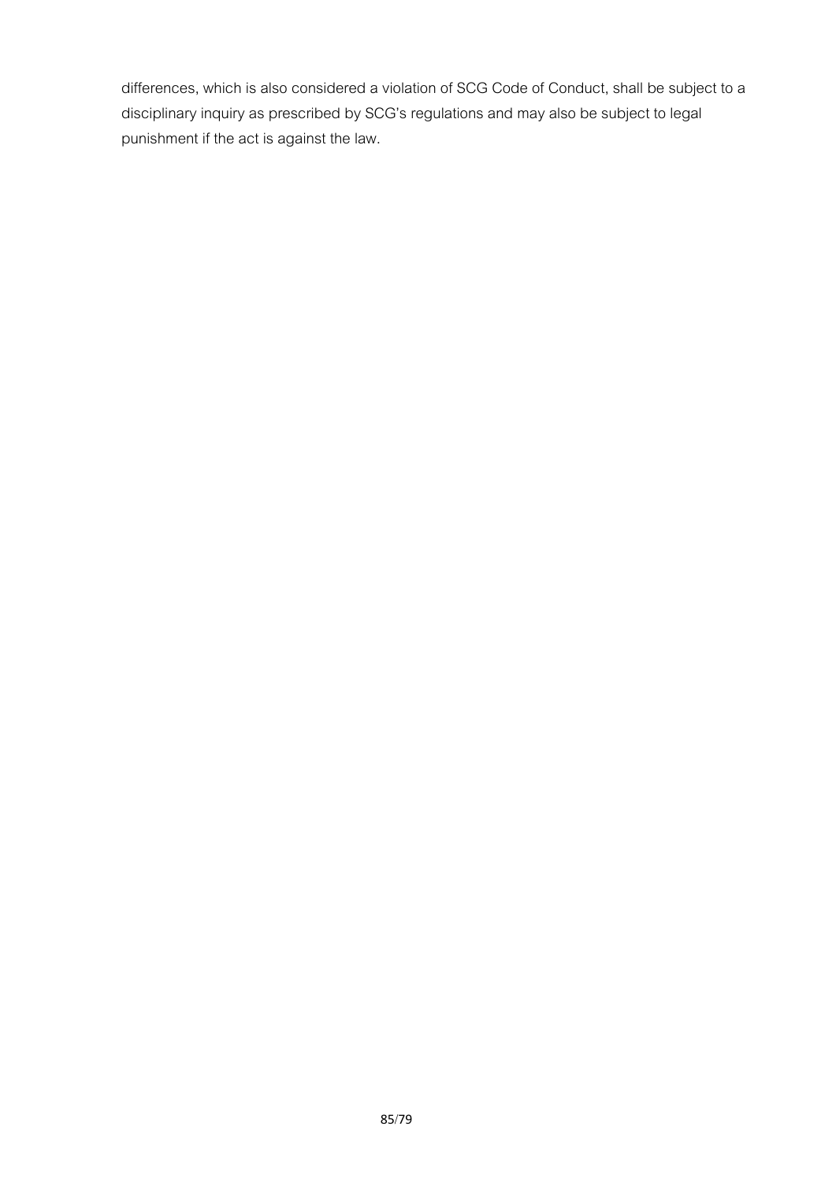differences, which is also considered a violation of SCG Code of Conduct, shall be subject to a disciplinary inquiry as prescribed by SCG's regulations and may also be subject to legal punishment if the act is against the law.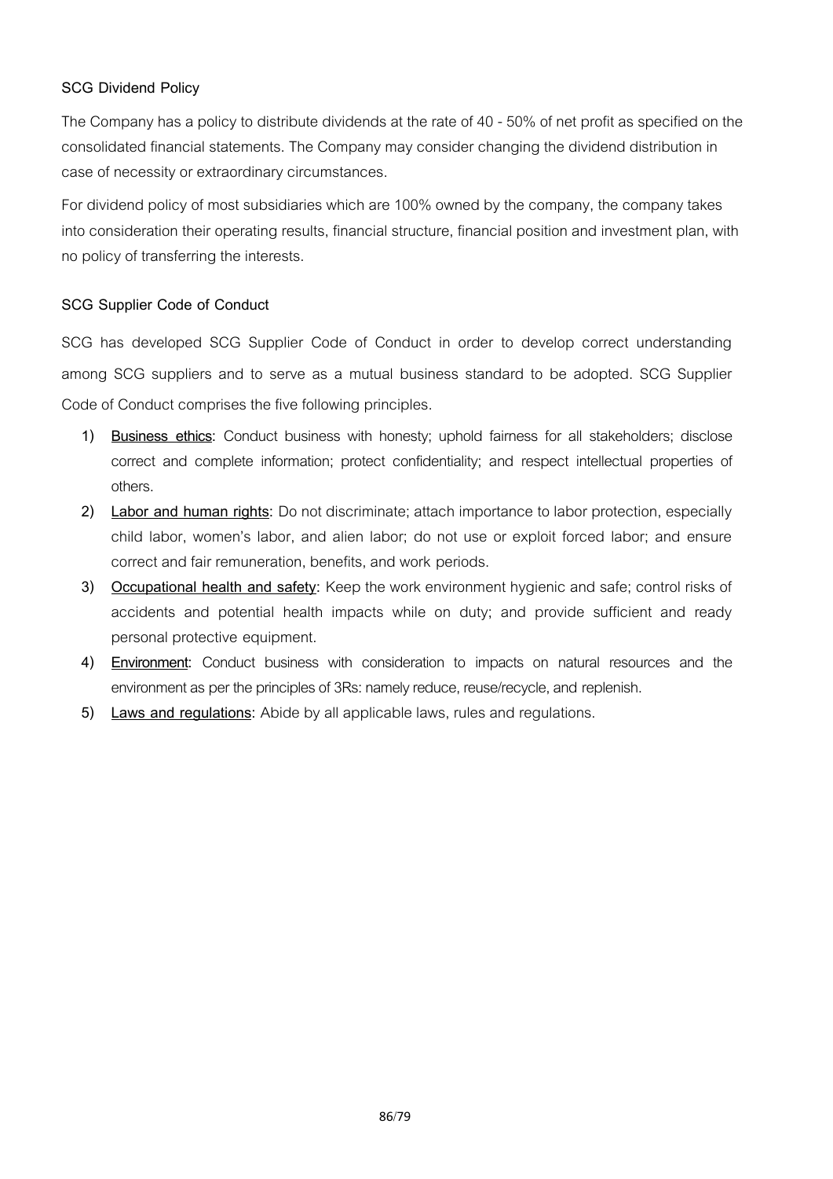## SCG Dividend Policy

The Company has a policy to distribute dividends at the rate of 40 - 50% of net profit as specified on the consolidated financial statements. The Company may consider changing the dividend distribution in case of necessity or extraordinary circumstances.

For dividend policy of most subsidiaries which are 100% owned by the company, the company takes into consideration their operating results, financial structure, financial position and investment plan, with no policy of transferring the interests.

## SCG Supplier Code of Conduct

SCG has developed SCG Supplier Code of Conduct in order to develop correct understanding among SCG suppliers and to serve as a mutual business standard to be adopted. SCG Supplier Code of Conduct comprises the five following principles.

1) **Business ethics**: Conduct business with honesty; uphold fairness for all stakeholders; disclose correct and complete information; protect confidentiality; and respect intellectual properties of others.
2) **Labor and human rights**: Do not discriminate; attach importance to labor protection, especially child labor, women's labor, and alien labor; do not use or exploit forced labor; and ensure correct and fair remuneration, benefits, and work periods.
3) **Occupational health and safety**: Keep the work environment hygienic and safe; control risks of accidents and potential health impacts while on duty; and provide sufficient and ready personal protective equipment.
4) **Environment**: Conduct business with consideration to impacts on natural resources and the environment as per the principles of 3Rs: namely reduce, reuse/recycle, and replenish.
5) **Laws and regulations**: Abide by all applicable laws, rules and regulations.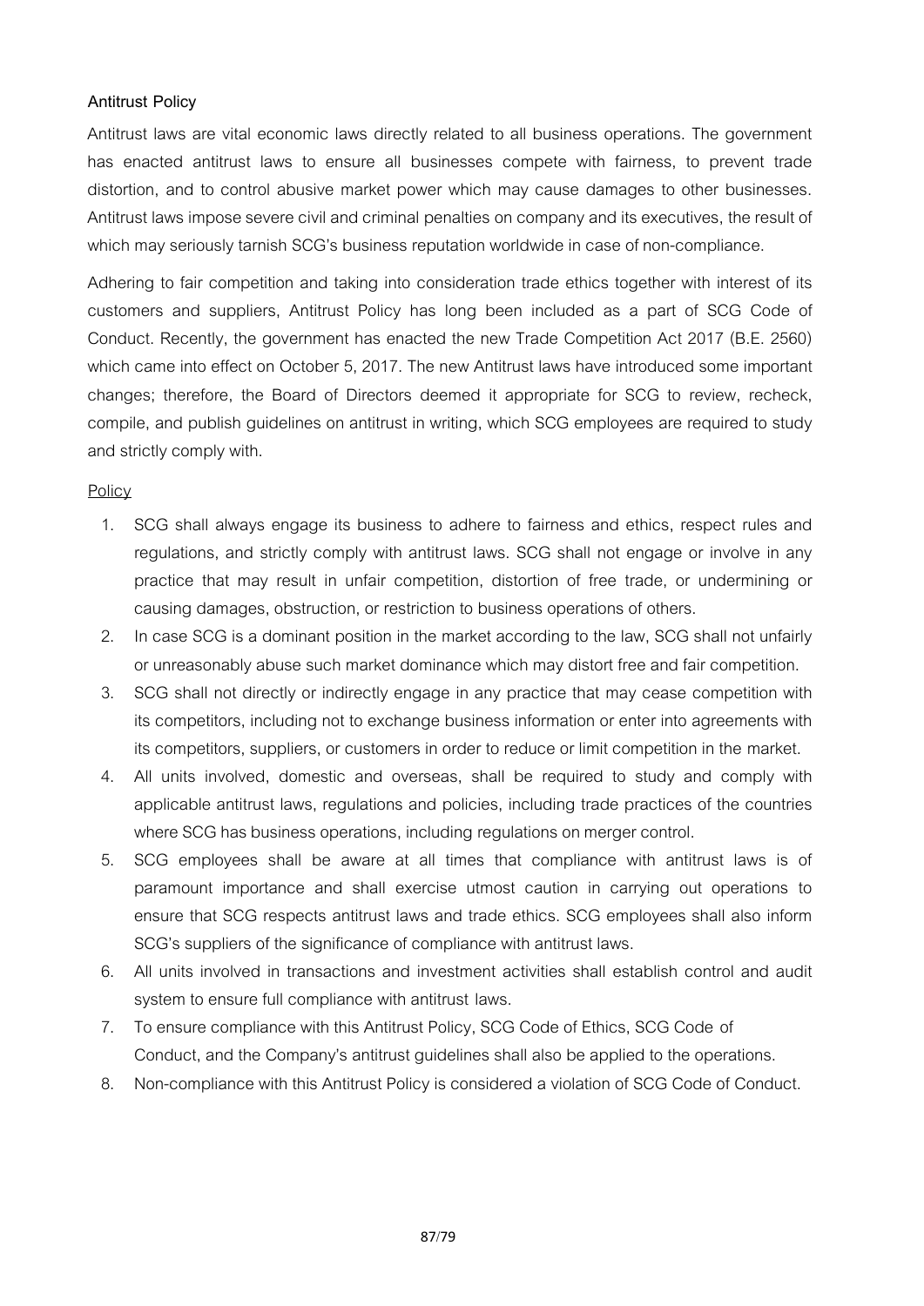**Antitrust Policy**

Antitrust laws are vital economic laws directly related to all business operations. The government has enacted antitrust laws to ensure all businesses compete with fairness, to prevent trade distortion, and to control abusive market power which may cause damages to other businesses. Antitrust laws impose severe civil and criminal penalties on company and its executives, the result of which may seriously tarnish SCG's business reputation worldwide in case of non-compliance.

Adhering to fair competition and taking into consideration trade ethics together with interest of its customers and suppliers, Antitrust Policy has long been included as a part of SCG Code of Conduct. Recently, the government has enacted the new Trade Competition Act 2017 (B.E. 2560) which came into effect on October 5, 2017. The new Antitrust laws have introduced some important changes; therefore, the Board of Directors deemed it appropriate for SCG to review, recheck, compile, and publish guidelines on antitrust in writing, which SCG employees are required to study and strictly comply with.

<u>Policy</u>

1. SCG shall always engage its business to adhere to fairness and ethics, respect rules and regulations, and strictly comply with antitrust laws. SCG shall not engage or involve in any practice that may result in unfair competition, distortion of free trade, or undermining or causing damages, obstruction, or restriction to business operations of others.
2. In case SCG is a dominant position in the market according to the law, SCG shall not unfairly or unreasonably abuse such market dominance which may distort free and fair competition.
3. SCG shall not directly or indirectly engage in any practice that may cease competition with its competitors, including not to exchange business information or enter into agreements with its competitors, suppliers, or customers in order to reduce or limit competition in the market.
4. All units involved, domestic and overseas, shall be required to study and comply with applicable antitrust laws, regulations and policies, including trade practices of the countries where SCG has business operations, including regulations on merger control.
5. SCG employees shall be aware at all times that compliance with antitrust laws is of paramount importance and shall exercise utmost caution in carrying out operations to ensure that SCG respects antitrust laws and trade ethics. SCG employees shall also inform SCG's suppliers of the significance of compliance with antitrust laws.
6. All units involved in transactions and investment activities shall establish control and audit system to ensure full compliance with antitrust laws.
7. To ensure compliance with this Antitrust Policy, SCG Code of Ethics, SCG Code of Conduct, and the Company's antitrust guidelines shall also be applied to the operations.
8. Non-compliance with this Antitrust Policy is considered a violation of SCG Code of Conduct.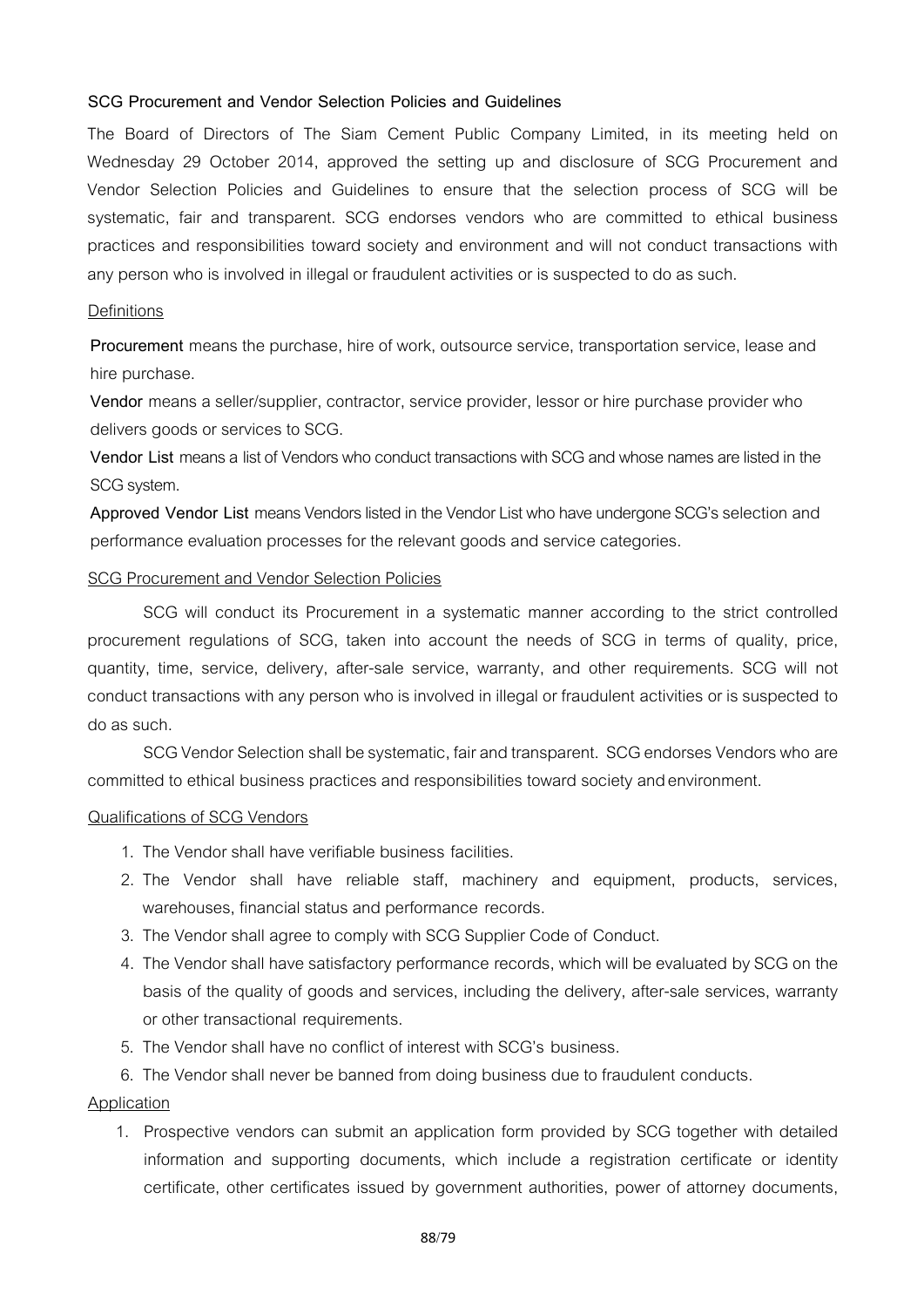**SCG Procurement and Vendor Selection Policies and Guidelines**

The Board of Directors of The Siam Cement Public Company Limited, in its meeting held on Wednesday 29 October 2014, approved the setting up and disclosure of SCG Procurement and Vendor Selection Policies and Guidelines to ensure that the selection process of SCG will be systematic, fair and transparent. SCG endorses vendors who are committed to ethical business practices and responsibilities toward society and environment and will not conduct transactions with any person who is involved in illegal or fraudulent activities or is suspected to do as such.

Definitions

**Procurement** means the purchase, hire of work, outsource service, transportation service, lease and hire purchase.

**Vendor** means a seller/supplier, contractor, service provider, lessor or hire purchase provider who delivers goods or services to SCG.

**Vendor List** means a list of Vendors who conduct transactions with SCG and whose names are listed in the SCG system.

**Approved Vendor List** means Vendors listed in the Vendor List who have undergone SCG's selection and performance evaluation processes for the relevant goods and service categories.

SCG Procurement and Vendor Selection Policies

SCG will conduct its Procurement in a systematic manner according to the strict controlled procurement regulations of SCG, taken into account the needs of SCG in terms of quality, price, quantity, time, service, delivery, after-sale service, warranty, and other requirements. SCG will not conduct transactions with any person who is involved in illegal or fraudulent activities or is suspected to do as such.

SCG Vendor Selection shall be systematic, fair and transparent. SCG endorses Vendors who are committed to ethical business practices and responsibilities toward society and environment.

Qualifications of SCG Vendors

1. The Vendor shall have verifiable business facilities.
2. The Vendor shall have reliable staff, machinery and equipment, products, services, warehouses, financial status and performance records.
3. The Vendor shall agree to comply with SCG Supplier Code of Conduct.
4. The Vendor shall have satisfactory performance records, which will be evaluated by SCG on the basis of the quality of goods and services, including the delivery, after-sale services, warranty or other transactional requirements.
5. The Vendor shall have no conflict of interest with SCG's business.
6. The Vendor shall never be banned from doing business due to fraudulent conducts.

Application

1. Prospective vendors can submit an application form provided by SCG together with detailed information and supporting documents, which include a registration certificate or identity certificate, other certificates issued by government authorities, power of attorney documents,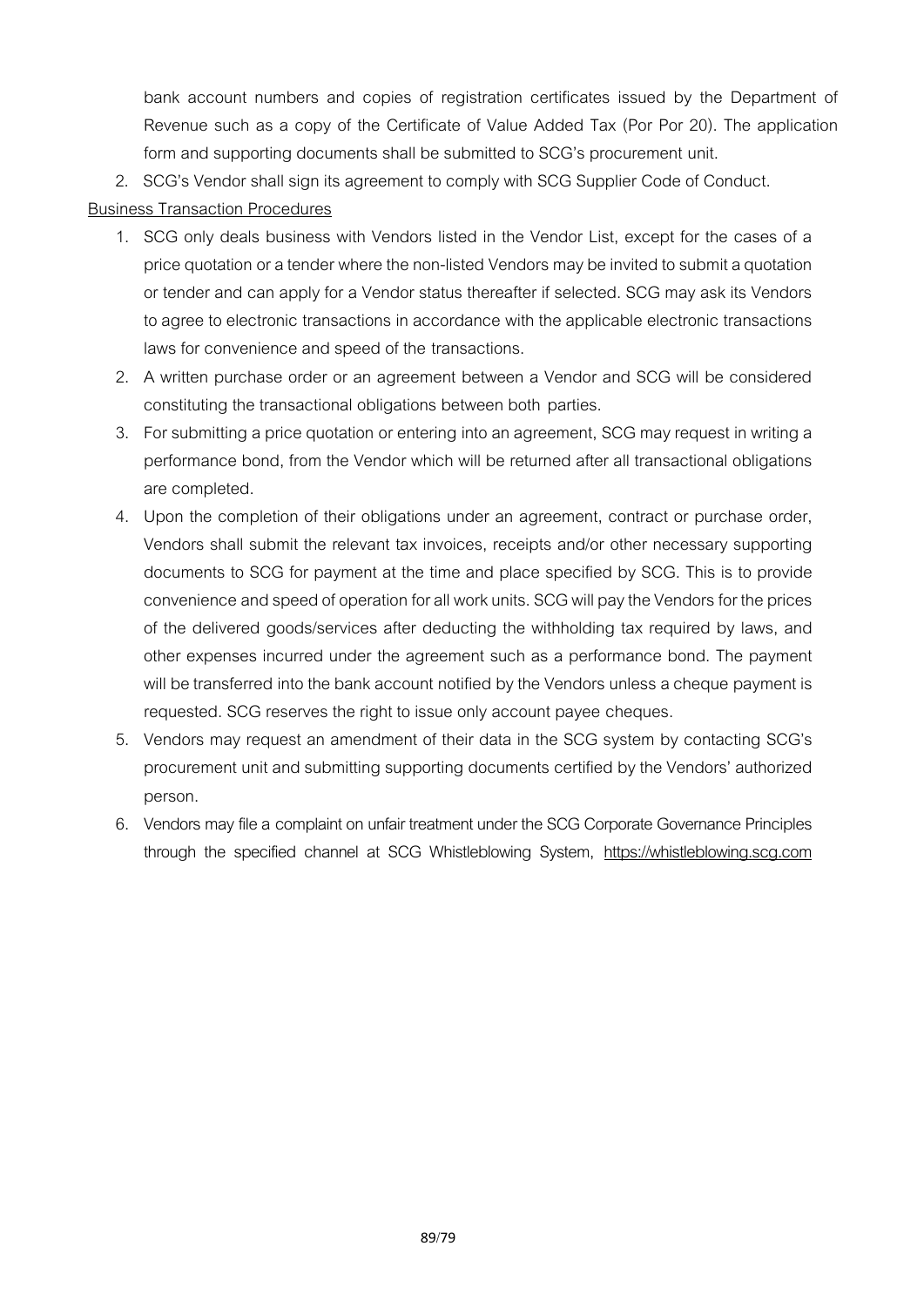bank account numbers and copies of registration certificates issued by the Department of Revenue such as a copy of the Certificate of Value Added Tax (Por Por 20). The application form and supporting documents shall be submitted to SCG's procurement unit.

2. SCG's Vendor shall sign its agreement to comply with SCG Supplier Code of Conduct.

<u>Business Transaction Procedures</u>

1. SCG only deals business with Vendors listed in the Vendor List, except for the cases of a price quotation or a tender where the non-listed Vendors may be invited to submit a quotation or tender and can apply for a Vendor status thereafter if selected. SCG may ask its Vendors to agree to electronic transactions in accordance with the applicable electronic transactions laws for convenience and speed of the transactions.
2. A written purchase order or an agreement between a Vendor and SCG will be considered constituting the transactional obligations between both parties.
3. For submitting a price quotation or entering into an agreement, SCG may request in writing a performance bond, from the Vendor which will be returned after all transactional obligations are completed.
4. Upon the completion of their obligations under an agreement, contract or purchase order, Vendors shall submit the relevant tax invoices, receipts and/or other necessary supporting documents to SCG for payment at the time and place specified by SCG. This is to provide convenience and speed of operation for all work units. SCG will pay the Vendors for the prices of the delivered goods/services after deducting the withholding tax required by laws, and other expenses incurred under the agreement such as a performance bond. The payment will be transferred into the bank account notified by the Vendors unless a cheque payment is requested. SCG reserves the right to issue only account payee cheques.
5. Vendors may request an amendment of their data in the SCG system by contacting SCG's procurement unit and submitting supporting documents certified by the Vendors' authorized person.
6. Vendors may file a complaint on unfair treatment under the SCG Corporate Governance Principles through the specified channel at SCG Whistleblowing System, https://whistleblowing.scg.com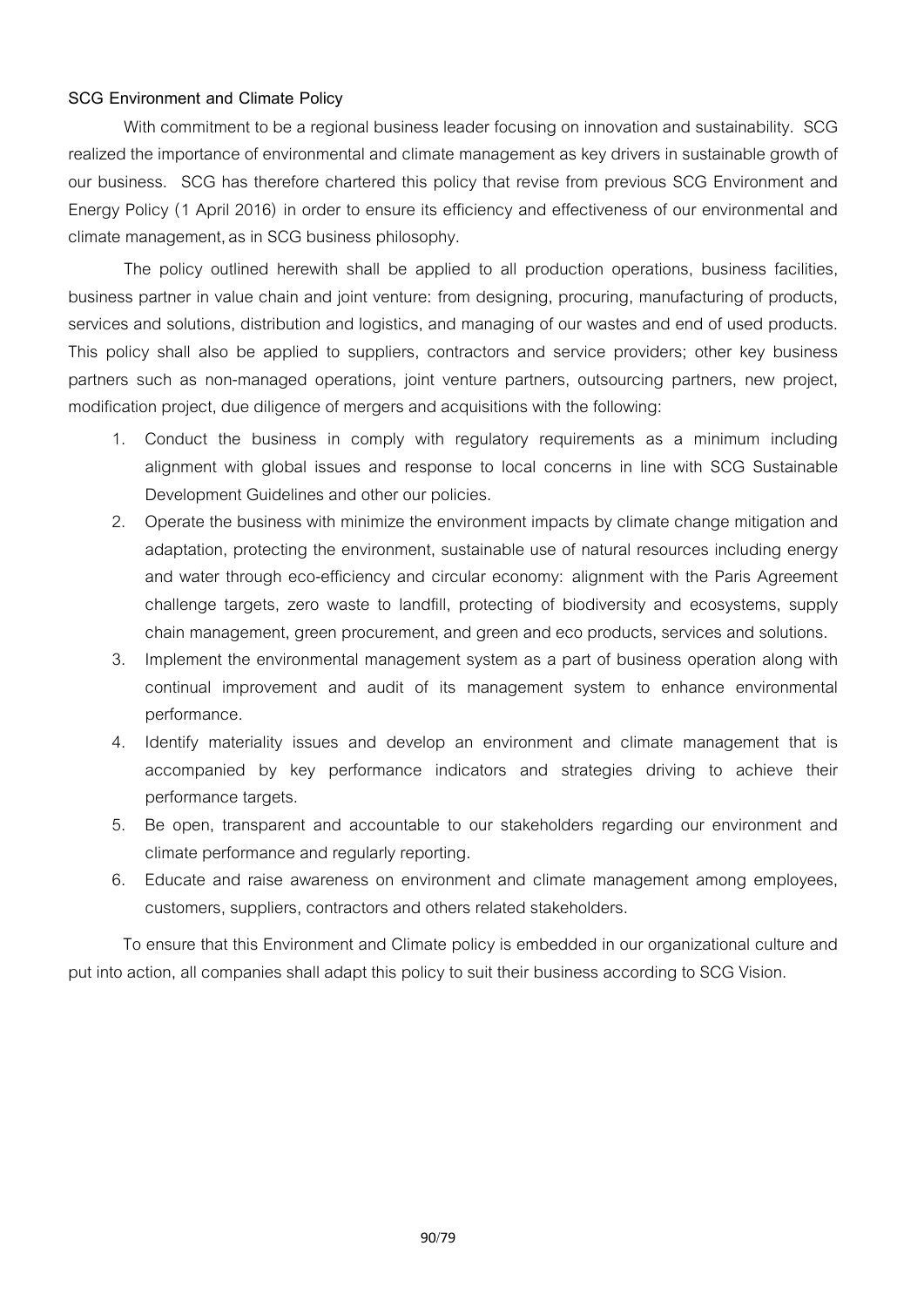**SCG Environment and Climate Policy**

With commitment to be a regional business leader focusing on innovation and sustainability. SCG realized the importance of environmental and climate management as key drivers in sustainable growth of our business. SCG has therefore chartered this policy that revise from previous SCG Environment and Energy Policy (1 April 2016) in order to ensure its efficiency and effectiveness of our environmental and climate management, as in SCG business philosophy.

The policy outlined herewith shall be applied to all production operations, business facilities, business partner in value chain and joint venture: from designing, procuring, manufacturing of products, services and solutions, distribution and logistics, and managing of our wastes and end of used products. This policy shall also be applied to suppliers, contractors and service providers; other key business partners such as non-managed operations, joint venture partners, outsourcing partners, new project, modification project, due diligence of mergers and acquisitions with the following:

1. Conduct the business in comply with regulatory requirements as a minimum including alignment with global issues and response to local concerns in line with SCG Sustainable Development Guidelines and other our policies.
2. Operate the business with minimize the environment impacts by climate change mitigation and adaptation, protecting the environment, sustainable use of natural resources including energy and water through eco-efficiency and circular economy: alignment with the Paris Agreement challenge targets, zero waste to landfill, protecting of biodiversity and ecosystems, supply chain management, green procurement, and green and eco products, services and solutions.
3. Implement the environmental management system as a part of business operation along with continual improvement and audit of its management system to enhance environmental performance.
4. Identify materiality issues and develop an environment and climate management that is accompanied by key performance indicators and strategies driving to achieve their performance targets.
5. Be open, transparent and accountable to our stakeholders regarding our environment and climate performance and regularly reporting.
6. Educate and raise awareness on environment and climate management among employees, customers, suppliers, contractors and others related stakeholders.

To ensure that this Environment and Climate policy is embedded in our organizational culture and put into action, all companies shall adapt this policy to suit their business according to SCG Vision.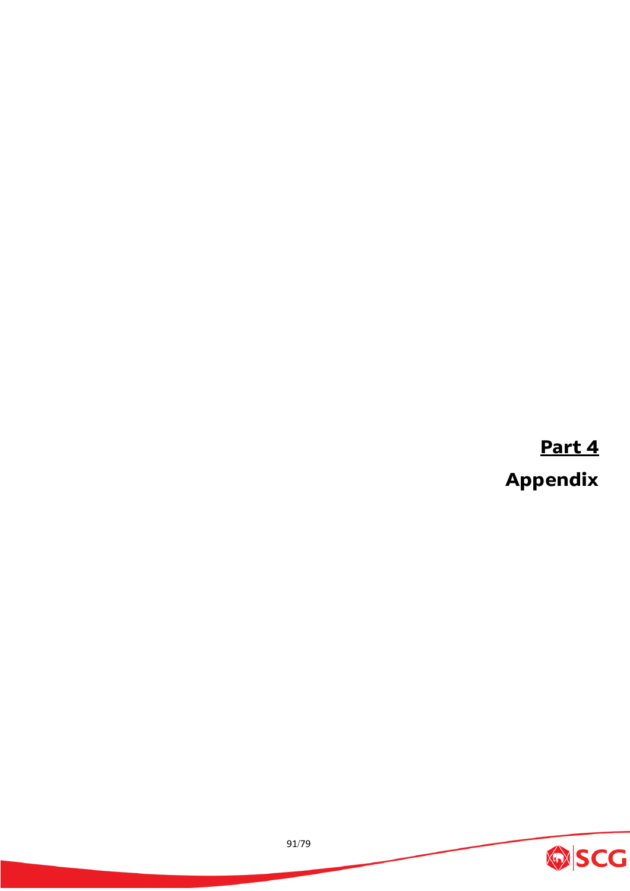# Part 4

## Appendix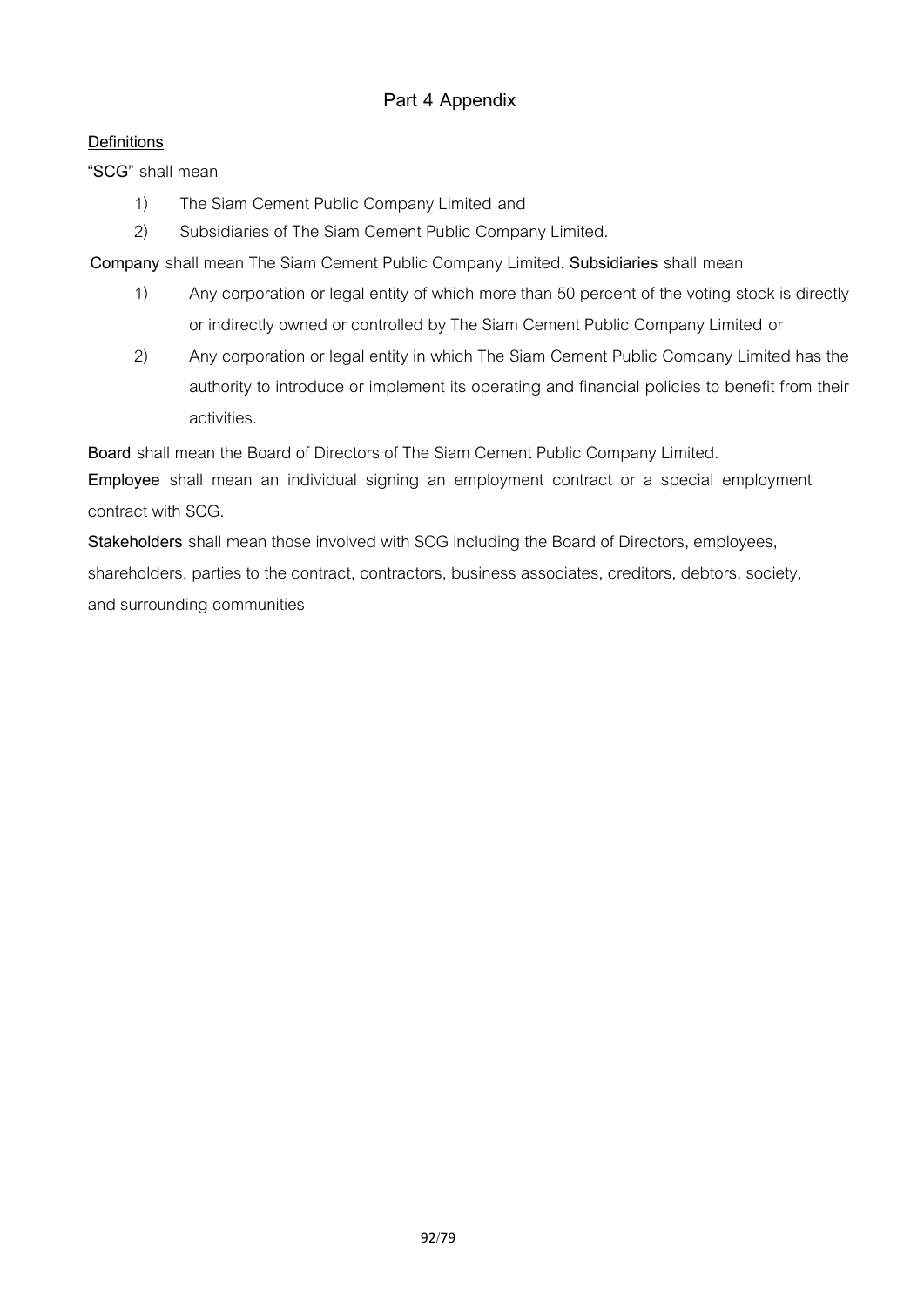## Part 4 Appendix

**Definitions**

"**SCG**" shall mean

1) The Siam Cement Public Company Limited and
2) Subsidiaries of The Siam Cement Public Company Limited.

**Company** shall mean The Siam Cement Public Company Limited. **Subsidiaries** shall mean

1) Any corporation or legal entity of which more than 50 percent of the voting stock is directly or indirectly owned or controlled by The Siam Cement Public Company Limited or
2) Any corporation or legal entity in which The Siam Cement Public Company Limited has the authority to introduce or implement its operating and financial policies to benefit from their activities.

**Board** shall mean the Board of Directors of The Siam Cement Public Company Limited.

**Employee** shall mean an individual signing an employment contract or a special employment contract with SCG.

**Stakeholders** shall mean those involved with SCG including the Board of Directors, employees, shareholders, parties to the contract, contractors, business associates, creditors, debtors, society, and surrounding communities